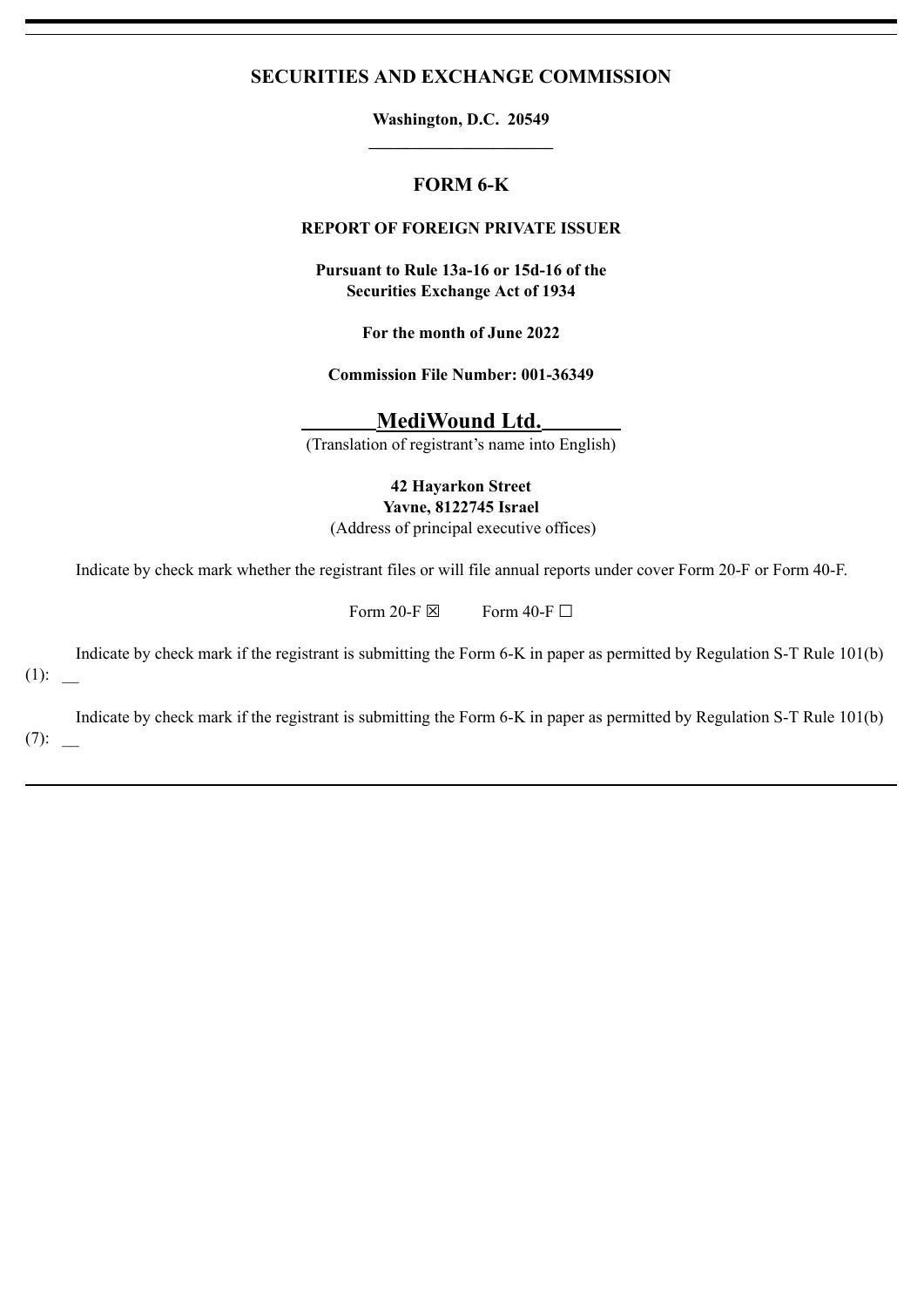# SECURITIES AND EXCHANGE COMMISSION

**Washington, D.C. 20549**

## FORM 6-K

**REPORT OF FOREIGN PRIVATE ISSUER**

**Pursuant to Rule 13a-16 or 15d-16 of the Securities Exchange Act of 1934**

**For the month of June 2022**

**Commission File Number: 001-36349**

**MediWound Ltd.**
(Translation of registrant's name into English)

**42 Hayarkon Street**
**Yavne, 8122745 Israel**
(Address of principal executive offices)

Indicate by check mark whether the registrant files or will file annual reports under cover Form 20-F or Form 40-F.

Form 20-F ☒ Form 40-F ☐

Indicate by check mark if the registrant is submitting the Form 6-K in paper as permitted by Regulation S-T Rule 101(b)(1): __

Indicate by check mark if the registrant is submitting the Form 6-K in paper as permitted by Regulation S-T Rule 101(b)(7): __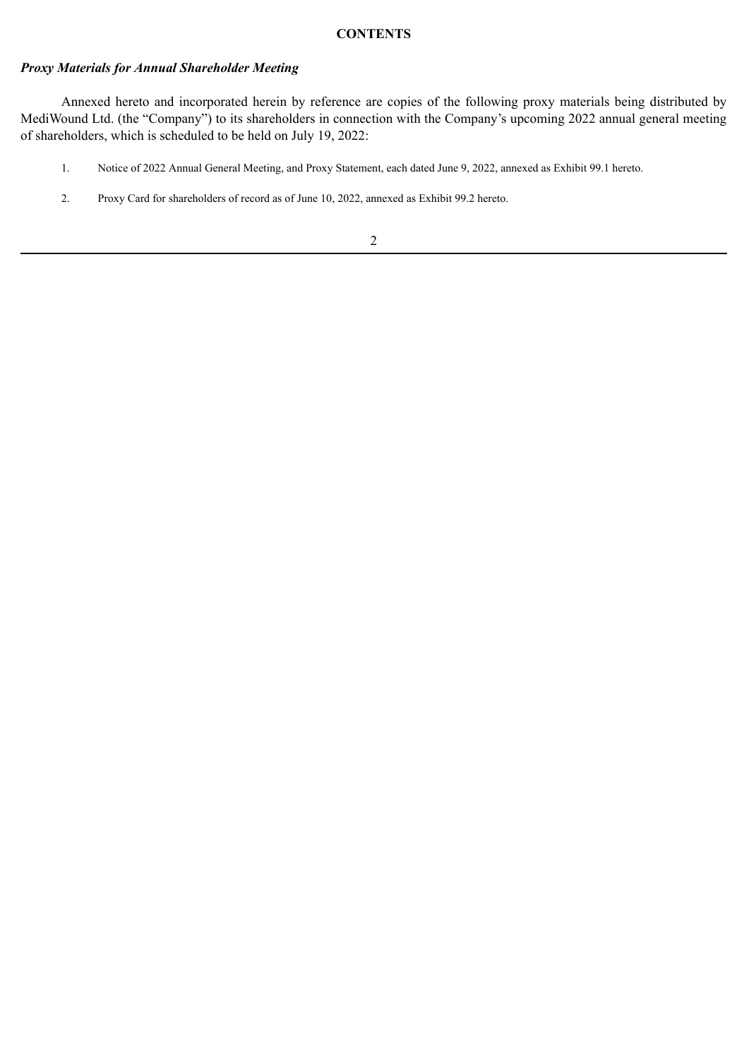**CONTENTS**

***Proxy Materials for Annual Shareholder Meeting***

Annexed hereto and incorporated herein by reference are copies of the following proxy materials being distributed by MediWound Ltd. (the "Company") to its shareholders in connection with the Company's upcoming 2022 annual general meeting of shareholders, which is scheduled to be held on July 19, 2022:

1. Notice of 2022 Annual General Meeting, and Proxy Statement, each dated June 9, 2022, annexed as Exhibit 99.1 hereto.

2. Proxy Card for shareholders of record as of June 10, 2022, annexed as Exhibit 99.2 hereto.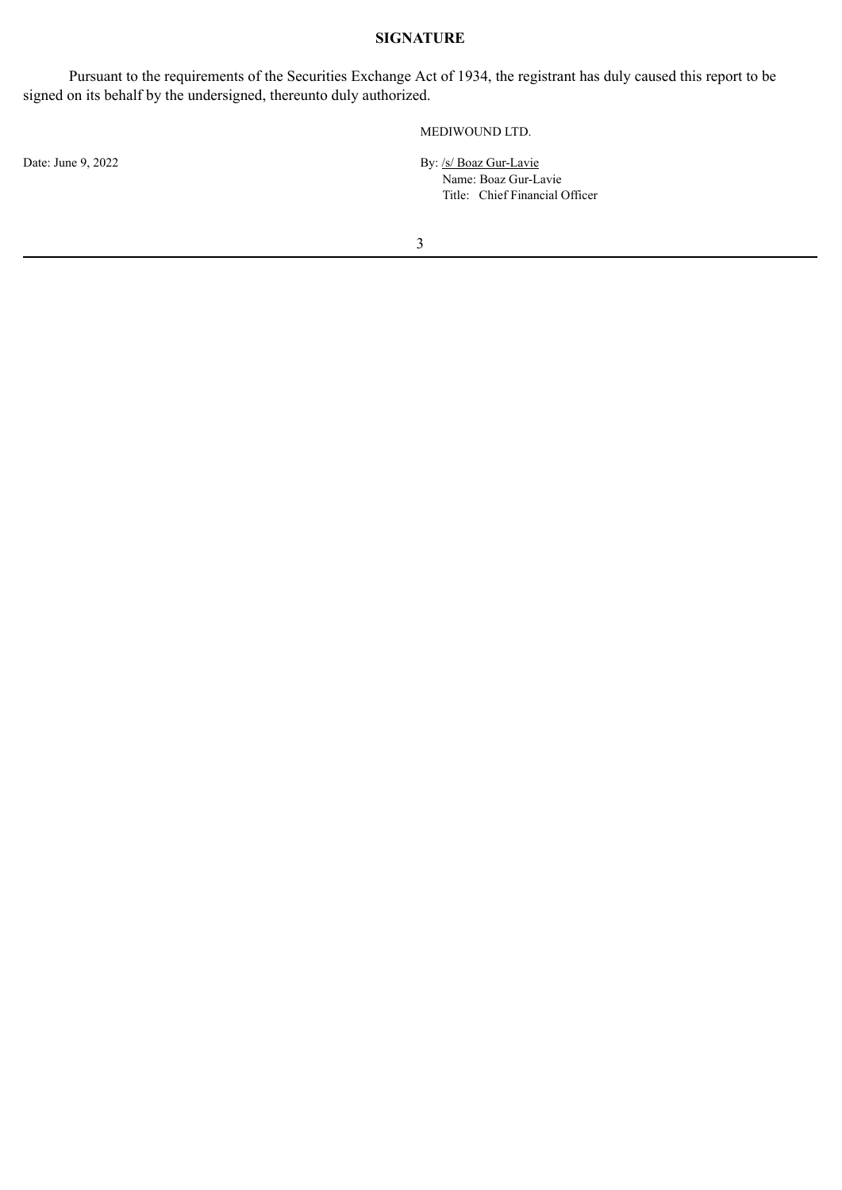## SIGNATURE

Pursuant to the requirements of the Securities Exchange Act of 1934, the registrant has duly caused this report to be signed on its behalf by the undersigned, thereunto duly authorized.

MEDIWOUND LTD.

Date: June 9, 2022

By: /s/ Boaz Gur-Lavie
Name: Boaz Gur-Lavie
Title: Chief Financial Officer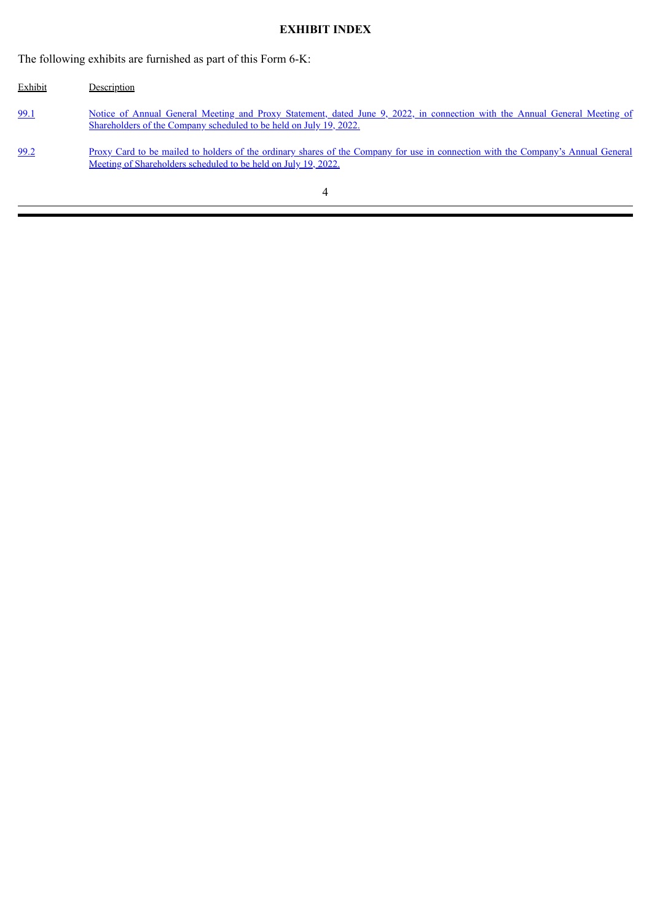# EXHIBIT INDEX

The following exhibits are furnished as part of this Form 6-K:

| Exhibit | Description |
| --- | --- |
| 99.1 | Notice of Annual General Meeting and Proxy Statement, dated June 9, 2022, in connection with the Annual General Meeting of Shareholders of the Company scheduled to be held on July 19, 2022. |
| 99.2 | Proxy Card to be mailed to holders of the ordinary shares of the Company for use in connection with the Company's Annual General Meeting of Shareholders scheduled to be held on July 19, 2022. |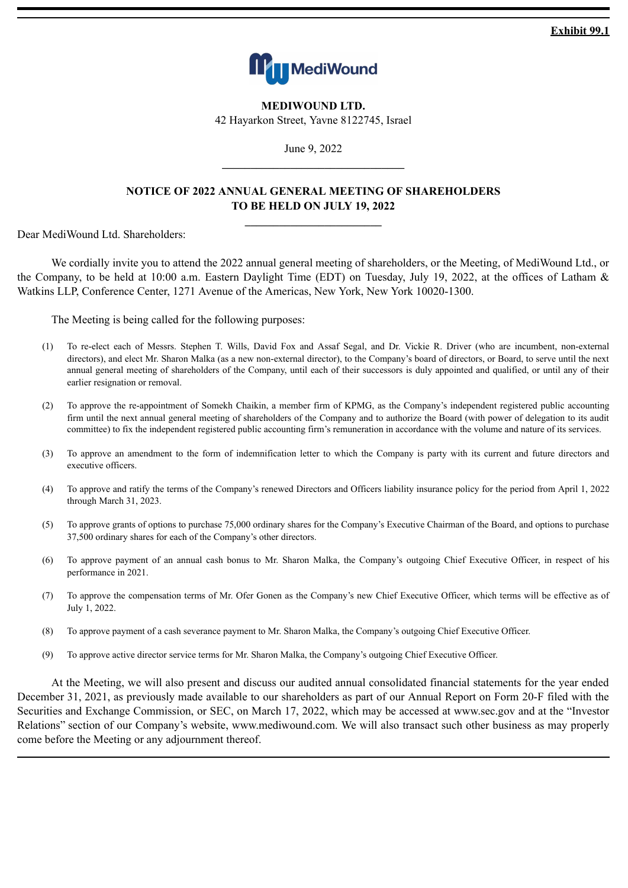**Exhibit 99.1**

**MEDIWOUND LTD.**
42 Hayarkon Street, Yavne 8122745, Israel

June 9, 2022

---

**NOTICE OF 2022 ANNUAL GENERAL MEETING OF SHAREHOLDERS**
**TO BE HELD ON JULY 19, 2022**

---

Dear MediWound Ltd. Shareholders:

We cordially invite you to attend the 2022 annual general meeting of shareholders, or the Meeting, of MediWound Ltd., or the Company, to be held at 10:00 a.m. Eastern Daylight Time (EDT) on Tuesday, July 19, 2022, at the offices of Latham & Watkins LLP, Conference Center, 1271 Avenue of the Americas, New York, New York 10020-1300.

The Meeting is being called for the following purposes:

(1) To re-elect each of Messrs. Stephen T. Wills, David Fox and Assaf Segal, and Dr. Vickie R. Driver (who are incumbent, non-external directors), and elect Mr. Sharon Malka (as a new non-external director), to the Company's board of directors, or Board, to serve until the next annual general meeting of shareholders of the Company, until each of their successors is duly appointed and qualified, or until any of their earlier resignation or removal.

(2) To approve the re-appointment of Somekh Chaikin, a member firm of KPMG, as the Company's independent registered public accounting firm until the next annual general meeting of shareholders of the Company and to authorize the Board (with power of delegation to its audit committee) to fix the independent registered public accounting firm's remuneration in accordance with the volume and nature of its services.

(3) To approve an amendment to the form of indemnification letter to which the Company is party with its current and future directors and executive officers.

(4) To approve and ratify the terms of the Company's renewed Directors and Officers liability insurance policy for the period from April 1, 2022 through March 31, 2023.

(5) To approve grants of options to purchase 75,000 ordinary shares for the Company's Executive Chairman of the Board, and options to purchase 37,500 ordinary shares for each of the Company's other directors.

(6) To approve payment of an annual cash bonus to Mr. Sharon Malka, the Company's outgoing Chief Executive Officer, in respect of his performance in 2021.

(7) To approve the compensation terms of Mr. Ofer Gonen as the Company's new Chief Executive Officer, which terms will be effective as of July 1, 2022.

(8) To approve payment of a cash severance payment to Mr. Sharon Malka, the Company's outgoing Chief Executive Officer.

(9) To approve active director service terms for Mr. Sharon Malka, the Company's outgoing Chief Executive Officer.

At the Meeting, we will also present and discuss our audited annual consolidated financial statements for the year ended December 31, 2021, as previously made available to our shareholders as part of our Annual Report on Form 20-F filed with the Securities and Exchange Commission, or SEC, on March 17, 2022, which may be accessed at www.sec.gov and at the "Investor Relations" section of our Company's website, www.mediwound.com. We will also transact such other business as may properly come before the Meeting or any adjournment thereof.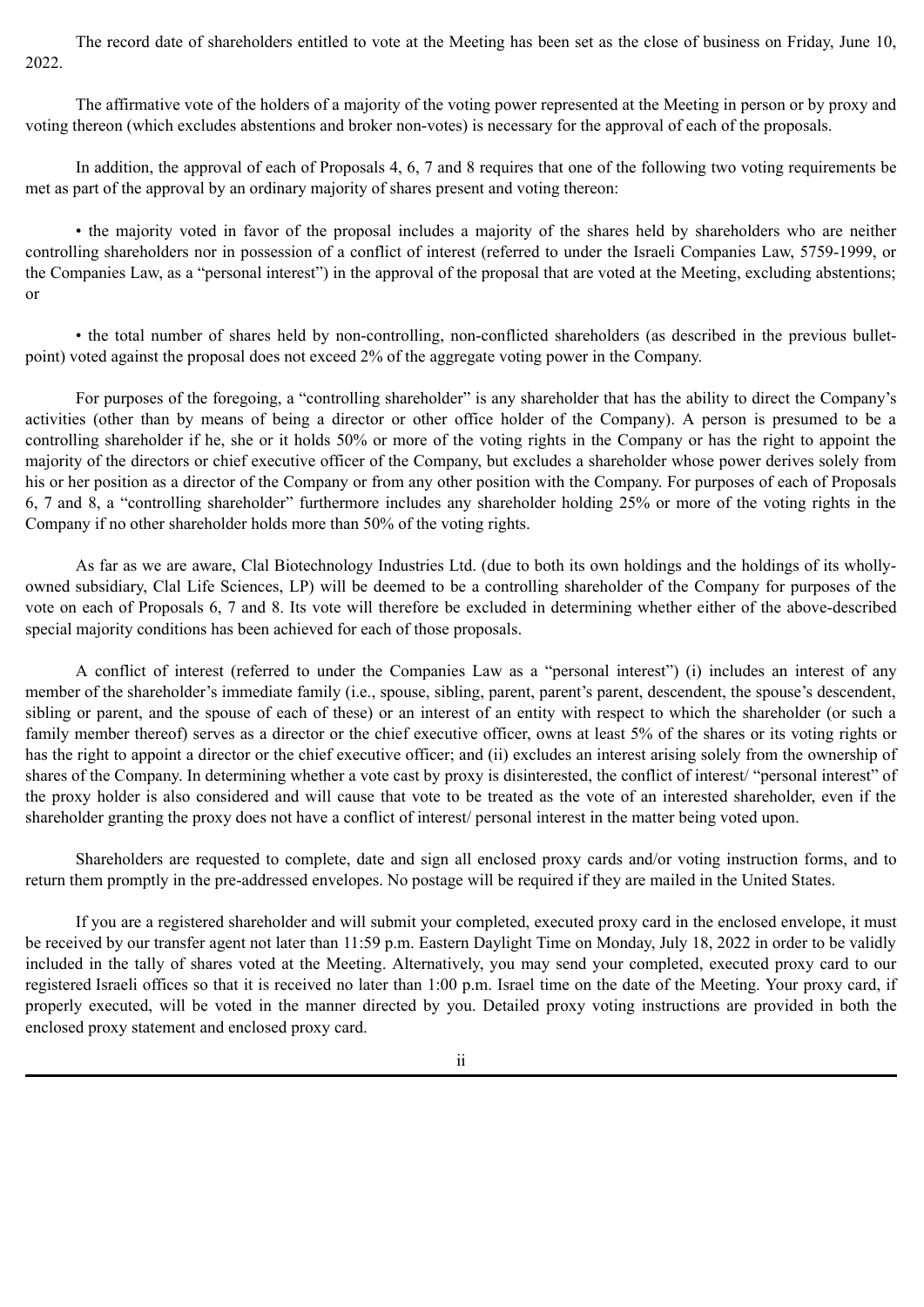The record date of shareholders entitled to vote at the Meeting has been set as the close of business on Friday, June 10, 2022.

The affirmative vote of the holders of a majority of the voting power represented at the Meeting in person or by proxy and voting thereon (which excludes abstentions and broker non-votes) is necessary for the approval of each of the proposals.

In addition, the approval of each of Proposals 4, 6, 7 and 8 requires that one of the following two voting requirements be met as part of the approval by an ordinary majority of shares present and voting thereon:

- the majority voted in favor of the proposal includes a majority of the shares held by shareholders who are neither controlling shareholders nor in possession of a conflict of interest (referred to under the Israeli Companies Law, 5759-1999, or the Companies Law, as a "personal interest") in the approval of the proposal that are voted at the Meeting, excluding abstentions; or

- the total number of shares held by non-controlling, non-conflicted shareholders (as described in the previous bullet-point) voted against the proposal does not exceed 2% of the aggregate voting power in the Company.

For purposes of the foregoing, a "controlling shareholder" is any shareholder that has the ability to direct the Company's activities (other than by means of being a director or other office holder of the Company). A person is presumed to be a controlling shareholder if he, she or it holds 50% or more of the voting rights in the Company or has the right to appoint the majority of the directors or chief executive officer of the Company, but excludes a shareholder whose power derives solely from his or her position as a director of the Company or from any other position with the Company. For purposes of each of Proposals 6, 7 and 8, a "controlling shareholder" furthermore includes any shareholder holding 25% or more of the voting rights in the Company if no other shareholder holds more than 50% of the voting rights.

As far as we are aware, Clal Biotechnology Industries Ltd. (due to both its own holdings and the holdings of its wholly-owned subsidiary, Clal Life Sciences, LP) will be deemed to be a controlling shareholder of the Company for purposes of the vote on each of Proposals 6, 7 and 8. Its vote will therefore be excluded in determining whether either of the above-described special majority conditions has been achieved for each of those proposals.

A conflict of interest (referred to under the Companies Law as a "personal interest") (i) includes an interest of any member of the shareholder's immediate family (i.e., spouse, sibling, parent, parent's parent, descendent, the spouse's descendent, sibling or parent, and the spouse of each of these) or an interest of an entity with respect to which the shareholder (or such a family member thereof) serves as a director or the chief executive officer, owns at least 5% of the shares or its voting rights or has the right to appoint a director or the chief executive officer; and (ii) excludes an interest arising solely from the ownership of shares of the Company. In determining whether a vote cast by proxy is disinterested, the conflict of interest/ "personal interest" of the proxy holder is also considered and will cause that vote to be treated as the vote of an interested shareholder, even if the shareholder granting the proxy does not have a conflict of interest/ personal interest in the matter being voted upon.

Shareholders are requested to complete, date and sign all enclosed proxy cards and/or voting instruction forms, and to return them promptly in the pre-addressed envelopes. No postage will be required if they are mailed in the United States.

If you are a registered shareholder and will submit your completed, executed proxy card in the enclosed envelope, it must be received by our transfer agent not later than 11:59 p.m. Eastern Daylight Time on Monday, July 18, 2022 in order to be validly included in the tally of shares voted at the Meeting. Alternatively, you may send your completed, executed proxy card to our registered Israeli offices so that it is received no later than 1:00 p.m. Israel time on the date of the Meeting. Your proxy card, if properly executed, will be voted in the manner directed by you. Detailed proxy voting instructions are provided in both the enclosed proxy statement and enclosed proxy card.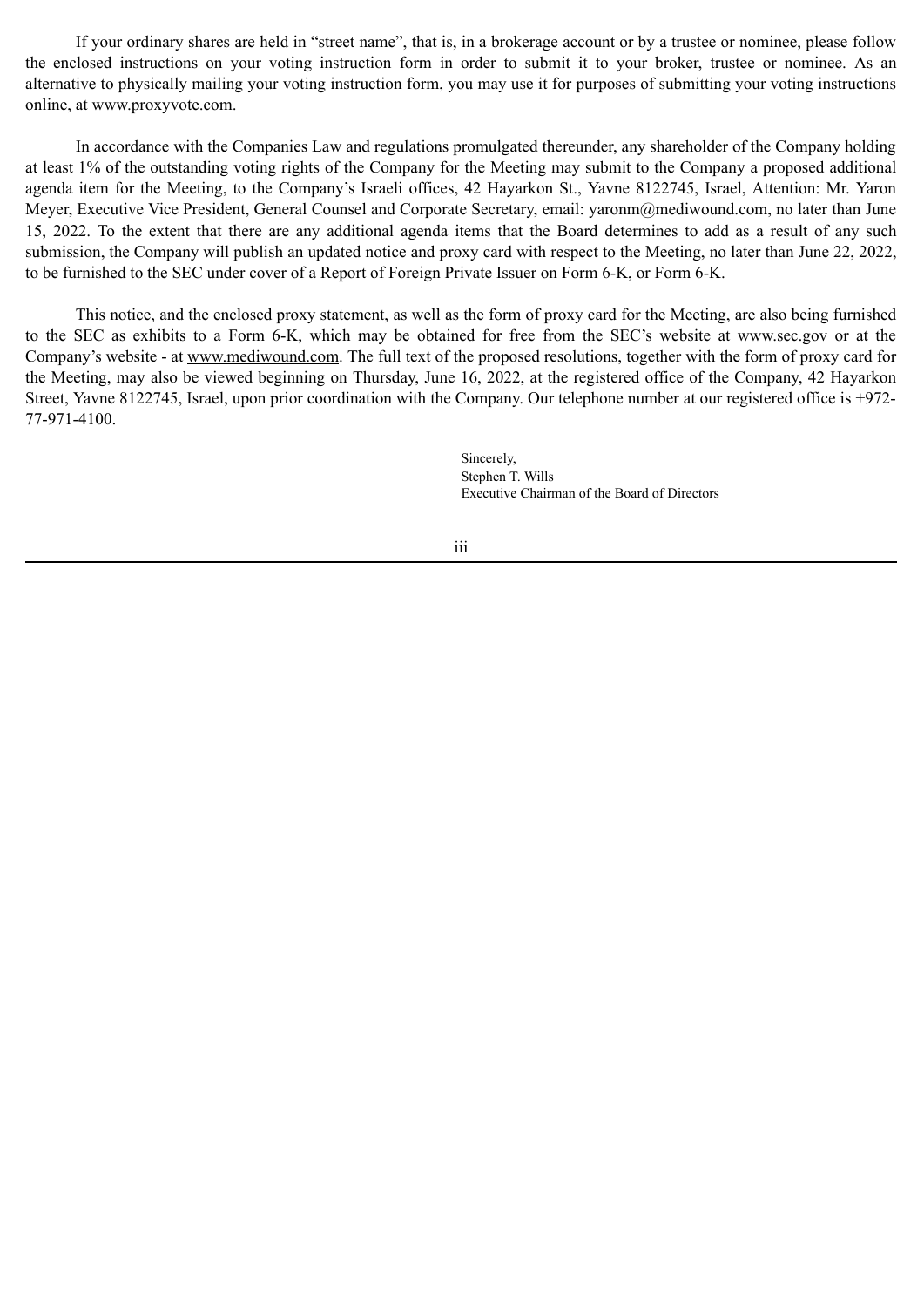If your ordinary shares are held in "street name", that is, in a brokerage account or by a trustee or nominee, please follow the enclosed instructions on your voting instruction form in order to submit it to your broker, trustee or nominee. As an alternative to physically mailing your voting instruction form, you may use it for purposes of submitting your voting instructions online, at www.proxyvote.com.

In accordance with the Companies Law and regulations promulgated thereunder, any shareholder of the Company holding at least 1% of the outstanding voting rights of the Company for the Meeting may submit to the Company a proposed additional agenda item for the Meeting, to the Company's Israeli offices, 42 Hayarkon St., Yavne 8122745, Israel, Attention: Mr. Yaron Meyer, Executive Vice President, General Counsel and Corporate Secretary, email: yaronm@mediwound.com, no later than June 15, 2022. To the extent that there are any additional agenda items that the Board determines to add as a result of any such submission, the Company will publish an updated notice and proxy card with respect to the Meeting, no later than June 22, 2022, to be furnished to the SEC under cover of a Report of Foreign Private Issuer on Form 6-K, or Form 6-K.

This notice, and the enclosed proxy statement, as well as the form of proxy card for the Meeting, are also being furnished to the SEC as exhibits to a Form 6-K, which may be obtained for free from the SEC's website at www.sec.gov or at the Company's website - at www.mediwound.com. The full text of the proposed resolutions, together with the form of proxy card for the Meeting, may also be viewed beginning on Thursday, June 16, 2022, at the registered office of the Company, 42 Hayarkon Street, Yavne 8122745, Israel, upon prior coordination with the Company. Our telephone number at our registered office is +972-77-971-4100.

Sincerely,
Stephen T. Wills
Executive Chairman of the Board of Directors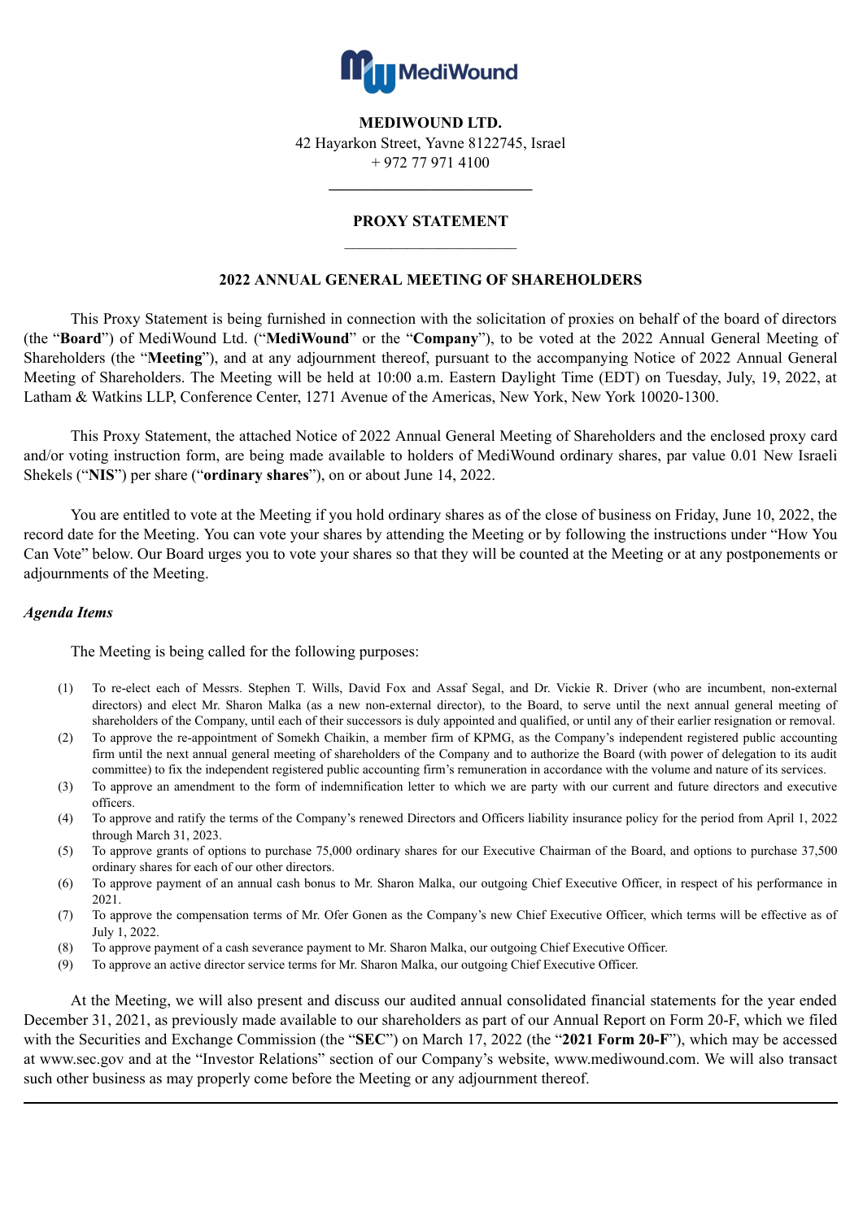**MEDIWOUND LTD.**
42 Hayarkon Street, Yavne 8122745, Israel
+ 972 77 971 4100

---

**PROXY STATEMENT**

---

**2022 ANNUAL GENERAL MEETING OF SHAREHOLDERS**

This Proxy Statement is being furnished in connection with the solicitation of proxies on behalf of the board of directors (the "**Board**") of MediWound Ltd. ("**MediWound**" or the "**Company**"), to be voted at the 2022 Annual General Meeting of Shareholders (the "**Meeting**"), and at any adjournment thereof, pursuant to the accompanying Notice of 2022 Annual General Meeting of Shareholders. The Meeting will be held at 10:00 a.m. Eastern Daylight Time (EDT) on Tuesday, July, 19, 2022, at Latham & Watkins LLP, Conference Center, 1271 Avenue of the Americas, New York, New York 10020-1300.

This Proxy Statement, the attached Notice of 2022 Annual General Meeting of Shareholders and the enclosed proxy card and/or voting instruction form, are being made available to holders of MediWound ordinary shares, par value 0.01 New Israeli Shekels ("**NIS**") per share ("**ordinary shares**"), on or about June 14, 2022.

You are entitled to vote at the Meeting if you hold ordinary shares as of the close of business on Friday, June 10, 2022, the record date for the Meeting. You can vote your shares by attending the Meeting or by following the instructions under "How You Can Vote" below. Our Board urges you to vote your shares so that they will be counted at the Meeting or at any postponements or adjournments of the Meeting.

***Agenda Items***

The Meeting is being called for the following purposes:

(1) To re-elect each of Messrs. Stephen T. Wills, David Fox and Assaf Segal, and Dr. Vickie R. Driver (who are incumbent, non-external directors) and elect Mr. Sharon Malka (as a new non-external director), to the Board, to serve until the next annual general meeting of shareholders of the Company, until each of their successors is duly appointed and qualified, or until any of their earlier resignation or removal.

(2) To approve the re-appointment of Somekh Chaikin, a member firm of KPMG, as the Company's independent registered public accounting firm until the next annual general meeting of shareholders of the Company and to authorize the Board (with power of delegation to its audit committee) to fix the independent registered public accounting firm's remuneration in accordance with the volume and nature of its services.

(3) To approve an amendment to the form of indemnification letter to which we are party with our current and future directors and executive officers.

(4) To approve and ratify the terms of the Company's renewed Directors and Officers liability insurance policy for the period from April 1, 2022 through March 31, 2023.

(5) To approve grants of options to purchase 75,000 ordinary shares for our Executive Chairman of the Board, and options to purchase 37,500 ordinary shares for each of our other directors.

(6) To approve payment of an annual cash bonus to Mr. Sharon Malka, our outgoing Chief Executive Officer, in respect of his performance in 2021.

(7) To approve the compensation terms of Mr. Ofer Gonen as the Company's new Chief Executive Officer, which terms will be effective as of July 1, 2022.

(8) To approve payment of a cash severance payment to Mr. Sharon Malka, our outgoing Chief Executive Officer.

(9) To approve an active director service terms for Mr. Sharon Malka, our outgoing Chief Executive Officer.

At the Meeting, we will also present and discuss our audited annual consolidated financial statements for the year ended December 31, 2021, as previously made available to our shareholders as part of our Annual Report on Form 20-F, which we filed with the Securities and Exchange Commission (the "**SEC**") on March 17, 2022 (the "**2021 Form 20-F**"), which may be accessed at www.sec.gov and at the "Investor Relations" section of our Company's website, www.mediwound.com. We will also transact such other business as may properly come before the Meeting or any adjournment thereof.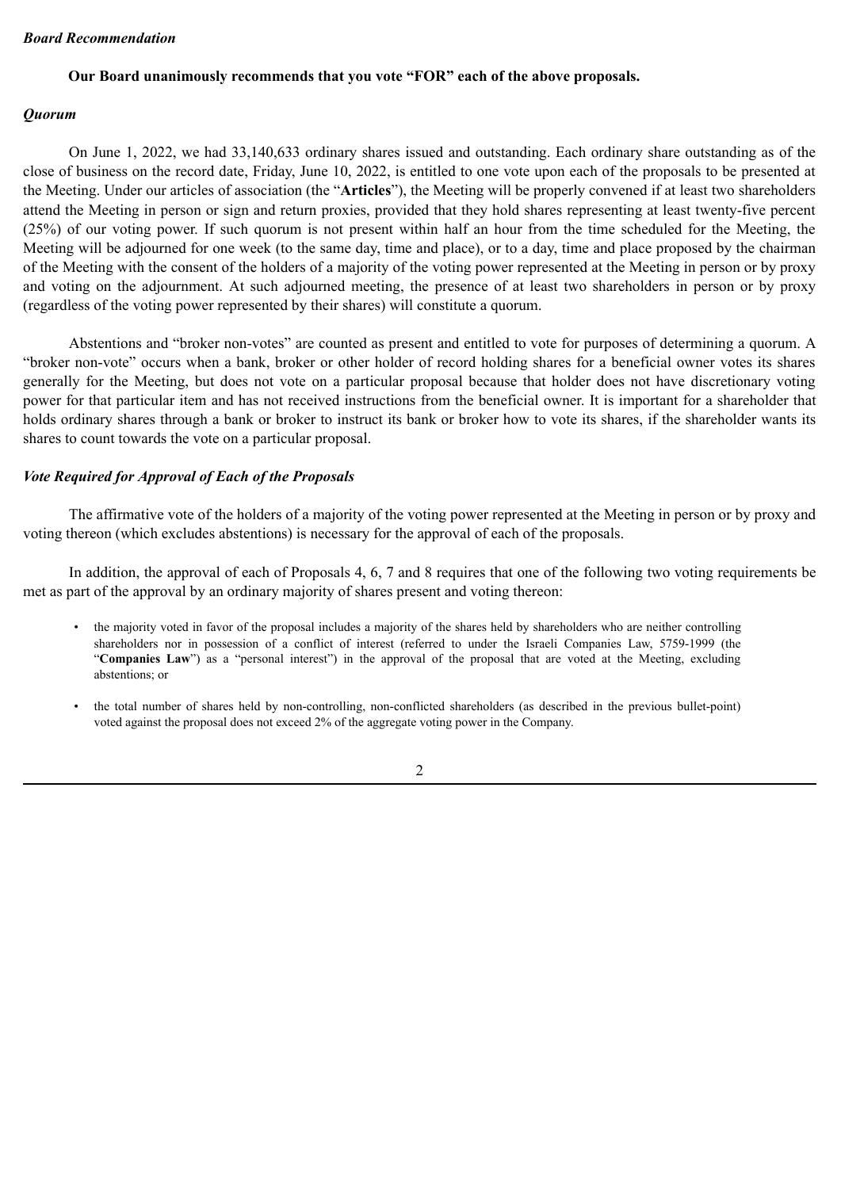*Board Recommendation*

**Our Board unanimously recommends that you vote "FOR" each of the above proposals.**

*Quorum*

On June 1, 2022, we had 33,140,633 ordinary shares issued and outstanding. Each ordinary share outstanding as of the close of business on the record date, Friday, June 10, 2022, is entitled to one vote upon each of the proposals to be presented at the Meeting. Under our articles of association (the "**Articles**"), the Meeting will be properly convened if at least two shareholders attend the Meeting in person or sign and return proxies, provided that they hold shares representing at least twenty-five percent (25%) of our voting power. If such quorum is not present within half an hour from the time scheduled for the Meeting, the Meeting will be adjourned for one week (to the same day, time and place), or to a day, time and place proposed by the chairman of the Meeting with the consent of the holders of a majority of the voting power represented at the Meeting in person or by proxy and voting on the adjournment. At such adjourned meeting, the presence of at least two shareholders in person or by proxy (regardless of the voting power represented by their shares) will constitute a quorum.

Abstentions and "broker non-votes" are counted as present and entitled to vote for purposes of determining a quorum. A "broker non-vote" occurs when a bank, broker or other holder of record holding shares for a beneficial owner votes its shares generally for the Meeting, but does not vote on a particular proposal because that holder does not have discretionary voting power for that particular item and has not received instructions from the beneficial owner. It is important for a shareholder that holds ordinary shares through a bank or broker to instruct its bank or broker how to vote its shares, if the shareholder wants its shares to count towards the vote on a particular proposal.

***Vote Required for Approval of Each of the Proposals***

The affirmative vote of the holders of a majority of the voting power represented at the Meeting in person or by proxy and voting thereon (which excludes abstentions) is necessary for the approval of each of the proposals.

In addition, the approval of each of Proposals 4, 6, 7 and 8 requires that one of the following two voting requirements be met as part of the approval by an ordinary majority of shares present and voting thereon:

- the majority voted in favor of the proposal includes a majority of the shares held by shareholders who are neither controlling shareholders nor in possession of a conflict of interest (referred to under the Israeli Companies Law, 5759-1999 (the "**Companies Law**") as a "personal interest") in the approval of the proposal that are voted at the Meeting, excluding abstentions; or

- the total number of shares held by non-controlling, non-conflicted shareholders (as described in the previous bullet-point) voted against the proposal does not exceed 2% of the aggregate voting power in the Company.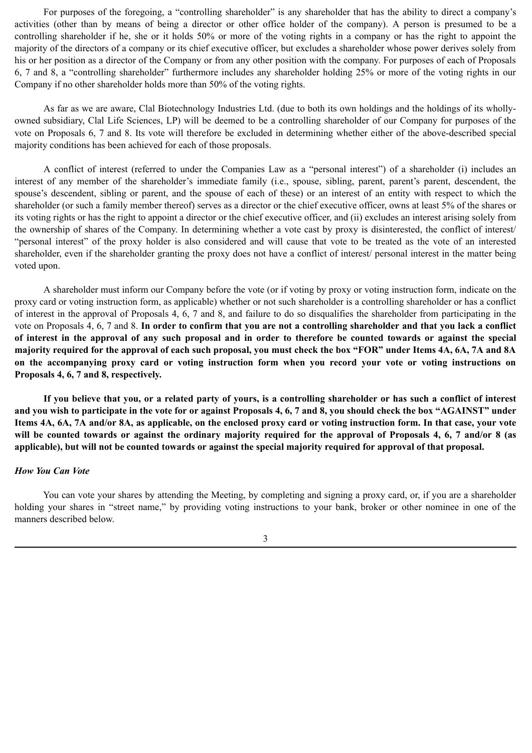For purposes of the foregoing, a "controlling shareholder" is any shareholder that has the ability to direct a company's activities (other than by means of being a director or other office holder of the company). A person is presumed to be a controlling shareholder if he, she or it holds 50% or more of the voting rights in a company or has the right to appoint the majority of the directors of a company or its chief executive officer, but excludes a shareholder whose power derives solely from his or her position as a director of the Company or from any other position with the company. For purposes of each of Proposals 6, 7 and 8, a "controlling shareholder" furthermore includes any shareholder holding 25% or more of the voting rights in our Company if no other shareholder holds more than 50% of the voting rights.

As far as we are aware, Clal Biotechnology Industries Ltd. (due to both its own holdings and the holdings of its wholly-owned subsidiary, Clal Life Sciences, LP) will be deemed to be a controlling shareholder of our Company for purposes of the vote on Proposals 6, 7 and 8. Its vote will therefore be excluded in determining whether either of the above-described special majority conditions has been achieved for each of those proposals.

A conflict of interest (referred to under the Companies Law as a "personal interest") of a shareholder (i) includes an interest of any member of the shareholder's immediate family (i.e., spouse, sibling, parent, parent's parent, descendent, the spouse's descendent, sibling or parent, and the spouse of each of these) or an interest of an entity with respect to which the shareholder (or such a family member thereof) serves as a director or the chief executive officer, owns at least 5% of the shares or its voting rights or has the right to appoint a director or the chief executive officer, and (ii) excludes an interest arising solely from the ownership of shares of the Company. In determining whether a vote cast by proxy is disinterested, the conflict of interest/ "personal interest" of the proxy holder is also considered and will cause that vote to be treated as the vote of an interested shareholder, even if the shareholder granting the proxy does not have a conflict of interest/ personal interest in the matter being voted upon.

A shareholder must inform our Company before the vote (or if voting by proxy or voting instruction form, indicate on the proxy card or voting instruction form, as applicable) whether or not such shareholder is a controlling shareholder or has a conflict of interest in the approval of Proposals 4, 6, 7 and 8, and failure to do so disqualifies the shareholder from participating in the vote on Proposals 4, 6, 7 and 8. **In order to confirm that you are not a controlling shareholder and that you lack a conflict of interest in the approval of any such proposal and in order to therefore be counted towards or against the special majority required for the approval of each such proposal, you must check the box "FOR" under Items 4A, 6A, 7A and 8A on the accompanying proxy card or voting instruction form when you record your vote or voting instructions on Proposals 4, 6, 7 and 8, respectively.**

**If you believe that you, or a related party of yours, is a controlling shareholder or has such a conflict of interest and you wish to participate in the vote for or against Proposals 4, 6, 7 and 8, you should check the box "AGAINST" under Items 4A, 6A, 7A and/or 8A, as applicable, on the enclosed proxy card or voting instruction form. In that case, your vote will be counted towards or against the ordinary majority required for the approval of Proposals 4, 6, 7 and/or 8 (as applicable), but will not be counted towards or against the special majority required for approval of that proposal.**

***How You Can Vote***

You can vote your shares by attending the Meeting, by completing and signing a proxy card, or, if you are a shareholder holding your shares in "street name," by providing voting instructions to your bank, broker or other nominee in one of the manners described below.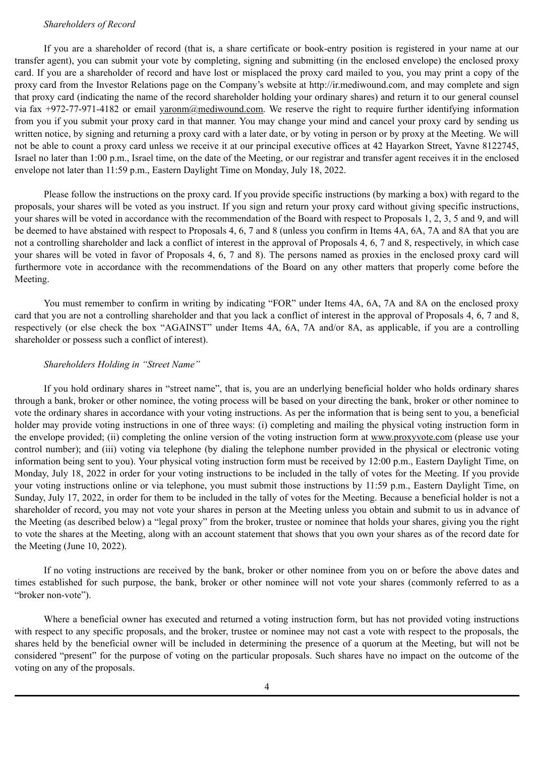*Shareholders of Record*

If you are a shareholder of record (that is, a share certificate or book-entry position is registered in your name at our transfer agent), you can submit your vote by completing, signing and submitting (in the enclosed envelope) the enclosed proxy card. If you are a shareholder of record and have lost or misplaced the proxy card mailed to you, you may print a copy of the proxy card from the Investor Relations page on the Company's website at http://ir.mediwound.com, and may complete and sign that proxy card (indicating the name of the record shareholder holding your ordinary shares) and return it to our general counsel via fax +972-77-971-4182 or email yaronm@mediwound.com. We reserve the right to require further identifying information from you if you submit your proxy card in that manner. You may change your mind and cancel your proxy card by sending us written notice, by signing and returning a proxy card with a later date, or by voting in person or by proxy at the Meeting. We will not be able to count a proxy card unless we receive it at our principal executive offices at 42 Hayarkon Street, Yavne 8122745, Israel no later than 1:00 p.m., Israel time, on the date of the Meeting, or our registrar and transfer agent receives it in the enclosed envelope not later than 11:59 p.m., Eastern Daylight Time on Monday, July 18, 2022.

Please follow the instructions on the proxy card. If you provide specific instructions (by marking a box) with regard to the proposals, your shares will be voted as you instruct. If you sign and return your proxy card without giving specific instructions, your shares will be voted in accordance with the recommendation of the Board with respect to Proposals 1, 2, 3, 5 and 9, and will be deemed to have abstained with respect to Proposals 4, 6, 7 and 8 (unless you confirm in Items 4A, 6A, 7A and 8A that you are not a controlling shareholder and lack a conflict of interest in the approval of Proposals 4, 6, 7 and 8, respectively, in which case your shares will be voted in favor of Proposals 4, 6, 7 and 8). The persons named as proxies in the enclosed proxy card will furthermore vote in accordance with the recommendations of the Board on any other matters that properly come before the Meeting.

You must remember to confirm in writing by indicating "FOR" under Items 4A, 6A, 7A and 8A on the enclosed proxy card that you are not a controlling shareholder and that you lack a conflict of interest in the approval of Proposals 4, 6, 7 and 8, respectively (or else check the box "AGAINST" under Items 4A, 6A, 7A and/or 8A, as applicable, if you are a controlling shareholder or possess such a conflict of interest).

*Shareholders Holding in "Street Name"*

If you hold ordinary shares in "street name", that is, you are an underlying beneficial holder who holds ordinary shares through a bank, broker or other nominee, the voting process will be based on your directing the bank, broker or other nominee to vote the ordinary shares in accordance with your voting instructions. As per the information that is being sent to you, a beneficial holder may provide voting instructions in one of three ways: (i) completing and mailing the physical voting instruction form in the envelope provided; (ii) completing the online version of the voting instruction form at www.proxyvote.com (please use your control number); and (iii) voting via telephone (by dialing the telephone number provided in the physical or electronic voting information being sent to you). Your physical voting instruction form must be received by 12:00 p.m., Eastern Daylight Time, on Monday, July 18, 2022 in order for your voting instructions to be included in the tally of votes for the Meeting. If you provide your voting instructions online or via telephone, you must submit those instructions by 11:59 p.m., Eastern Daylight Time, on Sunday, July 17, 2022, in order for them to be included in the tally of votes for the Meeting. Because a beneficial holder is not a shareholder of record, you may not vote your shares in person at the Meeting unless you obtain and submit to us in advance of the Meeting (as described below) a "legal proxy" from the broker, trustee or nominee that holds your shares, giving you the right to vote the shares at the Meeting, along with an account statement that shows that you own your shares as of the record date for the Meeting (June 10, 2022).

If no voting instructions are received by the bank, broker or other nominee from you on or before the above dates and times established for such purpose, the bank, broker or other nominee will not vote your shares (commonly referred to as a "broker non-vote").

Where a beneficial owner has executed and returned a voting instruction form, but has not provided voting instructions with respect to any specific proposals, and the broker, trustee or nominee may not cast a vote with respect to the proposals, the shares held by the beneficial owner will be included in determining the presence of a quorum at the Meeting, but will not be considered "present" for the purpose of voting on the particular proposals. Such shares have no impact on the outcome of the voting on any of the proposals.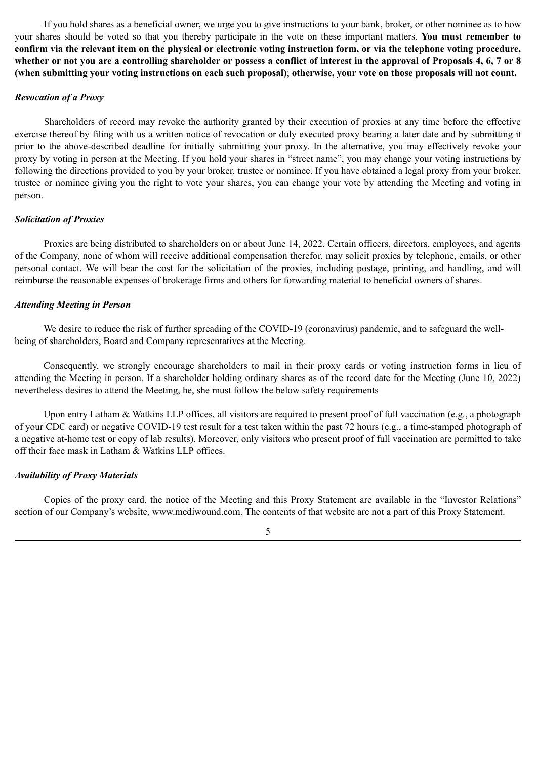If you hold shares as a beneficial owner, we urge you to give instructions to your bank, broker, or other nominee as to how your shares should be voted so that you thereby participate in the vote on these important matters. **You must remember to confirm via the relevant item on the physical or electronic voting instruction form, or via the telephone voting procedure, whether or not you are a controlling shareholder or possess a conflict of interest in the approval of Proposals 4, 6, 7 or 8 (when submitting your voting instructions on each such proposal)**; **otherwise, your vote on those proposals will not count.**

***Revocation of a Proxy***

Shareholders of record may revoke the authority granted by their execution of proxies at any time before the effective exercise thereof by filing with us a written notice of revocation or duly executed proxy bearing a later date and by submitting it prior to the above-described deadline for initially submitting your proxy. In the alternative, you may effectively revoke your proxy by voting in person at the Meeting. If you hold your shares in "street name", you may change your voting instructions by following the directions provided to you by your broker, trustee or nominee. If you have obtained a legal proxy from your broker, trustee or nominee giving you the right to vote your shares, you can change your vote by attending the Meeting and voting in person.

***Solicitation of Proxies***

Proxies are being distributed to shareholders on or about June 14, 2022. Certain officers, directors, employees, and agents of the Company, none of whom will receive additional compensation therefor, may solicit proxies by telephone, emails, or other personal contact. We will bear the cost for the solicitation of the proxies, including postage, printing, and handling, and will reimburse the reasonable expenses of brokerage firms and others for forwarding material to beneficial owners of shares.

***Attending Meeting in Person***

We desire to reduce the risk of further spreading of the COVID-19 (coronavirus) pandemic, and to safeguard the well-being of shareholders, Board and Company representatives at the Meeting.

Consequently, we strongly encourage shareholders to mail in their proxy cards or voting instruction forms in lieu of attending the Meeting in person. If a shareholder holding ordinary shares as of the record date for the Meeting (June 10, 2022) nevertheless desires to attend the Meeting, he, she must follow the below safety requirements

Upon entry Latham & Watkins LLP offices, all visitors are required to present proof of full vaccination (e.g., a photograph of your CDC card) or negative COVID-19 test result for a test taken within the past 72 hours (e.g., a time-stamped photograph of a negative at-home test or copy of lab results). Moreover, only visitors who present proof of full vaccination are permitted to take off their face mask in Latham & Watkins LLP offices.

***Availability of Proxy Materials***

Copies of the proxy card, the notice of the Meeting and this Proxy Statement are available in the "Investor Relations" section of our Company's website, www.mediwound.com. The contents of that website are not a part of this Proxy Statement.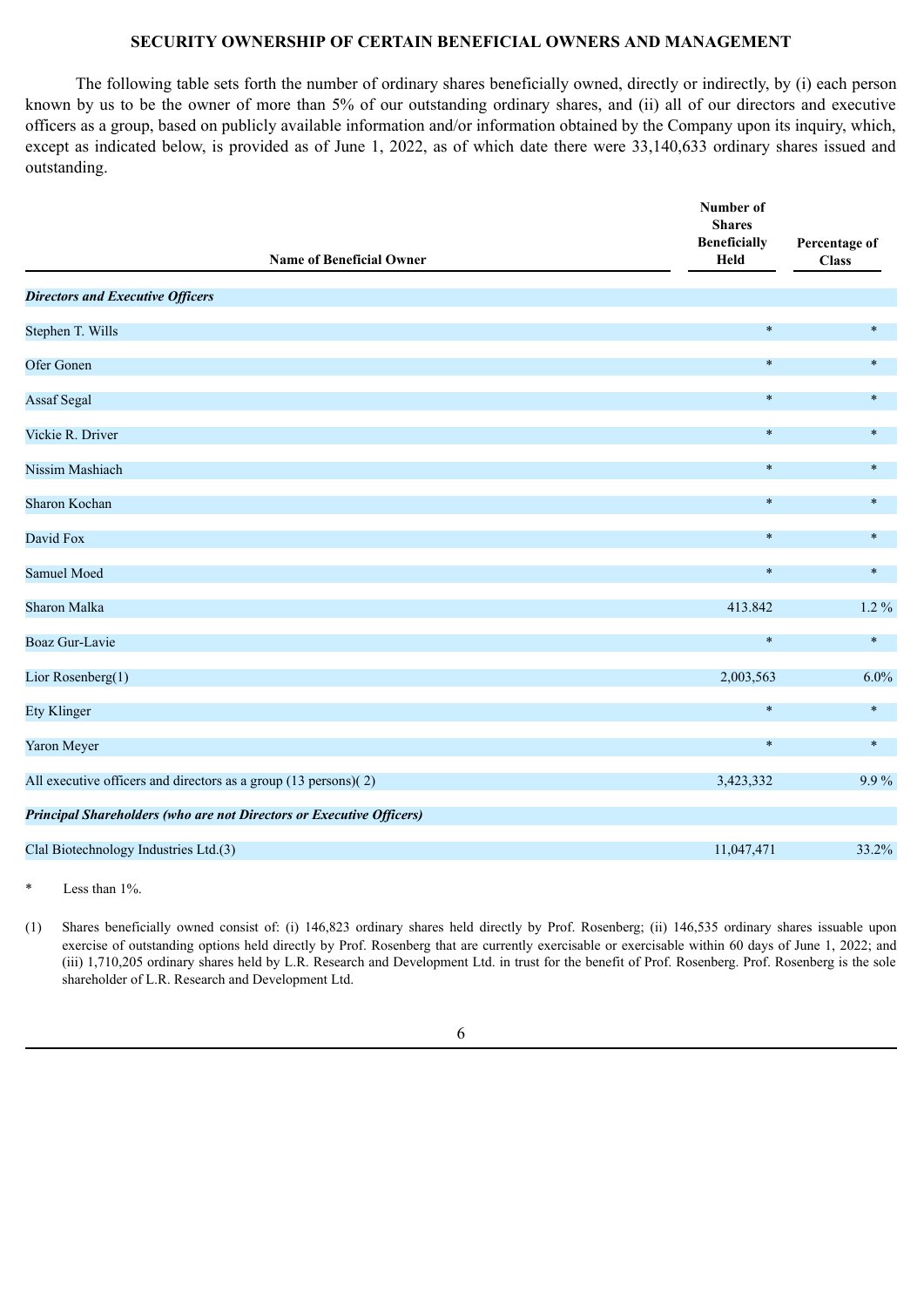## SECURITY OWNERSHIP OF CERTAIN BENEFICIAL OWNERS AND MANAGEMENT

The following table sets forth the number of ordinary shares beneficially owned, directly or indirectly, by (i) each person known by us to be the owner of more than 5% of our outstanding ordinary shares, and (ii) all of our directors and executive officers as a group, based on publicly available information and/or information obtained by the Company upon its inquiry, which, except as indicated below, is provided as of June 1, 2022, as of which date there were 33,140,633 ordinary shares issued and outstanding.

| Name of Beneficial Owner | Number of Shares Beneficially Held | Percentage of Class |
|---|---|---|
| ***Directors and Executive Officers*** | | |
| Stephen T. Wills | * | * |
| Ofer Gonen | * | * |
| Assaf Segal | * | * |
| Vickie R. Driver | * | * |
| Nissim Mashiach | * | * |
| Sharon Kochan | * | * |
| David Fox | * | * |
| Samuel Moed | * | * |
| Sharon Malka | 413.842 | 1.2 % |
| Boaz Gur-Lavie | * | * |
| Lior Rosenberg(1) | 2,003,563 | 6.0% |
| Ety Klinger | * | * |
| Yaron Meyer | * | * |
| All executive officers and directors as a group (13 persons)( 2) | 3,423,332 | 9.9 % |
| ***Principal Shareholders (who are not Directors or Executive Officers)*** | | |
| Clal Biotechnology Industries Ltd.(3) | 11,047,471 | 33.2% |

\* Less than 1%.

(1) Shares beneficially owned consist of: (i) 146,823 ordinary shares held directly by Prof. Rosenberg; (ii) 146,535 ordinary shares issuable upon exercise of outstanding options held directly by Prof. Rosenberg that are currently exercisable or exercisable within 60 days of June 1, 2022; and (iii) 1,710,205 ordinary shares held by L.R. Research and Development Ltd. in trust for the benefit of Prof. Rosenberg. Prof. Rosenberg is the sole shareholder of L.R. Research and Development Ltd.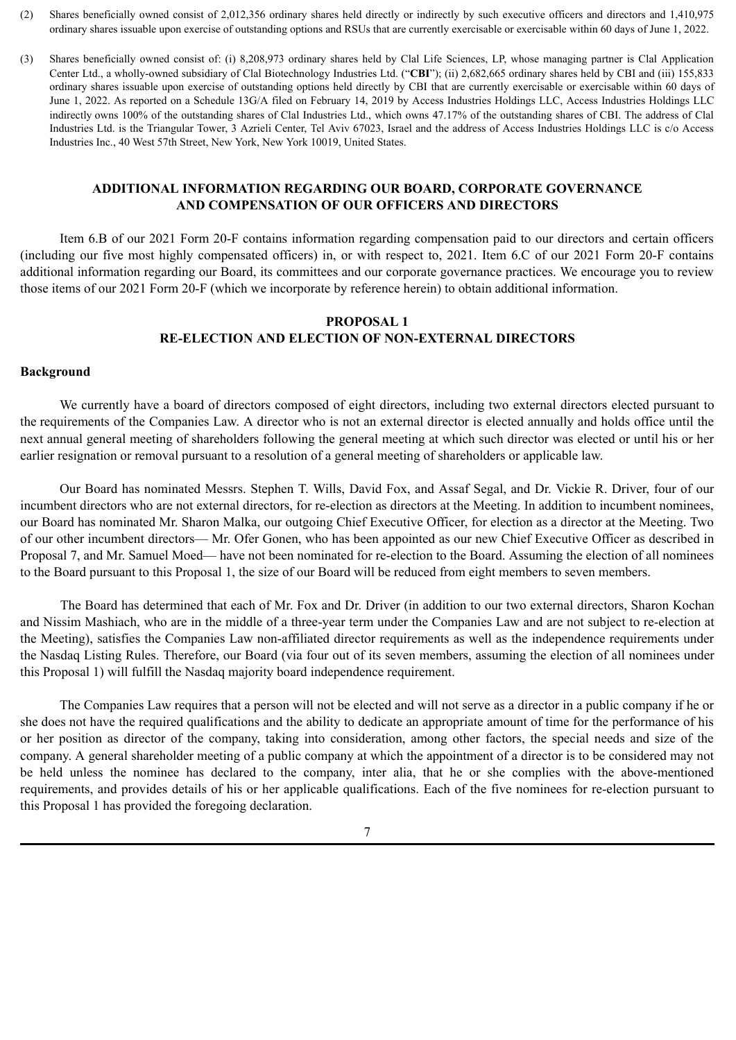(2) Shares beneficially owned consist of 2,012,356 ordinary shares held directly or indirectly by such executive officers and directors and 1,410,975 ordinary shares issuable upon exercise of outstanding options and RSUs that are currently exercisable or exercisable within 60 days of June 1, 2022.

(3) Shares beneficially owned consist of: (i) 8,208,973 ordinary shares held by Clal Life Sciences, LP, whose managing partner is Clal Application Center Ltd., a wholly-owned subsidiary of Clal Biotechnology Industries Ltd. ("**CBI**"); (ii) 2,682,665 ordinary shares held by CBI and (iii) 155,833 ordinary shares issuable upon exercise of outstanding options held directly by CBI that are currently exercisable or exercisable within 60 days of June 1, 2022. As reported on a Schedule 13G/A filed on February 14, 2019 by Access Industries Holdings LLC, Access Industries Holdings LLC indirectly owns 100% of the outstanding shares of Clal Industries Ltd., which owns 47.17% of the outstanding shares of CBI. The address of Clal Industries Ltd. is the Triangular Tower, 3 Azrieli Center, Tel Aviv 67023, Israel and the address of Access Industries Holdings LLC is c/o Access Industries Inc., 40 West 57th Street, New York, New York 10019, United States.

## ADDITIONAL INFORMATION REGARDING OUR BOARD, CORPORATE GOVERNANCE AND COMPENSATION OF OUR OFFICERS AND DIRECTORS

Item 6.B of our 2021 Form 20-F contains information regarding compensation paid to our directors and certain officers (including our five most highly compensated officers) in, or with respect to, 2021. Item 6.C of our 2021 Form 20-F contains additional information regarding our Board, its committees and our corporate governance practices. We encourage you to review those items of our 2021 Form 20-F (which we incorporate by reference herein) to obtain additional information.

## PROPOSAL 1
## RE-ELECTION AND ELECTION OF NON-EXTERNAL DIRECTORS

### Background

We currently have a board of directors composed of eight directors, including two external directors elected pursuant to the requirements of the Companies Law. A director who is not an external director is elected annually and holds office until the next annual general meeting of shareholders following the general meeting at which such director was elected or until his or her earlier resignation or removal pursuant to a resolution of a general meeting of shareholders or applicable law.

Our Board has nominated Messrs. Stephen T. Wills, David Fox, and Assaf Segal, and Dr. Vickie R. Driver, four of our incumbent directors who are not external directors, for re-election as directors at the Meeting. In addition to incumbent nominees, our Board has nominated Mr. Sharon Malka, our outgoing Chief Executive Officer, for election as a director at the Meeting. Two of our other incumbent directors— Mr. Ofer Gonen, who has been appointed as our new Chief Executive Officer as described in Proposal 7, and Mr. Samuel Moed— have not been nominated for re-election to the Board. Assuming the election of all nominees to the Board pursuant to this Proposal 1, the size of our Board will be reduced from eight members to seven members.

The Board has determined that each of Mr. Fox and Dr. Driver (in addition to our two external directors, Sharon Kochan and Nissim Mashiach, who are in the middle of a three-year term under the Companies Law and are not subject to re-election at the Meeting), satisfies the Companies Law non-affiliated director requirements as well as the independence requirements under the Nasdaq Listing Rules. Therefore, our Board (via four out of its seven members, assuming the election of all nominees under this Proposal 1) will fulfill the Nasdaq majority board independence requirement.

The Companies Law requires that a person will not be elected and will not serve as a director in a public company if he or she does not have the required qualifications and the ability to dedicate an appropriate amount of time for the performance of his or her position as director of the company, taking into consideration, among other factors, the special needs and size of the company. A general shareholder meeting of a public company at which the appointment of a director is to be considered may not be held unless the nominee has declared to the company, inter alia, that he or she complies with the above-mentioned requirements, and provides details of his or her applicable qualifications. Each of the five nominees for re-election pursuant to this Proposal 1 has provided the foregoing declaration.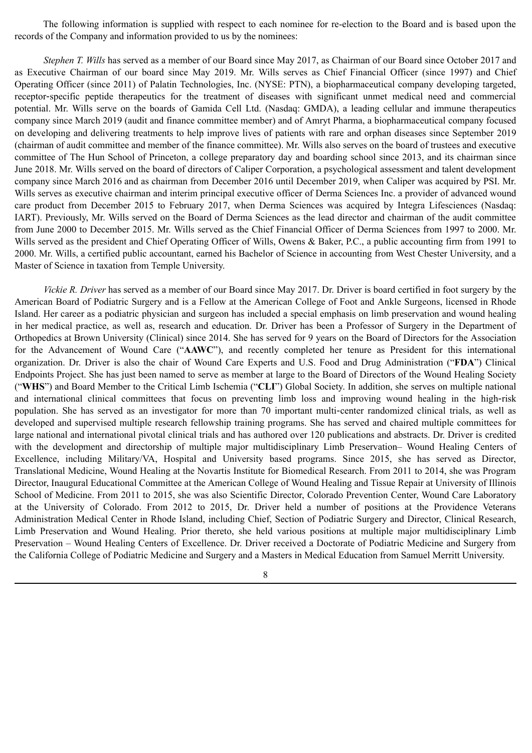The following information is supplied with respect to each nominee for re-election to the Board and is based upon the records of the Company and information provided to us by the nominees:

*Stephen T. Wills* has served as a member of our Board since May 2017, as Chairman of our Board since October 2017 and as Executive Chairman of our board since May 2019. Mr. Wills serves as Chief Financial Officer (since 1997) and Chief Operating Officer (since 2011) of Palatin Technologies, Inc. (NYSE: PTN), a biopharmaceutical company developing targeted, receptor-specific peptide therapeutics for the treatment of diseases with significant unmet medical need and commercial potential. Mr. Wills serve on the boards of Gamida Cell Ltd. (Nasdaq: GMDA), a leading cellular and immune therapeutics company since March 2019 (audit and finance committee member) and of Amryt Pharma, a biopharmaceutical company focused on developing and delivering treatments to help improve lives of patients with rare and orphan diseases since September 2019 (chairman of audit committee and member of the finance committee). Mr. Wills also serves on the board of trustees and executive committee of The Hun School of Princeton, a college preparatory day and boarding school since 2013, and its chairman since June 2018. Mr. Wills served on the board of directors of Caliper Corporation, a psychological assessment and talent development company since March 2016 and as chairman from December 2016 until December 2019, when Caliper was acquired by PSI. Mr. Wills serves as executive chairman and interim principal executive officer of Derma Sciences Inc. a provider of advanced wound care product from December 2015 to February 2017, when Derma Sciences was acquired by Integra Lifesciences (Nasdaq: IART). Previously, Mr. Wills served on the Board of Derma Sciences as the lead director and chairman of the audit committee from June 2000 to December 2015. Mr. Wills served as the Chief Financial Officer of Derma Sciences from 1997 to 2000. Mr. Wills served as the president and Chief Operating Officer of Wills, Owens & Baker, P.C., a public accounting firm from 1991 to 2000. Mr. Wills, a certified public accountant, earned his Bachelor of Science in accounting from West Chester University, and a Master of Science in taxation from Temple University.

*Vickie R. Driver* has served as a member of our Board since May 2017. Dr. Driver is board certified in foot surgery by the American Board of Podiatric Surgery and is a Fellow at the American College of Foot and Ankle Surgeons, licensed in Rhode Island. Her career as a podiatric physician and surgeon has included a special emphasis on limb preservation and wound healing in her medical practice, as well as, research and education. Dr. Driver has been a Professor of Surgery in the Department of Orthopedics at Brown University (Clinical) since 2014. She has served for 9 years on the Board of Directors for the Association for the Advancement of Wound Care ("**AAWC**"), and recently completed her tenure as President for this international organization. Dr. Driver is also the chair of Wound Care Experts and U.S. Food and Drug Administration ("**FDA**") Clinical Endpoints Project. She has just been named to serve as member at large to the Board of Directors of the Wound Healing Society ("**WHS**") and Board Member to the Critical Limb Ischemia ("**CLI**") Global Society. In addition, she serves on multiple national and international clinical committees that focus on preventing limb loss and improving wound healing in the high-risk population. She has served as an investigator for more than 70 important multi-center randomized clinical trials, as well as developed and supervised multiple research fellowship training programs. She has served and chaired multiple committees for large national and international pivotal clinical trials and has authored over 120 publications and abstracts. Dr. Driver is credited with the development and directorship of multiple major multidisciplinary Limb Preservation– Wound Healing Centers of Excellence, including Military/VA, Hospital and University based programs. Since 2015, she has served as Director, Translational Medicine, Wound Healing at the Novartis Institute for Biomedical Research. From 2011 to 2014, she was Program Director, Inaugural Educational Committee at the American College of Wound Healing and Tissue Repair at University of Illinois School of Medicine. From 2011 to 2015, she was also Scientific Director, Colorado Prevention Center, Wound Care Laboratory at the University of Colorado. From 2012 to 2015, Dr. Driver held a number of positions at the Providence Veterans Administration Medical Center in Rhode Island, including Chief, Section of Podiatric Surgery and Director, Clinical Research, Limb Preservation and Wound Healing. Prior thereto, she held various positions at multiple major multidisciplinary Limb Preservation – Wound Healing Centers of Excellence. Dr. Driver received a Doctorate of Podiatric Medicine and Surgery from the California College of Podiatric Medicine and Surgery and a Masters in Medical Education from Samuel Merritt University.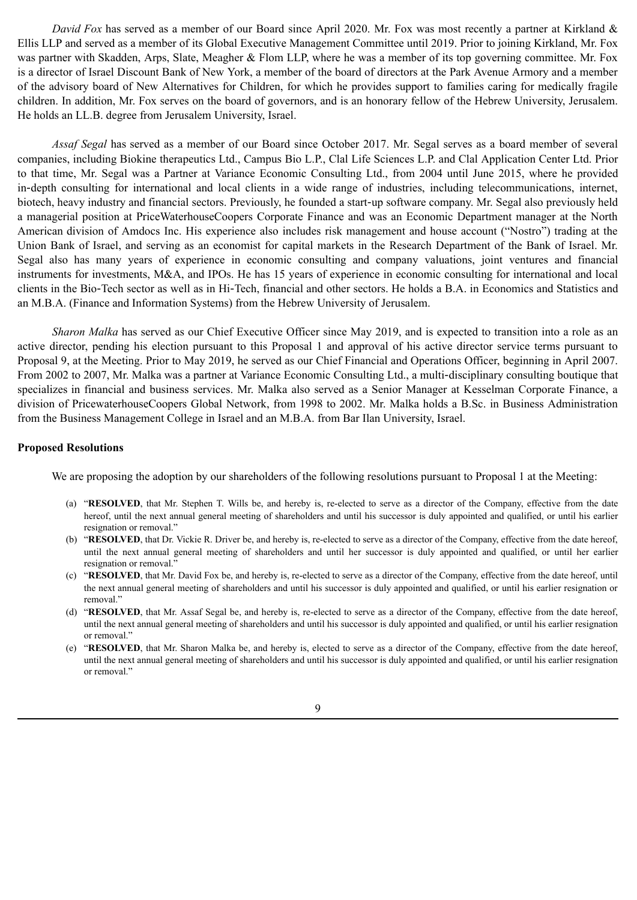*David Fox* has served as a member of our Board since April 2020. Mr. Fox was most recently a partner at Kirkland & Ellis LLP and served as a member of its Global Executive Management Committee until 2019. Prior to joining Kirkland, Mr. Fox was partner with Skadden, Arps, Slate, Meagher & Flom LLP, where he was a member of its top governing committee. Mr. Fox is a director of Israel Discount Bank of New York, a member of the board of directors at the Park Avenue Armory and a member of the advisory board of New Alternatives for Children, for which he provides support to families caring for medically fragile children. In addition, Mr. Fox serves on the board of governors, and is an honorary fellow of the Hebrew University, Jerusalem. He holds an LL.B. degree from Jerusalem University, Israel.

*Assaf Segal* has served as a member of our Board since October 2017. Mr. Segal serves as a board member of several companies, including Biokine therapeutics Ltd., Campus Bio L.P., Clal Life Sciences L.P. and Clal Application Center Ltd. Prior to that time, Mr. Segal was a Partner at Variance Economic Consulting Ltd., from 2004 until June 2015, where he provided in-depth consulting for international and local clients in a wide range of industries, including telecommunications, internet, biotech, heavy industry and financial sectors. Previously, he founded a start-up software company. Mr. Segal also previously held a managerial position at PriceWaterhouseCoopers Corporate Finance and was an Economic Department manager at the North American division of Amdocs Inc. His experience also includes risk management and house account ("Nostro") trading at the Union Bank of Israel, and serving as an economist for capital markets in the Research Department of the Bank of Israel. Mr. Segal also has many years of experience in economic consulting and company valuations, joint ventures and financial instruments for investments, M&A, and IPOs. He has 15 years of experience in economic consulting for international and local clients in the Bio-Tech sector as well as in Hi-Tech, financial and other sectors. He holds a B.A. in Economics and Statistics and an M.B.A. (Finance and Information Systems) from the Hebrew University of Jerusalem.

*Sharon Malka* has served as our Chief Executive Officer since May 2019, and is expected to transition into a role as an active director, pending his election pursuant to this Proposal 1 and approval of his active director service terms pursuant to Proposal 9, at the Meeting. Prior to May 2019, he served as our Chief Financial and Operations Officer, beginning in April 2007. From 2002 to 2007, Mr. Malka was a partner at Variance Economic Consulting Ltd., a multi-disciplinary consulting boutique that specializes in financial and business services. Mr. Malka also served as a Senior Manager at Kesselman Corporate Finance, a division of PricewaterhouseCoopers Global Network, from 1998 to 2002. Mr. Malka holds a B.Sc. in Business Administration from the Business Management College in Israel and an M.B.A. from Bar Ilan University, Israel.

**Proposed Resolutions**

We are proposing the adoption by our shareholders of the following resolutions pursuant to Proposal 1 at the Meeting:

(a) "**RESOLVED**, that Mr. Stephen T. Wills be, and hereby is, re-elected to serve as a director of the Company, effective from the date hereof, until the next annual general meeting of shareholders and until his successor is duly appointed and qualified, or until his earlier resignation or removal."

(b) "**RESOLVED**, that Dr. Vickie R. Driver be, and hereby is, re-elected to serve as a director of the Company, effective from the date hereof, until the next annual general meeting of shareholders and until her successor is duly appointed and qualified, or until her earlier resignation or removal."

(c) "**RESOLVED**, that Mr. David Fox be, and hereby is, re-elected to serve as a director of the Company, effective from the date hereof, until the next annual general meeting of shareholders and until his successor is duly appointed and qualified, or until his earlier resignation or removal."

(d) "**RESOLVED**, that Mr. Assaf Segal be, and hereby is, re-elected to serve as a director of the Company, effective from the date hereof, until the next annual general meeting of shareholders and until his successor is duly appointed and qualified, or until his earlier resignation or removal."

(e) "**RESOLVED**, that Mr. Sharon Malka be, and hereby is, elected to serve as a director of the Company, effective from the date hereof, until the next annual general meeting of shareholders and until his successor is duly appointed and qualified, or until his earlier resignation or removal."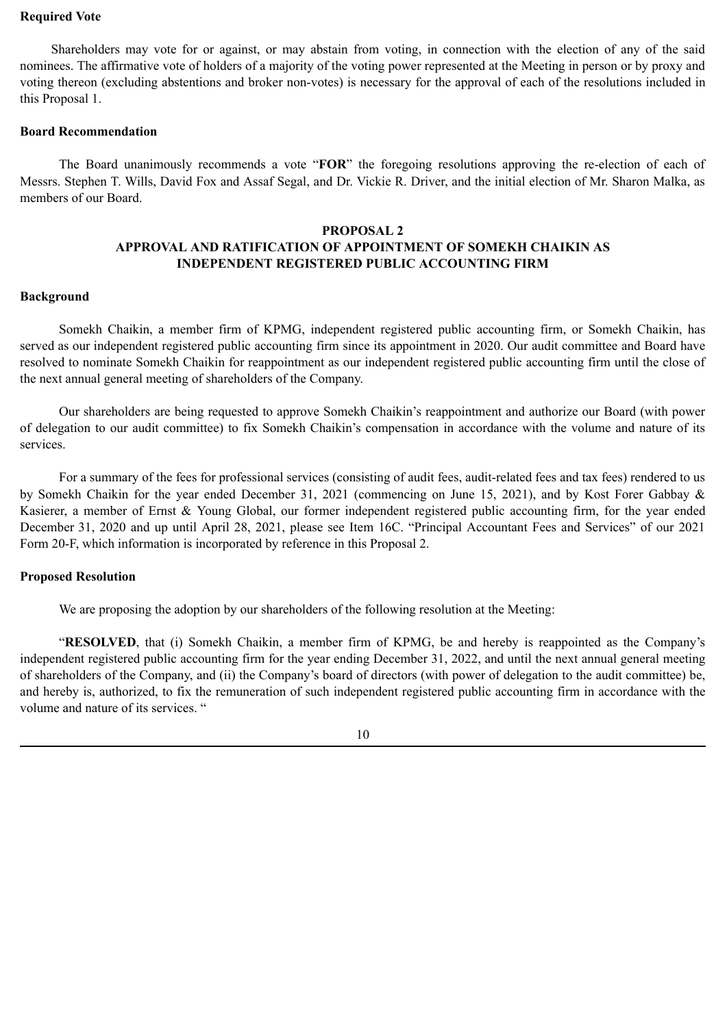**Required Vote**

Shareholders may vote for or against, or may abstain from voting, in connection with the election of any of the said nominees. The affirmative vote of holders of a majority of the voting power represented at the Meeting in person or by proxy and voting thereon (excluding abstentions and broker non-votes) is necessary for the approval of each of the resolutions included in this Proposal 1.

**Board Recommendation**

The Board unanimously recommends a vote "**FOR**" the foregoing resolutions approving the re-election of each of Messrs. Stephen T. Wills, David Fox and Assaf Segal, and Dr. Vickie R. Driver, and the initial election of Mr. Sharon Malka, as members of our Board.

## PROPOSAL 2
## APPROVAL AND RATIFICATION OF APPOINTMENT OF SOMEKH CHAIKIN AS INDEPENDENT REGISTERED PUBLIC ACCOUNTING FIRM

**Background**

Somekh Chaikin, a member firm of KPMG, independent registered public accounting firm, or Somekh Chaikin, has served as our independent registered public accounting firm since its appointment in 2020. Our audit committee and Board have resolved to nominate Somekh Chaikin for reappointment as our independent registered public accounting firm until the close of the next annual general meeting of shareholders of the Company.

Our shareholders are being requested to approve Somekh Chaikin's reappointment and authorize our Board (with power of delegation to our audit committee) to fix Somekh Chaikin's compensation in accordance with the volume and nature of its services.

For a summary of the fees for professional services (consisting of audit fees, audit-related fees and tax fees) rendered to us by Somekh Chaikin for the year ended December 31, 2021 (commencing on June 15, 2021), and by Kost Forer Gabbay & Kasierer, a member of Ernst & Young Global, our former independent registered public accounting firm, for the year ended December 31, 2020 and up until April 28, 2021, please see Item 16C. "Principal Accountant Fees and Services" of our 2021 Form 20-F, which information is incorporated by reference in this Proposal 2.

**Proposed Resolution**

We are proposing the adoption by our shareholders of the following resolution at the Meeting:

"**RESOLVED**, that (i) Somekh Chaikin, a member firm of KPMG, be and hereby is reappointed as the Company's independent registered public accounting firm for the year ending December 31, 2022, and until the next annual general meeting of shareholders of the Company, and (ii) the Company's board of directors (with power of delegation to the audit committee) be, and hereby is, authorized, to fix the remuneration of such independent registered public accounting firm in accordance with the volume and nature of its services. "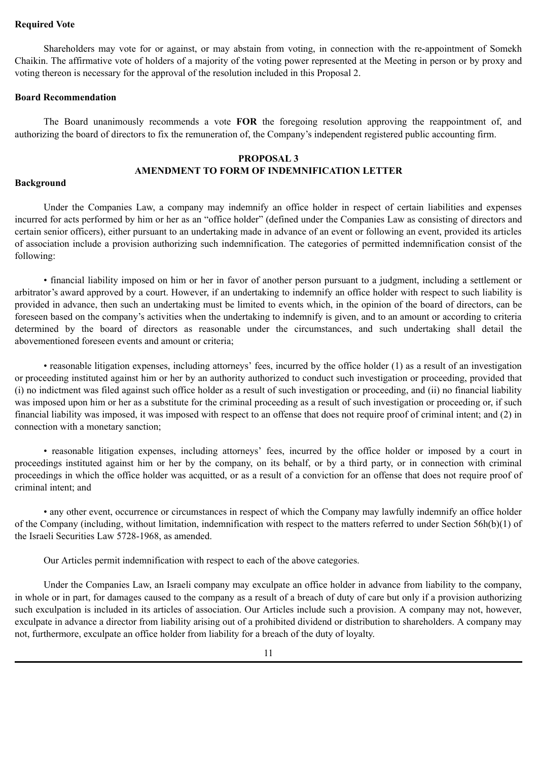**Required Vote**

Shareholders may vote for or against, or may abstain from voting, in connection with the re-appointment of Somekh Chaikin. The affirmative vote of holders of a majority of the voting power represented at the Meeting in person or by proxy and voting thereon is necessary for the approval of the resolution included in this Proposal 2.

**Board Recommendation**

The Board unanimously recommends a vote **FOR** the foregoing resolution approving the reappointment of, and authorizing the board of directors to fix the remuneration of, the Company's independent registered public accounting firm.

## PROPOSAL 3
## AMENDMENT TO FORM OF INDEMNIFICATION LETTER

**Background**

Under the Companies Law, a company may indemnify an office holder in respect of certain liabilities and expenses incurred for acts performed by him or her as an "office holder" (defined under the Companies Law as consisting of directors and certain senior officers), either pursuant to an undertaking made in advance of an event or following an event, provided its articles of association include a provision authorizing such indemnification. The categories of permitted indemnification consist of the following:

• financial liability imposed on him or her in favor of another person pursuant to a judgment, including a settlement or arbitrator's award approved by a court. However, if an undertaking to indemnify an office holder with respect to such liability is provided in advance, then such an undertaking must be limited to events which, in the opinion of the board of directors, can be foreseen based on the company's activities when the undertaking to indemnify is given, and to an amount or according to criteria determined by the board of directors as reasonable under the circumstances, and such undertaking shall detail the abovementioned foreseen events and amount or criteria;

• reasonable litigation expenses, including attorneys' fees, incurred by the office holder (1) as a result of an investigation or proceeding instituted against him or her by an authority authorized to conduct such investigation or proceeding, provided that (i) no indictment was filed against such office holder as a result of such investigation or proceeding, and (ii) no financial liability was imposed upon him or her as a substitute for the criminal proceeding as a result of such investigation or proceeding or, if such financial liability was imposed, it was imposed with respect to an offense that does not require proof of criminal intent; and (2) in connection with a monetary sanction;

• reasonable litigation expenses, including attorneys' fees, incurred by the office holder or imposed by a court in proceedings instituted against him or her by the company, on its behalf, or by a third party, or in connection with criminal proceedings in which the office holder was acquitted, or as a result of a conviction for an offense that does not require proof of criminal intent; and

• any other event, occurrence or circumstances in respect of which the Company may lawfully indemnify an office holder of the Company (including, without limitation, indemnification with respect to the matters referred to under Section 56h(b)(1) of the Israeli Securities Law 5728-1968, as amended.

Our Articles permit indemnification with respect to each of the above categories.

Under the Companies Law, an Israeli company may exculpate an office holder in advance from liability to the company, in whole or in part, for damages caused to the company as a result of a breach of duty of care but only if a provision authorizing such exculpation is included in its articles of association. Our Articles include such a provision. A company may not, however, exculpate in advance a director from liability arising out of a prohibited dividend or distribution to shareholders. A company may not, furthermore, exculpate an office holder from liability for a breach of the duty of loyalty.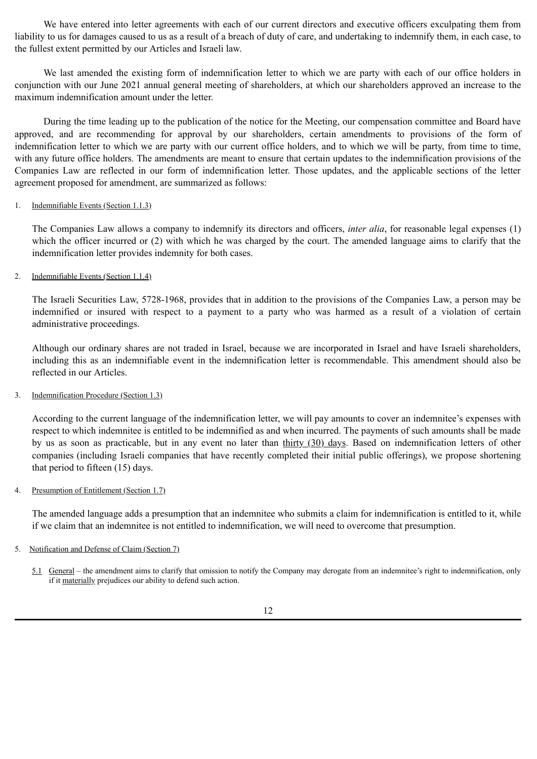We have entered into letter agreements with each of our current directors and executive officers exculpating them from liability to us for damages caused to us as a result of a breach of duty of care, and undertaking to indemnify them, in each case, to the fullest extent permitted by our Articles and Israeli law.

We last amended the existing form of indemnification letter to which we are party with each of our office holders in conjunction with our June 2021 annual general meeting of shareholders, at which our shareholders approved an increase to the maximum indemnification amount under the letter.

During the time leading up to the publication of the notice for the Meeting, our compensation committee and Board have approved, and are recommending for approval by our shareholders, certain amendments to provisions of the form of indemnification letter to which we are party with our current office holders, and to which we will be party, from time to time, with any future office holders. The amendments are meant to ensure that certain updates to the indemnification provisions of the Companies Law are reflected in our form of indemnification letter. Those updates, and the applicable sections of the letter agreement proposed for amendment, are summarized as follows:

1. <u>Indemnifiable Events (Section 1.1.3)</u>

   The Companies Law allows a company to indemnify its directors and officers, *inter alia*, for reasonable legal expenses (1) which the officer incurred or (2) with which he was charged by the court. The amended language aims to clarify that the indemnification letter provides indemnity for both cases.

2. <u>Indemnifiable Events (Section 1.1.4)</u>

   The Israeli Securities Law, 5728-1968, provides that in addition to the provisions of the Companies Law, a person may be indemnified or insured with respect to a payment to a party who was harmed as a result of a violation of certain administrative proceedings.

   Although our ordinary shares are not traded in Israel, because we are incorporated in Israel and have Israeli shareholders, including this as an indemnifiable event in the indemnification letter is recommendable. This amendment should also be reflected in our Articles.

3. <u>Indemnification Procedure (Section 1.3)</u>

   According to the current language of the indemnification letter, we will pay amounts to cover an indemnitee's expenses with respect to which indemnitee is entitled to be indemnified as and when incurred. The payments of such amounts shall be made by us as soon as practicable, but in any event no later than <u>thirty (30) days</u>. Based on indemnification letters of other companies (including Israeli companies that have recently completed their initial public offerings), we propose shortening that period to fifteen (15) days.

4. <u>Presumption of Entitlement (Section 1.7)</u>

   The amended language adds a presumption that an indemnitee who submits a claim for indemnification is entitled to it, while if we claim that an indemnitee is not entitled to indemnification, we will need to overcome that presumption.

5. <u>Notification and Defense of Claim (Section 7)</u>

   <u>5.1</u> <u>General</u> – the amendment aims to clarify that omission to notify the Company may derogate from an indemnitee's right to indemnification, only if it <u>materially</u> prejudices our ability to defend such action.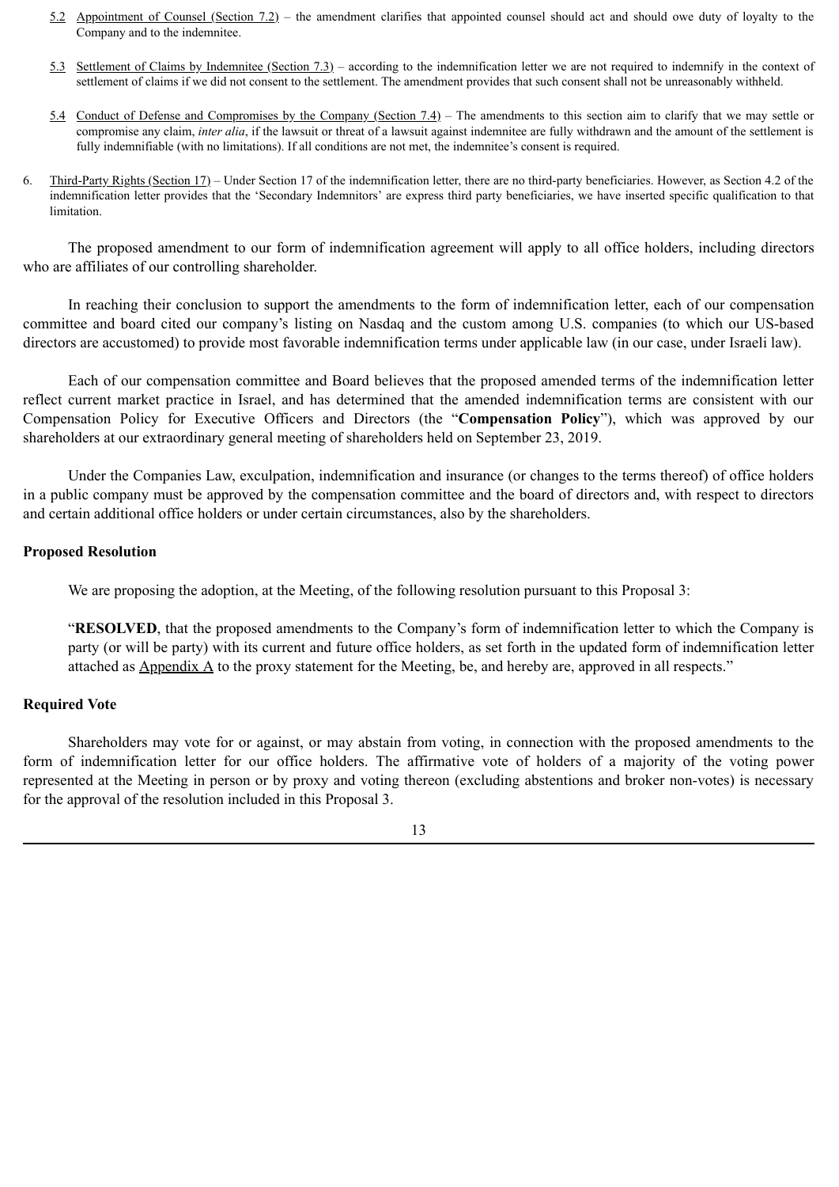5.2 Appointment of Counsel (Section 7.2) – the amendment clarifies that appointed counsel should act and should owe duty of loyalty to the Company and to the indemnitee.

5.3 Settlement of Claims by Indemnitee (Section 7.3) – according to the indemnification letter we are not required to indemnify in the context of settlement of claims if we did not consent to the settlement. The amendment provides that such consent shall not be unreasonably withheld.

5.4 Conduct of Defense and Compromises by the Company (Section 7.4) – The amendments to this section aim to clarify that we may settle or compromise any claim, *inter alia*, if the lawsuit or threat of a lawsuit against indemnitee are fully withdrawn and the amount of the settlement is fully indemnifiable (with no limitations). If all conditions are not met, the indemnitee's consent is required.

6. Third-Party Rights (Section 17) – Under Section 17 of the indemnification letter, there are no third-party beneficiaries. However, as Section 4.2 of the indemnification letter provides that the 'Secondary Indemnitors' are express third party beneficiaries, we have inserted specific qualification to that limitation.

The proposed amendment to our form of indemnification agreement will apply to all office holders, including directors who are affiliates of our controlling shareholder.

In reaching their conclusion to support the amendments to the form of indemnification letter, each of our compensation committee and board cited our company's listing on Nasdaq and the custom among U.S. companies (to which our US-based directors are accustomed) to provide most favorable indemnification terms under applicable law (in our case, under Israeli law).

Each of our compensation committee and Board believes that the proposed amended terms of the indemnification letter reflect current market practice in Israel, and has determined that the amended indemnification terms are consistent with our Compensation Policy for Executive Officers and Directors (the "**Compensation Policy**"), which was approved by our shareholders at our extraordinary general meeting of shareholders held on September 23, 2019.

Under the Companies Law, exculpation, indemnification and insurance (or changes to the terms thereof) of office holders in a public company must be approved by the compensation committee and the board of directors and, with respect to directors and certain additional office holders or under certain circumstances, also by the shareholders.

**Proposed Resolution**

We are proposing the adoption, at the Meeting, of the following resolution pursuant to this Proposal 3:

"**RESOLVED**, that the proposed amendments to the Company's form of indemnification letter to which the Company is party (or will be party) with its current and future office holders, as set forth in the updated form of indemnification letter attached as Appendix A to the proxy statement for the Meeting, be, and hereby are, approved in all respects."

**Required Vote**

Shareholders may vote for or against, or may abstain from voting, in connection with the proposed amendments to the form of indemnification letter for our office holders. The affirmative vote of holders of a majority of the voting power represented at the Meeting in person or by proxy and voting thereon (excluding abstentions and broker non-votes) is necessary for the approval of the resolution included in this Proposal 3.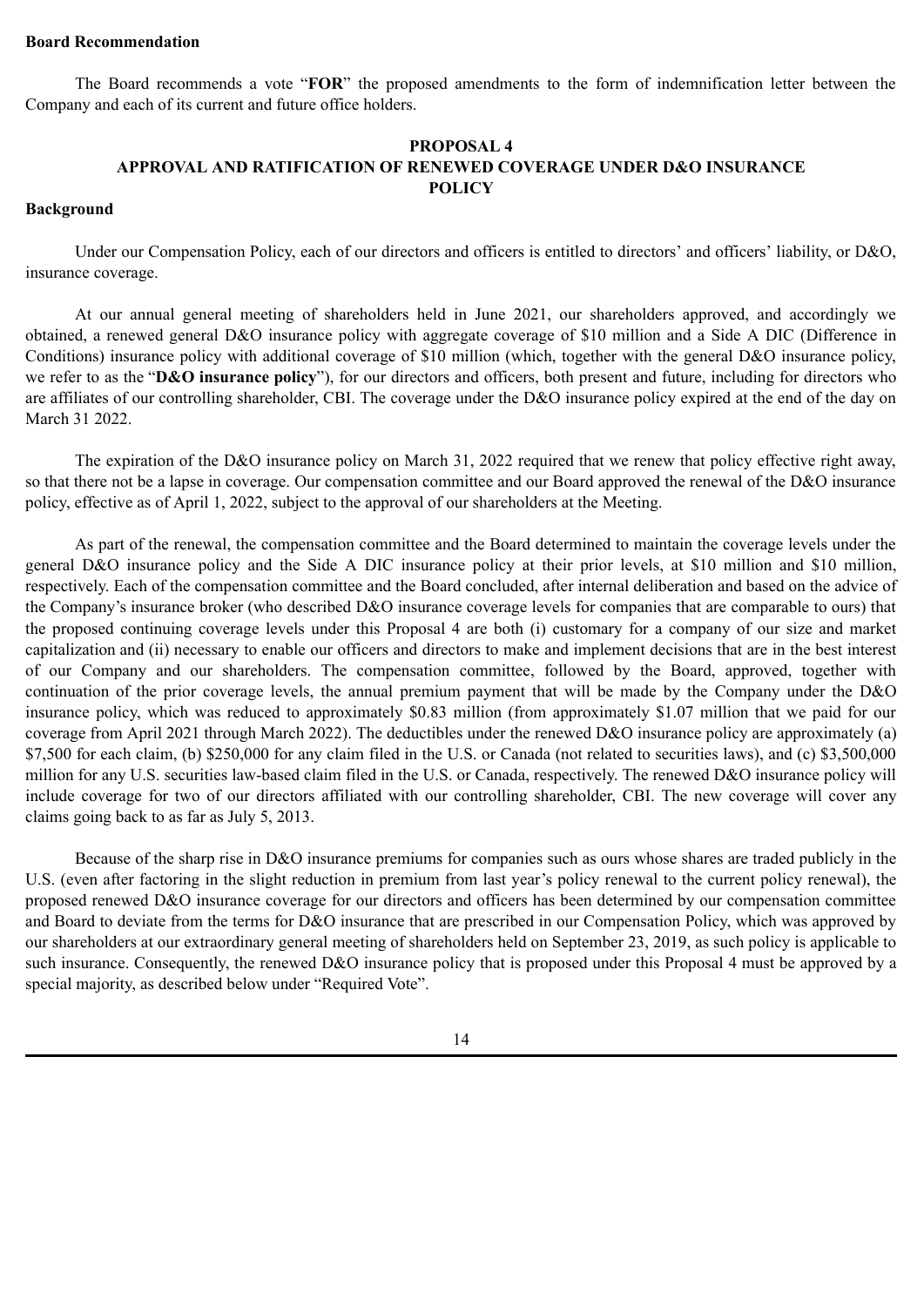**Board Recommendation**

The Board recommends a vote "**FOR**" the proposed amendments to the form of indemnification letter between the Company and each of its current and future office holders.

## PROPOSAL 4
## APPROVAL AND RATIFICATION OF RENEWED COVERAGE UNDER D&O INSURANCE POLICY

**Background**

Under our Compensation Policy, each of our directors and officers is entitled to directors' and officers' liability, or D&O, insurance coverage.

At our annual general meeting of shareholders held in June 2021, our shareholders approved, and accordingly we obtained, a renewed general D&O insurance policy with aggregate coverage of $10 million and a Side A DIC (Difference in Conditions) insurance policy with additional coverage of $10 million (which, together with the general D&O insurance policy, we refer to as the "**D&O insurance policy**"), for our directors and officers, both present and future, including for directors who are affiliates of our controlling shareholder, CBI. The coverage under the D&O insurance policy expired at the end of the day on March 31 2022.

The expiration of the D&O insurance policy on March 31, 2022 required that we renew that policy effective right away, so that there not be a lapse in coverage. Our compensation committee and our Board approved the renewal of the D&O insurance policy, effective as of April 1, 2022, subject to the approval of our shareholders at the Meeting.

As part of the renewal, the compensation committee and the Board determined to maintain the coverage levels under the general D&O insurance policy and the Side A DIC insurance policy at their prior levels, at $10 million and $10 million, respectively. Each of the compensation committee and the Board concluded, after internal deliberation and based on the advice of the Company's insurance broker (who described D&O insurance coverage levels for companies that are comparable to ours) that the proposed continuing coverage levels under this Proposal 4 are both (i) customary for a company of our size and market capitalization and (ii) necessary to enable our officers and directors to make and implement decisions that are in the best interest of our Company and our shareholders. The compensation committee, followed by the Board, approved, together with continuation of the prior coverage levels, the annual premium payment that will be made by the Company under the D&O insurance policy, which was reduced to approximately $0.83 million (from approximately $1.07 million that we paid for our coverage from April 2021 through March 2022). The deductibles under the renewed D&O insurance policy are approximately (a) $7,500 for each claim, (b) $250,000 for any claim filed in the U.S. or Canada (not related to securities laws), and (c) $3,500,000 million for any U.S. securities law-based claim filed in the U.S. or Canada, respectively. The renewed D&O insurance policy will include coverage for two of our directors affiliated with our controlling shareholder, CBI. The new coverage will cover any claims going back to as far as July 5, 2013.

Because of the sharp rise in D&O insurance premiums for companies such as ours whose shares are traded publicly in the U.S. (even after factoring in the slight reduction in premium from last year's policy renewal to the current policy renewal), the proposed renewed D&O insurance coverage for our directors and officers has been determined by our compensation committee and Board to deviate from the terms for D&O insurance that are prescribed in our Compensation Policy, which was approved by our shareholders at our extraordinary general meeting of shareholders held on September 23, 2019, as such policy is applicable to such insurance. Consequently, the renewed D&O insurance policy that is proposed under this Proposal 4 must be approved by a special majority, as described below under "Required Vote".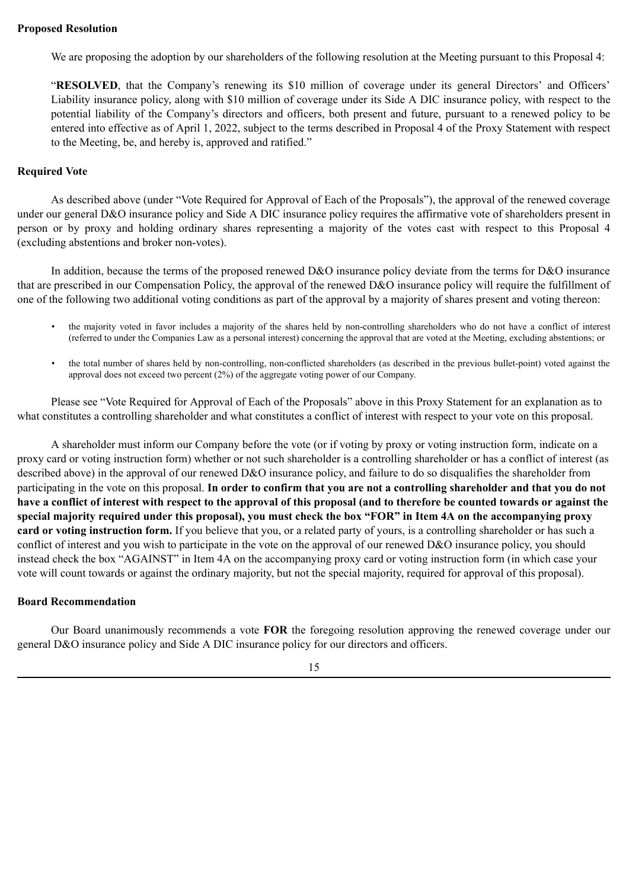**Proposed Resolution**

We are proposing the adoption by our shareholders of the following resolution at the Meeting pursuant to this Proposal 4:

"**RESOLVED**, that the Company's renewing its $10 million of coverage under its general Directors' and Officers' Liability insurance policy, along with $10 million of coverage under its Side A DIC insurance policy, with respect to the potential liability of the Company's directors and officers, both present and future, pursuant to a renewed policy to be entered into effective as of April 1, 2022, subject to the terms described in Proposal 4 of the Proxy Statement with respect to the Meeting, be, and hereby is, approved and ratified."

**Required Vote**

As described above (under "Vote Required for Approval of Each of the Proposals"), the approval of the renewed coverage under our general D&O insurance policy and Side A DIC insurance policy requires the affirmative vote of shareholders present in person or by proxy and holding ordinary shares representing a majority of the votes cast with respect to this Proposal 4 (excluding abstentions and broker non-votes).

In addition, because the terms of the proposed renewed D&O insurance policy deviate from the terms for D&O insurance that are prescribed in our Compensation Policy, the approval of the renewed D&O insurance policy will require the fulfillment of one of the following two additional voting conditions as part of the approval by a majority of shares present and voting thereon:

- the majority voted in favor includes a majority of the shares held by non-controlling shareholders who do not have a conflict of interest (referred to under the Companies Law as a personal interest) concerning the approval that are voted at the Meeting, excluding abstentions; or
- the total number of shares held by non-controlling, non-conflicted shareholders (as described in the previous bullet-point) voted against the approval does not exceed two percent (2%) of the aggregate voting power of our Company.

Please see "Vote Required for Approval of Each of the Proposals" above in this Proxy Statement for an explanation as to what constitutes a controlling shareholder and what constitutes a conflict of interest with respect to your vote on this proposal.

A shareholder must inform our Company before the vote (or if voting by proxy or voting instruction form, indicate on a proxy card or voting instruction form) whether or not such shareholder is a controlling shareholder or has a conflict of interest (as described above) in the approval of our renewed D&O insurance policy, and failure to do so disqualifies the shareholder from participating in the vote on this proposal. **In order to confirm that you are not a controlling shareholder and that you do not have a conflict of interest with respect to the approval of this proposal (and to therefore be counted towards or against the special majority required under this proposal), you must check the box "FOR" in Item 4A on the accompanying proxy card or voting instruction form.** If you believe that you, or a related party of yours, is a controlling shareholder or has such a conflict of interest and you wish to participate in the vote on the approval of our renewed D&O insurance policy, you should instead check the box "AGAINST" in Item 4A on the accompanying proxy card or voting instruction form (in which case your vote will count towards or against the ordinary majority, but not the special majority, required for approval of this proposal).

**Board Recommendation**

Our Board unanimously recommends a vote **FOR** the foregoing resolution approving the renewed coverage under our general D&O insurance policy and Side A DIC insurance policy for our directors and officers.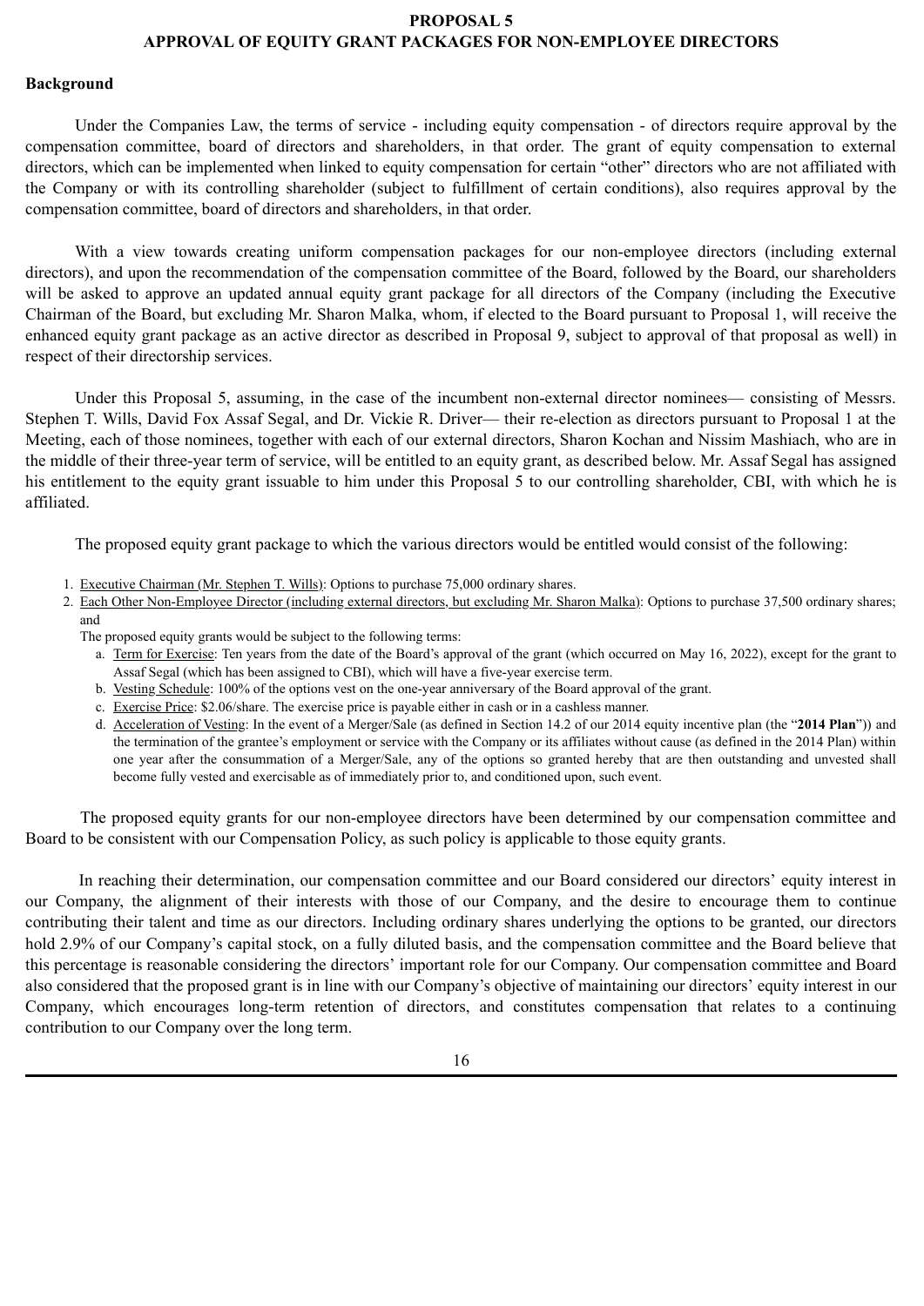# PROPOSAL 5
# APPROVAL OF EQUITY GRANT PACKAGES FOR NON-EMPLOYEE DIRECTORS

**Background**

Under the Companies Law, the terms of service - including equity compensation - of directors require approval by the compensation committee, board of directors and shareholders, in that order. The grant of equity compensation to external directors, which can be implemented when linked to equity compensation for certain "other" directors who are not affiliated with the Company or with its controlling shareholder (subject to fulfillment of certain conditions), also requires approval by the compensation committee, board of directors and shareholders, in that order.

With a view towards creating uniform compensation packages for our non-employee directors (including external directors), and upon the recommendation of the compensation committee of the Board, followed by the Board, our shareholders will be asked to approve an updated annual equity grant package for all directors of the Company (including the Executive Chairman of the Board, but excluding Mr. Sharon Malka, whom, if elected to the Board pursuant to Proposal 1, will receive the enhanced equity grant package as an active director as described in Proposal 9, subject to approval of that proposal as well) in respect of their directorship services.

Under this Proposal 5, assuming, in the case of the incumbent non-external director nominees— consisting of Messrs. Stephen T. Wills, David Fox Assaf Segal, and Dr. Vickie R. Driver— their re-election as directors pursuant to Proposal 1 at the Meeting, each of those nominees, together with each of our external directors, Sharon Kochan and Nissim Mashiach, who are in the middle of their three-year term of service, will be entitled to an equity grant, as described below. Mr. Assaf Segal has assigned his entitlement to the equity grant issuable to him under this Proposal 5 to our controlling shareholder, CBI, with which he is affiliated.

The proposed equity grant package to which the various directors would be entitled would consist of the following:

1. Executive Chairman (Mr. Stephen T. Wills): Options to purchase 75,000 ordinary shares.
2. Each Other Non-Employee Director (including external directors, but excluding Mr. Sharon Malka): Options to purchase 37,500 ordinary shares; and

   The proposed equity grants would be subject to the following terms:

   a. Term for Exercise: Ten years from the date of the Board's approval of the grant (which occurred on May 16, 2022), except for the grant to Assaf Segal (which has been assigned to CBI), which will have a five-year exercise term.
   b. Vesting Schedule: 100% of the options vest on the one-year anniversary of the Board approval of the grant.
   c. Exercise Price: $2.06/share. The exercise price is payable either in cash or in a cashless manner.
   d. Acceleration of Vesting: In the event of a Merger/Sale (as defined in Section 14.2 of our 2014 equity incentive plan (the "**2014 Plan**")) and the termination of the grantee's employment or service with the Company or its affiliates without cause (as defined in the 2014 Plan) within one year after the consummation of a Merger/Sale, any of the options so granted hereby that are then outstanding and unvested shall become fully vested and exercisable as of immediately prior to, and conditioned upon, such event.

The proposed equity grants for our non-employee directors have been determined by our compensation committee and Board to be consistent with our Compensation Policy, as such policy is applicable to those equity grants.

In reaching their determination, our compensation committee and our Board considered our directors' equity interest in our Company, the alignment of their interests with those of our Company, and the desire to encourage them to continue contributing their talent and time as our directors. Including ordinary shares underlying the options to be granted, our directors hold 2.9% of our Company's capital stock, on a fully diluted basis, and the compensation committee and the Board believe that this percentage is reasonable considering the directors' important role for our Company. Our compensation committee and Board also considered that the proposed grant is in line with our Company's objective of maintaining our directors' equity interest in our Company, which encourages long-term retention of directors, and constitutes compensation that relates to a continuing contribution to our Company over the long term.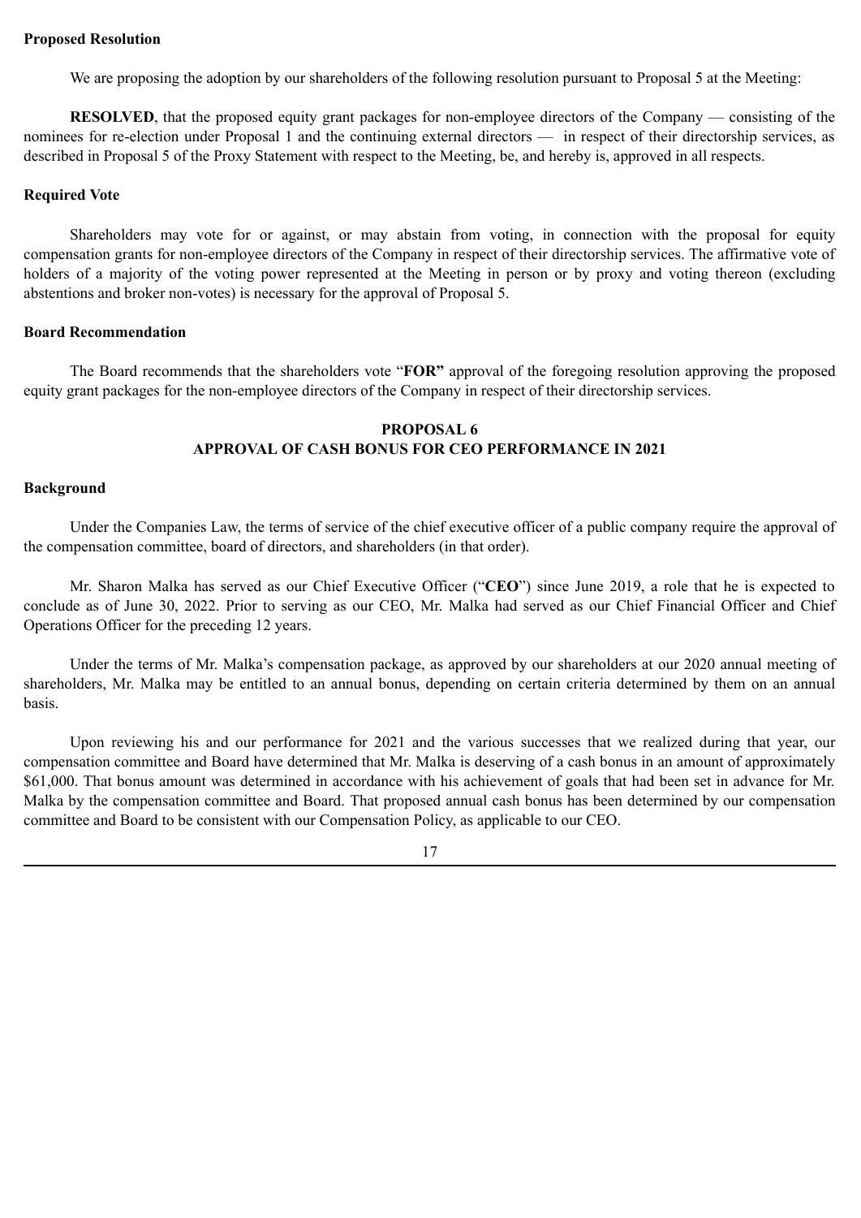**Proposed Resolution**

We are proposing the adoption by our shareholders of the following resolution pursuant to Proposal 5 at the Meeting:

**RESOLVED**, that the proposed equity grant packages for non-employee directors of the Company — consisting of the nominees for re-election under Proposal 1 and the continuing external directors — in respect of their directorship services, as described in Proposal 5 of the Proxy Statement with respect to the Meeting, be, and hereby is, approved in all respects.

**Required Vote**

Shareholders may vote for or against, or may abstain from voting, in connection with the proposal for equity compensation grants for non-employee directors of the Company in respect of their directorship services. The affirmative vote of holders of a majority of the voting power represented at the Meeting in person or by proxy and voting thereon (excluding abstentions and broker non-votes) is necessary for the approval of Proposal 5.

**Board Recommendation**

The Board recommends that the shareholders vote "**FOR"** approval of the foregoing resolution approving the proposed equity grant packages for the non-employee directors of the Company in respect of their directorship services.

## PROPOSAL 6
## APPROVAL OF CASH BONUS FOR CEO PERFORMANCE IN 2021

**Background**

Under the Companies Law, the terms of service of the chief executive officer of a public company require the approval of the compensation committee, board of directors, and shareholders (in that order).

Mr. Sharon Malka has served as our Chief Executive Officer ("**CEO**") since June 2019, a role that he is expected to conclude as of June 30, 2022. Prior to serving as our CEO, Mr. Malka had served as our Chief Financial Officer and Chief Operations Officer for the preceding 12 years.

Under the terms of Mr. Malka's compensation package, as approved by our shareholders at our 2020 annual meeting of shareholders, Mr. Malka may be entitled to an annual bonus, depending on certain criteria determined by them on an annual basis.

Upon reviewing his and our performance for 2021 and the various successes that we realized during that year, our compensation committee and Board have determined that Mr. Malka is deserving of a cash bonus in an amount of approximately $61,000. That bonus amount was determined in accordance with his achievement of goals that had been set in advance for Mr. Malka by the compensation committee and Board. That proposed annual cash bonus has been determined by our compensation committee and Board to be consistent with our Compensation Policy, as applicable to our CEO.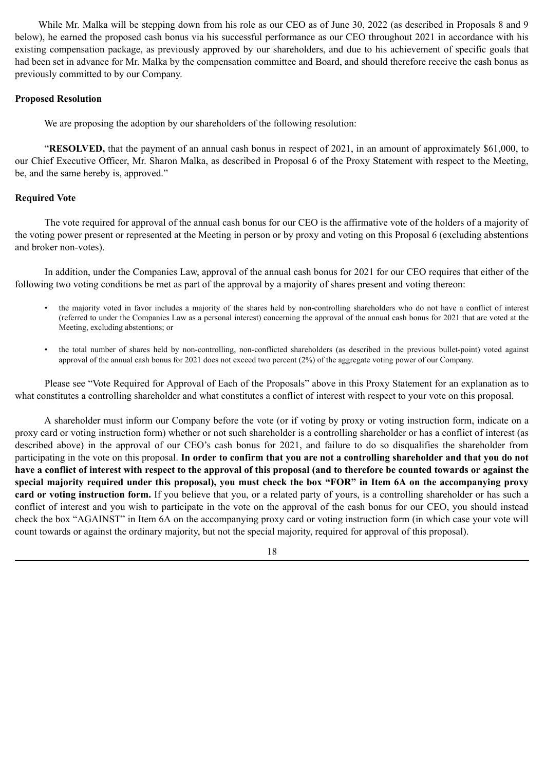While Mr. Malka will be stepping down from his role as our CEO as of June 30, 2022 (as described in Proposals 8 and 9 below), he earned the proposed cash bonus via his successful performance as our CEO throughout 2021 in accordance with his existing compensation package, as previously approved by our shareholders, and due to his achievement of specific goals that had been set in advance for Mr. Malka by the compensation committee and Board, and should therefore receive the cash bonus as previously committed to by our Company.

**Proposed Resolution**

We are proposing the adoption by our shareholders of the following resolution:

"**RESOLVED,** that the payment of an annual cash bonus in respect of 2021, in an amount of approximately $61,000, to our Chief Executive Officer, Mr. Sharon Malka, as described in Proposal 6 of the Proxy Statement with respect to the Meeting, be, and the same hereby is, approved."

**Required Vote**

The vote required for approval of the annual cash bonus for our CEO is the affirmative vote of the holders of a majority of the voting power present or represented at the Meeting in person or by proxy and voting on this Proposal 6 (excluding abstentions and broker non-votes).

In addition, under the Companies Law, approval of the annual cash bonus for 2021 for our CEO requires that either of the following two voting conditions be met as part of the approval by a majority of shares present and voting thereon:

- the majority voted in favor includes a majority of the shares held by non-controlling shareholders who do not have a conflict of interest (referred to under the Companies Law as a personal interest) concerning the approval of the annual cash bonus for 2021 that are voted at the Meeting, excluding abstentions; or
- the total number of shares held by non-controlling, non-conflicted shareholders (as described in the previous bullet-point) voted against approval of the annual cash bonus for 2021 does not exceed two percent (2%) of the aggregate voting power of our Company.

Please see "Vote Required for Approval of Each of the Proposals" above in this Proxy Statement for an explanation as to what constitutes a controlling shareholder and what constitutes a conflict of interest with respect to your vote on this proposal.

A shareholder must inform our Company before the vote (or if voting by proxy or voting instruction form, indicate on a proxy card or voting instruction form) whether or not such shareholder is a controlling shareholder or has a conflict of interest (as described above) in the approval of our CEO's cash bonus for 2021, and failure to do so disqualifies the shareholder from participating in the vote on this proposal. **In order to confirm that you are not a controlling shareholder and that you do not have a conflict of interest with respect to the approval of this proposal (and to therefore be counted towards or against the special majority required under this proposal), you must check the box "FOR" in Item 6A on the accompanying proxy card or voting instruction form.** If you believe that you, or a related party of yours, is a controlling shareholder or has such a conflict of interest and you wish to participate in the vote on the approval of the cash bonus for our CEO, you should instead check the box "AGAINST" in Item 6A on the accompanying proxy card or voting instruction form (in which case your vote will count towards or against the ordinary majority, but not the special majority, required for approval of this proposal).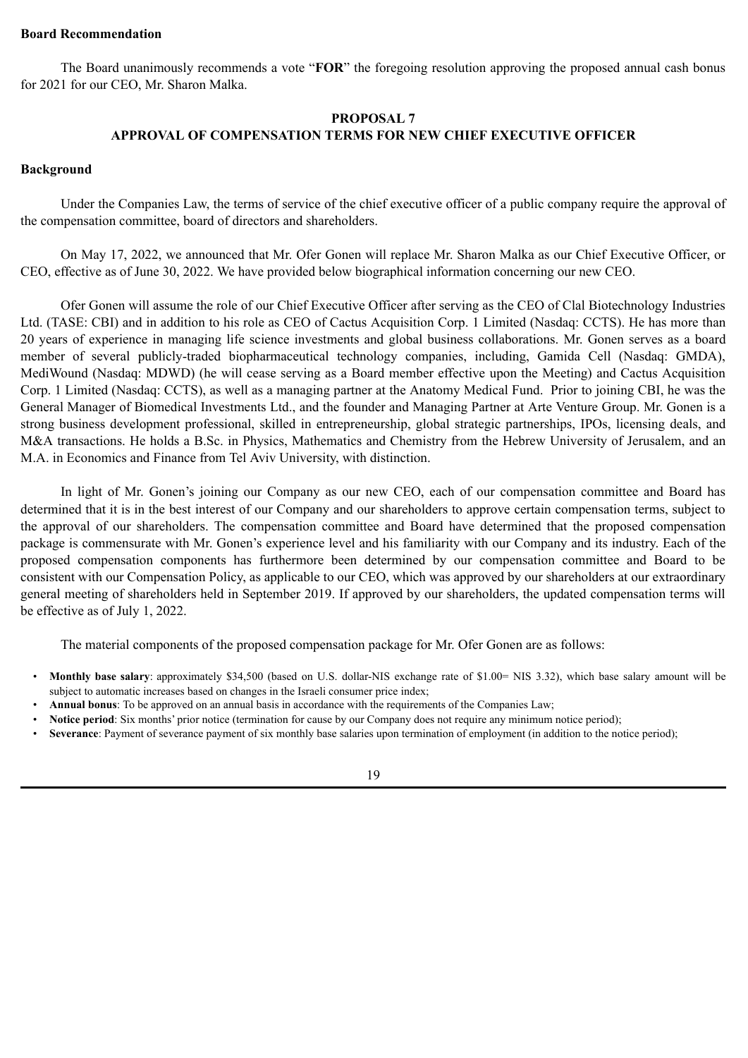**Board Recommendation**

The Board unanimously recommends a vote "**FOR**" the foregoing resolution approving the proposed annual cash bonus for 2021 for our CEO, Mr. Sharon Malka.

## PROPOSAL 7
## APPROVAL OF COMPENSATION TERMS FOR NEW CHIEF EXECUTIVE OFFICER

**Background**

Under the Companies Law, the terms of service of the chief executive officer of a public company require the approval of the compensation committee, board of directors and shareholders.

On May 17, 2022, we announced that Mr. Ofer Gonen will replace Mr. Sharon Malka as our Chief Executive Officer, or CEO, effective as of June 30, 2022. We have provided below biographical information concerning our new CEO.

Ofer Gonen will assume the role of our Chief Executive Officer after serving as the CEO of Clal Biotechnology Industries Ltd. (TASE: CBI) and in addition to his role as CEO of Cactus Acquisition Corp. 1 Limited (Nasdaq: CCTS). He has more than 20 years of experience in managing life science investments and global business collaborations. Mr. Gonen serves as a board member of several publicly-traded biopharmaceutical technology companies, including, Gamida Cell (Nasdaq: GMDA), MediWound (Nasdaq: MDWD) (he will cease serving as a Board member effective upon the Meeting) and Cactus Acquisition Corp. 1 Limited (Nasdaq: CCTS), as well as a managing partner at the Anatomy Medical Fund. Prior to joining CBI, he was the General Manager of Biomedical Investments Ltd., and the founder and Managing Partner at Arte Venture Group. Mr. Gonen is a strong business development professional, skilled in entrepreneurship, global strategic partnerships, IPOs, licensing deals, and M&A transactions. He holds a B.Sc. in Physics, Mathematics and Chemistry from the Hebrew University of Jerusalem, and an M.A. in Economics and Finance from Tel Aviv University, with distinction.

In light of Mr. Gonen's joining our Company as our new CEO, each of our compensation committee and Board has determined that it is in the best interest of our Company and our shareholders to approve certain compensation terms, subject to the approval of our shareholders. The compensation committee and Board have determined that the proposed compensation package is commensurate with Mr. Gonen's experience level and his familiarity with our Company and its industry. Each of the proposed compensation components has furthermore been determined by our compensation committee and Board to be consistent with our Compensation Policy, as applicable to our CEO, which was approved by our shareholders at our extraordinary general meeting of shareholders held in September 2019. If approved by our shareholders, the updated compensation terms will be effective as of July 1, 2022.

The material components of the proposed compensation package for Mr. Ofer Gonen are as follows:

- **Monthly base salary**: approximately $34,500 (based on U.S. dollar-NIS exchange rate of $1.00= NIS 3.32), which base salary amount will be subject to automatic increases based on changes in the Israeli consumer price index;
- **Annual bonus**: To be approved on an annual basis in accordance with the requirements of the Companies Law;
- **Notice period**: Six months' prior notice (termination for cause by our Company does not require any minimum notice period);
- **Severance**: Payment of severance payment of six monthly base salaries upon termination of employment (in addition to the notice period);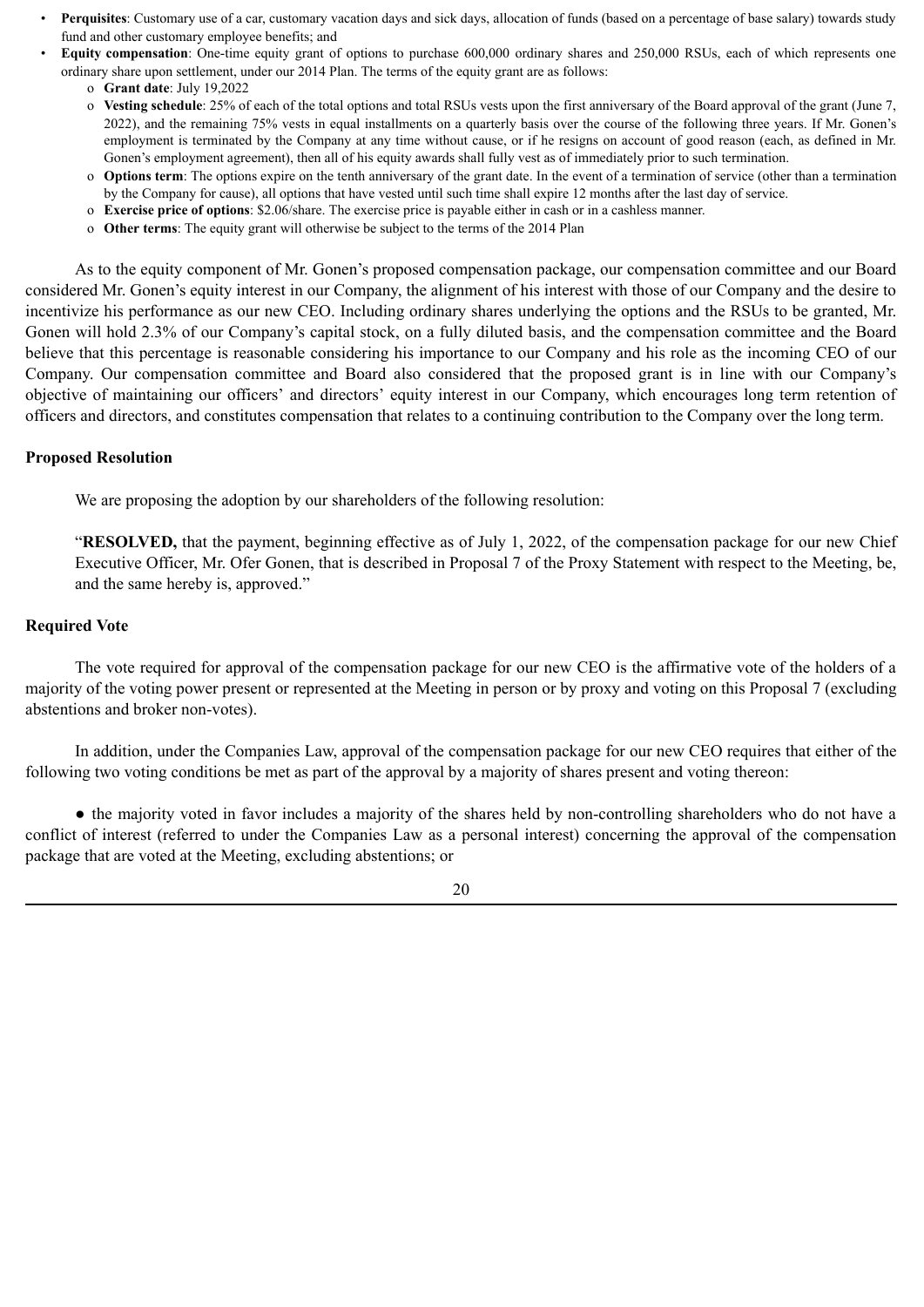- **Perquisites**: Customary use of a car, customary vacation days and sick days, allocation of funds (based on a percentage of base salary) towards study fund and other customary employee benefits; and
- **Equity compensation**: One-time equity grant of options to purchase 600,000 ordinary shares and 250,000 RSUs, each of which represents one ordinary share upon settlement, under our 2014 Plan. The terms of the equity grant are as follows:
  - **Grant date**: July 19,2022
  - **Vesting schedule**: 25% of each of the total options and total RSUs vests upon the first anniversary of the Board approval of the grant (June 7, 2022), and the remaining 75% vests in equal installments on a quarterly basis over the course of the following three years. If Mr. Gonen's employment is terminated by the Company at any time without cause, or if he resigns on account of good reason (each, as defined in Mr. Gonen's employment agreement), then all of his equity awards shall fully vest as of immediately prior to such termination.
  - **Options term**: The options expire on the tenth anniversary of the grant date. In the event of a termination of service (other than a termination by the Company for cause), all options that have vested until such time shall expire 12 months after the last day of service.
  - **Exercise price of options**: $2.06/share. The exercise price is payable either in cash or in a cashless manner.
  - **Other terms**: The equity grant will otherwise be subject to the terms of the 2014 Plan

As to the equity component of Mr. Gonen's proposed compensation package, our compensation committee and our Board considered Mr. Gonen's equity interest in our Company, the alignment of his interest with those of our Company and the desire to incentivize his performance as our new CEO. Including ordinary shares underlying the options and the RSUs to be granted, Mr. Gonen will hold 2.3% of our Company's capital stock, on a fully diluted basis, and the compensation committee and the Board believe that this percentage is reasonable considering his importance to our Company and his role as the incoming CEO of our Company. Our compensation committee and Board also considered that the proposed grant is in line with our Company's objective of maintaining our officers' and directors' equity interest in our Company, which encourages long term retention of officers and directors, and constitutes compensation that relates to a continuing contribution to the Company over the long term.

**Proposed Resolution**

We are proposing the adoption by our shareholders of the following resolution:

> "**RESOLVED,** that the payment, beginning effective as of July 1, 2022, of the compensation package for our new Chief Executive Officer, Mr. Ofer Gonen, that is described in Proposal 7 of the Proxy Statement with respect to the Meeting, be, and the same hereby is, approved."

**Required Vote**

The vote required for approval of the compensation package for our new CEO is the affirmative vote of the holders of a majority of the voting power present or represented at the Meeting in person or by proxy and voting on this Proposal 7 (excluding abstentions and broker non-votes).

In addition, under the Companies Law, approval of the compensation package for our new CEO requires that either of the following two voting conditions be met as part of the approval by a majority of shares present and voting thereon:

● the majority voted in favor includes a majority of the shares held by non-controlling shareholders who do not have a conflict of interest (referred to under the Companies Law as a personal interest) concerning the approval of the compensation package that are voted at the Meeting, excluding abstentions; or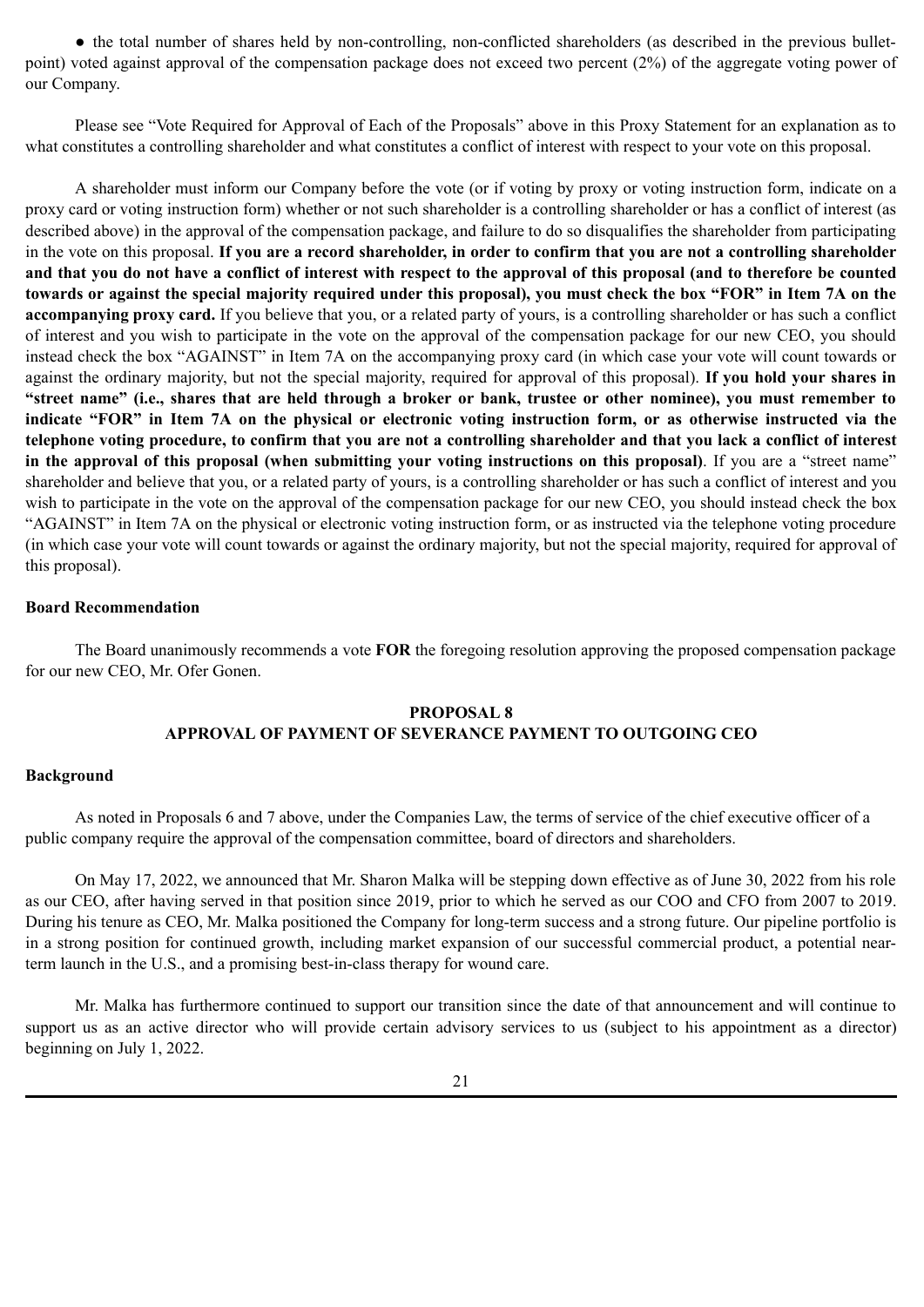- the total number of shares held by non-controlling, non-conflicted shareholders (as described in the previous bullet-point) voted against approval of the compensation package does not exceed two percent (2%) of the aggregate voting power of our Company.

Please see "Vote Required for Approval of Each of the Proposals" above in this Proxy Statement for an explanation as to what constitutes a controlling shareholder and what constitutes a conflict of interest with respect to your vote on this proposal.

A shareholder must inform our Company before the vote (or if voting by proxy or voting instruction form, indicate on a proxy card or voting instruction form) whether or not such shareholder is a controlling shareholder or has a conflict of interest (as described above) in the approval of the compensation package, and failure to do so disqualifies the shareholder from participating in the vote on this proposal. **If you are a record shareholder, in order to confirm that you are not a controlling shareholder and that you do not have a conflict of interest with respect to the approval of this proposal (and to therefore be counted towards or against the special majority required under this proposal), you must check the box "FOR" in Item 7A on the accompanying proxy card.** If you believe that you, or a related party of yours, is a controlling shareholder or has such a conflict of interest and you wish to participate in the vote on the approval of the compensation package for our new CEO, you should instead check the box "AGAINST" in Item 7A on the accompanying proxy card (in which case your vote will count towards or against the ordinary majority, but not the special majority, required for approval of this proposal). **If you hold your shares in "street name" (i.e., shares that are held through a broker or bank, trustee or other nominee), you must remember to indicate "FOR" in Item 7A on the physical or electronic voting instruction form, or as otherwise instructed via the telephone voting procedure, to confirm that you are not a controlling shareholder and that you lack a conflict of interest in the approval of this proposal (when submitting your voting instructions on this proposal)**. If you are a "street name" shareholder and believe that you, or a related party of yours, is a controlling shareholder or has such a conflict of interest and you wish to participate in the vote on the approval of the compensation package for our new CEO, you should instead check the box "AGAINST" in Item 7A on the physical or electronic voting instruction form, or as instructed via the telephone voting procedure (in which case your vote will count towards or against the ordinary majority, but not the special majority, required for approval of this proposal).

**Board Recommendation**

The Board unanimously recommends a vote **FOR** the foregoing resolution approving the proposed compensation package for our new CEO, Mr. Ofer Gonen.

## PROPOSAL 8
## APPROVAL OF PAYMENT OF SEVERANCE PAYMENT TO OUTGOING CEO

**Background**

As noted in Proposals 6 and 7 above, under the Companies Law, the terms of service of the chief executive officer of a public company require the approval of the compensation committee, board of directors and shareholders.

On May 17, 2022, we announced that Mr. Sharon Malka will be stepping down effective as of June 30, 2022 from his role as our CEO, after having served in that position since 2019, prior to which he served as our COO and CFO from 2007 to 2019. During his tenure as CEO, Mr. Malka positioned the Company for long-term success and a strong future. Our pipeline portfolio is in a strong position for continued growth, including market expansion of our successful commercial product, a potential near-term launch in the U.S., and a promising best-in-class therapy for wound care.

Mr. Malka has furthermore continued to support our transition since the date of that announcement and will continue to support us as an active director who will provide certain advisory services to us (subject to his appointment as a director) beginning on July 1, 2022.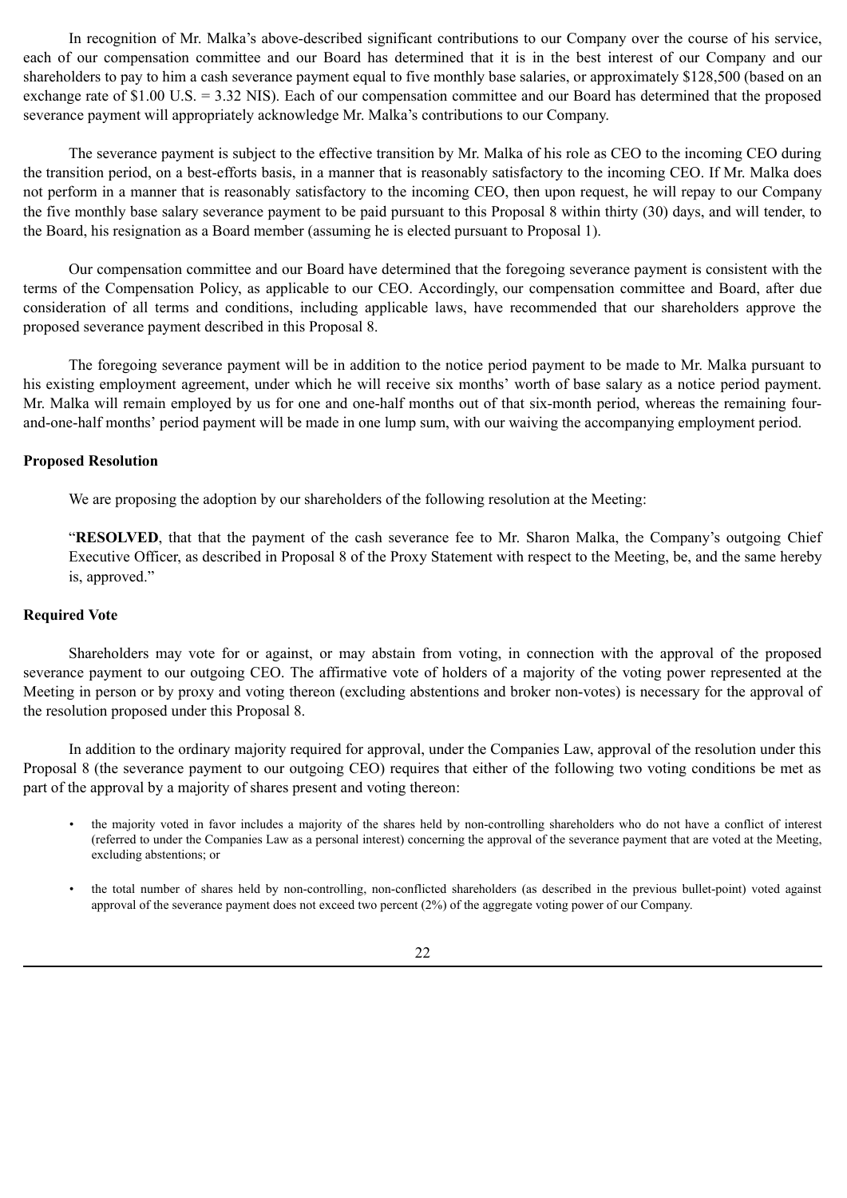In recognition of Mr. Malka's above-described significant contributions to our Company over the course of his service, each of our compensation committee and our Board has determined that it is in the best interest of our Company and our shareholders to pay to him a cash severance payment equal to five monthly base salaries, or approximately $128,500 (based on an exchange rate of $1.00 U.S. = 3.32 NIS). Each of our compensation committee and our Board has determined that the proposed severance payment will appropriately acknowledge Mr. Malka's contributions to our Company.

The severance payment is subject to the effective transition by Mr. Malka of his role as CEO to the incoming CEO during the transition period, on a best-efforts basis, in a manner that is reasonably satisfactory to the incoming CEO. If Mr. Malka does not perform in a manner that is reasonably satisfactory to the incoming CEO, then upon request, he will repay to our Company the five monthly base salary severance payment to be paid pursuant to this Proposal 8 within thirty (30) days, and will tender, to the Board, his resignation as a Board member (assuming he is elected pursuant to Proposal 1).

Our compensation committee and our Board have determined that the foregoing severance payment is consistent with the terms of the Compensation Policy, as applicable to our CEO. Accordingly, our compensation committee and Board, after due consideration of all terms and conditions, including applicable laws, have recommended that our shareholders approve the proposed severance payment described in this Proposal 8.

The foregoing severance payment will be in addition to the notice period payment to be made to Mr. Malka pursuant to his existing employment agreement, under which he will receive six months' worth of base salary as a notice period payment. Mr. Malka will remain employed by us for one and one-half months out of that six-month period, whereas the remaining four-and-one-half months' period payment will be made in one lump sum, with our waiving the accompanying employment period.

**Proposed Resolution**

We are proposing the adoption by our shareholders of the following resolution at the Meeting:

"**RESOLVED**, that that the payment of the cash severance fee to Mr. Sharon Malka, the Company's outgoing Chief Executive Officer, as described in Proposal 8 of the Proxy Statement with respect to the Meeting, be, and the same hereby is, approved."

**Required Vote**

Shareholders may vote for or against, or may abstain from voting, in connection with the approval of the proposed severance payment to our outgoing CEO. The affirmative vote of holders of a majority of the voting power represented at the Meeting in person or by proxy and voting thereon (excluding abstentions and broker non-votes) is necessary for the approval of the resolution proposed under this Proposal 8.

In addition to the ordinary majority required for approval, under the Companies Law, approval of the resolution under this Proposal 8 (the severance payment to our outgoing CEO) requires that either of the following two voting conditions be met as part of the approval by a majority of shares present and voting thereon:

- the majority voted in favor includes a majority of the shares held by non-controlling shareholders who do not have a conflict of interest (referred to under the Companies Law as a personal interest) concerning the approval of the severance payment that are voted at the Meeting, excluding abstentions; or
- the total number of shares held by non-controlling, non-conflicted shareholders (as described in the previous bullet-point) voted against approval of the severance payment does not exceed two percent (2%) of the aggregate voting power of our Company.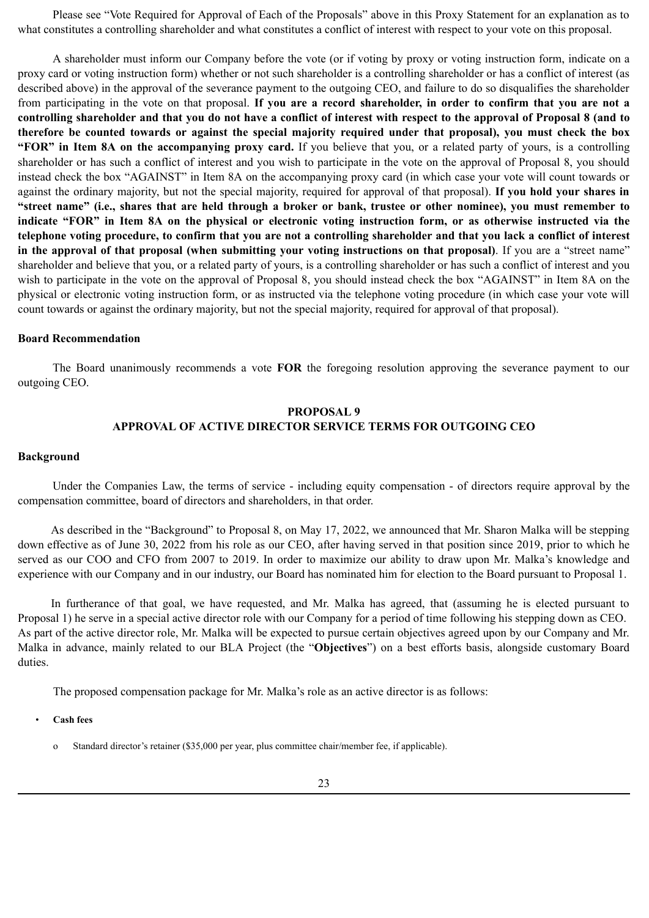Please see “Vote Required for Approval of Each of the Proposals” above in this Proxy Statement for an explanation as to what constitutes a controlling shareholder and what constitutes a conflict of interest with respect to your vote on this proposal.

A shareholder must inform our Company before the vote (or if voting by proxy or voting instruction form, indicate on a proxy card or voting instruction form) whether or not such shareholder is a controlling shareholder or has a conflict of interest (as described above) in the approval of the severance payment to the outgoing CEO, and failure to do so disqualifies the shareholder from participating in the vote on that proposal. **If you are a record shareholder, in order to confirm that you are not a controlling shareholder and that you do not have a conflict of interest with respect to the approval of Proposal 8 (and to therefore be counted towards or against the special majority required under that proposal), you must check the box “FOR” in Item 8A on the accompanying proxy card.** If you believe that you, or a related party of yours, is a controlling shareholder or has such a conflict of interest and you wish to participate in the vote on the approval of Proposal 8, you should instead check the box “AGAINST” in Item 8A on the accompanying proxy card (in which case your vote will count towards or against the ordinary majority, but not the special majority, required for approval of that proposal). **If you hold your shares in “street name” (i.e., shares that are held through a broker or bank, trustee or other nominee), you must remember to indicate “FOR” in Item 8A on the physical or electronic voting instruction form, or as otherwise instructed via the telephone voting procedure, to confirm that you are not a controlling shareholder and that you lack a conflict of interest in the approval of that proposal (when submitting your voting instructions on that proposal)**. If you are a “street name” shareholder and believe that you, or a related party of yours, is a controlling shareholder or has such a conflict of interest and you wish to participate in the vote on the approval of Proposal 8, you should instead check the box “AGAINST” in Item 8A on the physical or electronic voting instruction form, or as instructed via the telephone voting procedure (in which case your vote will count towards or against the ordinary majority, but not the special majority, required for approval of that proposal).

### Board Recommendation

The Board unanimously recommends a vote **FOR** the foregoing resolution approving the severance payment to our outgoing CEO.

## PROPOSAL 9
## APPROVAL OF ACTIVE DIRECTOR SERVICE TERMS FOR OUTGOING CEO

### Background

Under the Companies Law, the terms of service - including equity compensation - of directors require approval by the compensation committee, board of directors and shareholders, in that order.

As described in the “Background” to Proposal 8, on May 17, 2022, we announced that Mr. Sharon Malka will be stepping down effective as of June 30, 2022 from his role as our CEO, after having served in that position since 2019, prior to which he served as our COO and CFO from 2007 to 2019. In order to maximize our ability to draw upon Mr. Malka’s knowledge and experience with our Company and in our industry, our Board has nominated him for election to the Board pursuant to Proposal 1.

In furtherance of that goal, we have requested, and Mr. Malka has agreed, that (assuming he is elected pursuant to Proposal 1) he serve in a special active director role with our Company for a period of time following his stepping down as CEO. As part of the active director role, Mr. Malka will be expected to pursue certain objectives agreed upon by our Company and Mr. Malka in advance, mainly related to our BLA Project (the “**Objectives**”) on a best efforts basis, alongside customary Board duties.

The proposed compensation package for Mr. Malka’s role as an active director is as follows:

- **Cash fees**
  - Standard director’s retainer ($35,000 per year, plus committee chair/member fee, if applicable).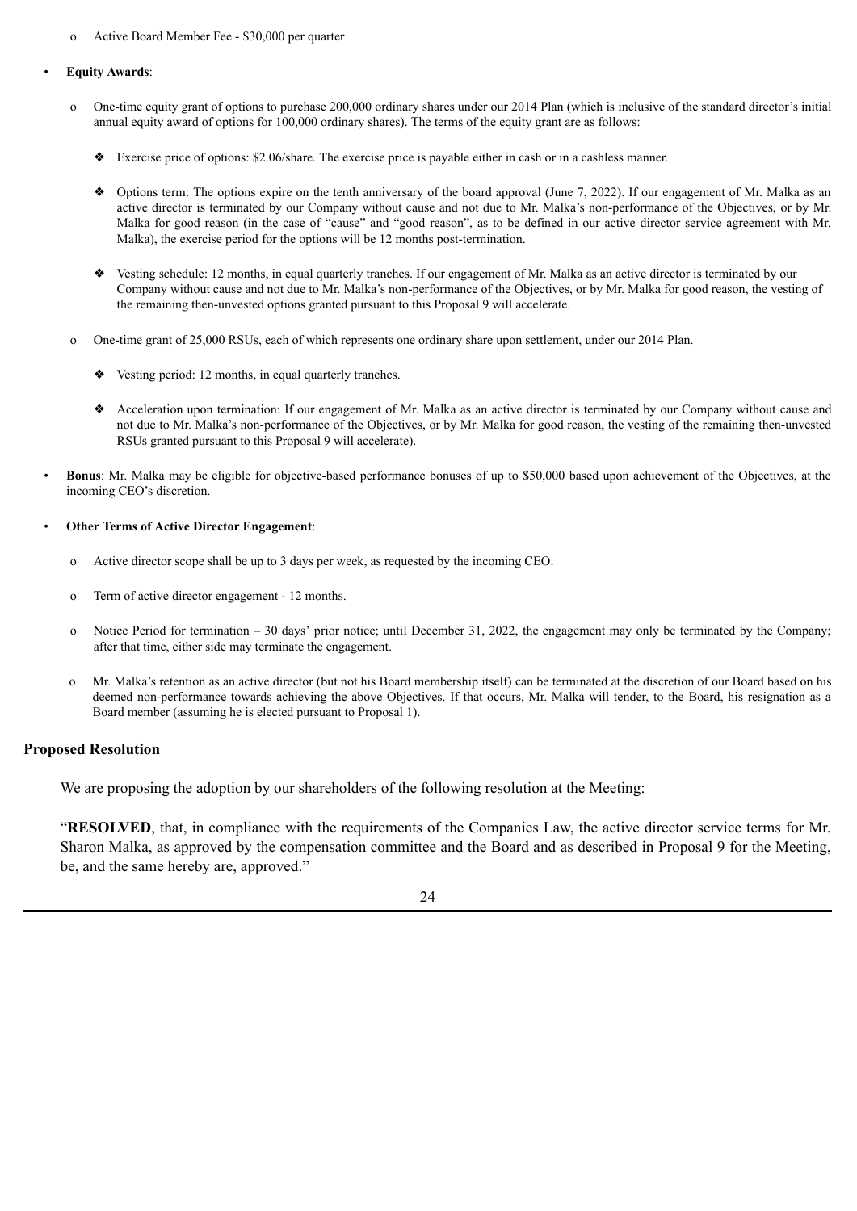- Active Board Member Fee - $30,000 per quarter

- **Equity Awards**:

  - One-time equity grant of options to purchase 200,000 ordinary shares under our 2014 Plan (which is inclusive of the standard director's initial annual equity award of options for 100,000 ordinary shares). The terms of the equity grant are as follows:

    - Exercise price of options: $2.06/share. The exercise price is payable either in cash or in a cashless manner.

    - Options term: The options expire on the tenth anniversary of the board approval (June 7, 2022). If our engagement of Mr. Malka as an active director is terminated by our Company without cause and not due to Mr. Malka's non-performance of the Objectives, or by Mr. Malka for good reason (in the case of "cause" and "good reason", as to be defined in our active director service agreement with Mr. Malka), the exercise period for the options will be 12 months post-termination.

    - Vesting schedule: 12 months, in equal quarterly tranches. If our engagement of Mr. Malka as an active director is terminated by our Company without cause and not due to Mr. Malka's non-performance of the Objectives, or by Mr. Malka for good reason, the vesting of the remaining then-unvested options granted pursuant to this Proposal 9 will accelerate.

  - One-time grant of 25,000 RSUs, each of which represents one ordinary share upon settlement, under our 2014 Plan.

    - Vesting period: 12 months, in equal quarterly tranches.

    - Acceleration upon termination: If our engagement of Mr. Malka as an active director is terminated by our Company without cause and not due to Mr. Malka's non-performance of the Objectives, or by Mr. Malka for good reason, the vesting of the remaining then-unvested RSUs granted pursuant to this Proposal 9 will accelerate).

- **Bonus**: Mr. Malka may be eligible for objective-based performance bonuses of up to $50,000 based upon achievement of the Objectives, at the incoming CEO's discretion.

- **Other Terms of Active Director Engagement**:

  - Active director scope shall be up to 3 days per week, as requested by the incoming CEO.

  - Term of active director engagement - 12 months.

  - Notice Period for termination – 30 days' prior notice; until December 31, 2022, the engagement may only be terminated by the Company; after that time, either side may terminate the engagement.

  - Mr. Malka's retention as an active director (but not his Board membership itself) can be terminated at the discretion of our Board based on his deemed non-performance towards achieving the above Objectives. If that occurs, Mr. Malka will tender, to the Board, his resignation as a Board member (assuming he is elected pursuant to Proposal 1).

## Proposed Resolution

We are proposing the adoption by our shareholders of the following resolution at the Meeting:

"**RESOLVED**, that, in compliance with the requirements of the Companies Law, the active director service terms for Mr. Sharon Malka, as approved by the compensation committee and the Board and as described in Proposal 9 for the Meeting, be, and the same hereby are, approved."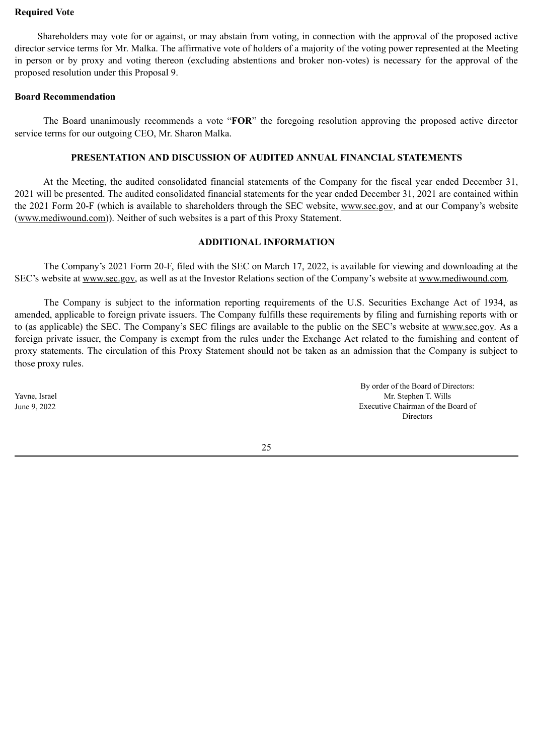### Required Vote

Shareholders may vote for or against, or may abstain from voting, in connection with the approval of the proposed active director service terms for Mr. Malka. The affirmative vote of holders of a majority of the voting power represented at the Meeting in person or by proxy and voting thereon (excluding abstentions and broker non-votes) is necessary for the approval of the proposed resolution under this Proposal 9.

### Board Recommendation

The Board unanimously recommends a vote "**FOR**" the foregoing resolution approving the proposed active director service terms for our outgoing CEO, Mr. Sharon Malka.

## PRESENTATION AND DISCUSSION OF AUDITED ANNUAL FINANCIAL STATEMENTS

At the Meeting, the audited consolidated financial statements of the Company for the fiscal year ended December 31, 2021 will be presented. The audited consolidated financial statements for the year ended December 31, 2021 are contained within the 2021 Form 20-F (which is available to shareholders through the SEC website, www.sec.gov, and at our Company's website (www.mediwound.com)). Neither of such websites is a part of this Proxy Statement.

## ADDITIONAL INFORMATION

The Company's 2021 Form 20-F, filed with the SEC on March 17, 2022, is available for viewing and downloading at the SEC's website at www.sec.gov, as well as at the Investor Relations section of the Company's website at www.mediwound.com.

The Company is subject to the information reporting requirements of the U.S. Securities Exchange Act of 1934, as amended, applicable to foreign private issuers. The Company fulfills these requirements by filing and furnishing reports with or to (as applicable) the SEC. The Company's SEC filings are available to the public on the SEC's website at www.sec.gov. As a foreign private issuer, the Company is exempt from the rules under the Exchange Act related to the furnishing and content of proxy statements. The circulation of this Proxy Statement should not be taken as an admission that the Company is subject to those proxy rules.

By order of the Board of Directors:
Mr. Stephen T. Wills
Executive Chairman of the Board of Directors

Yavne, Israel
June 9, 2022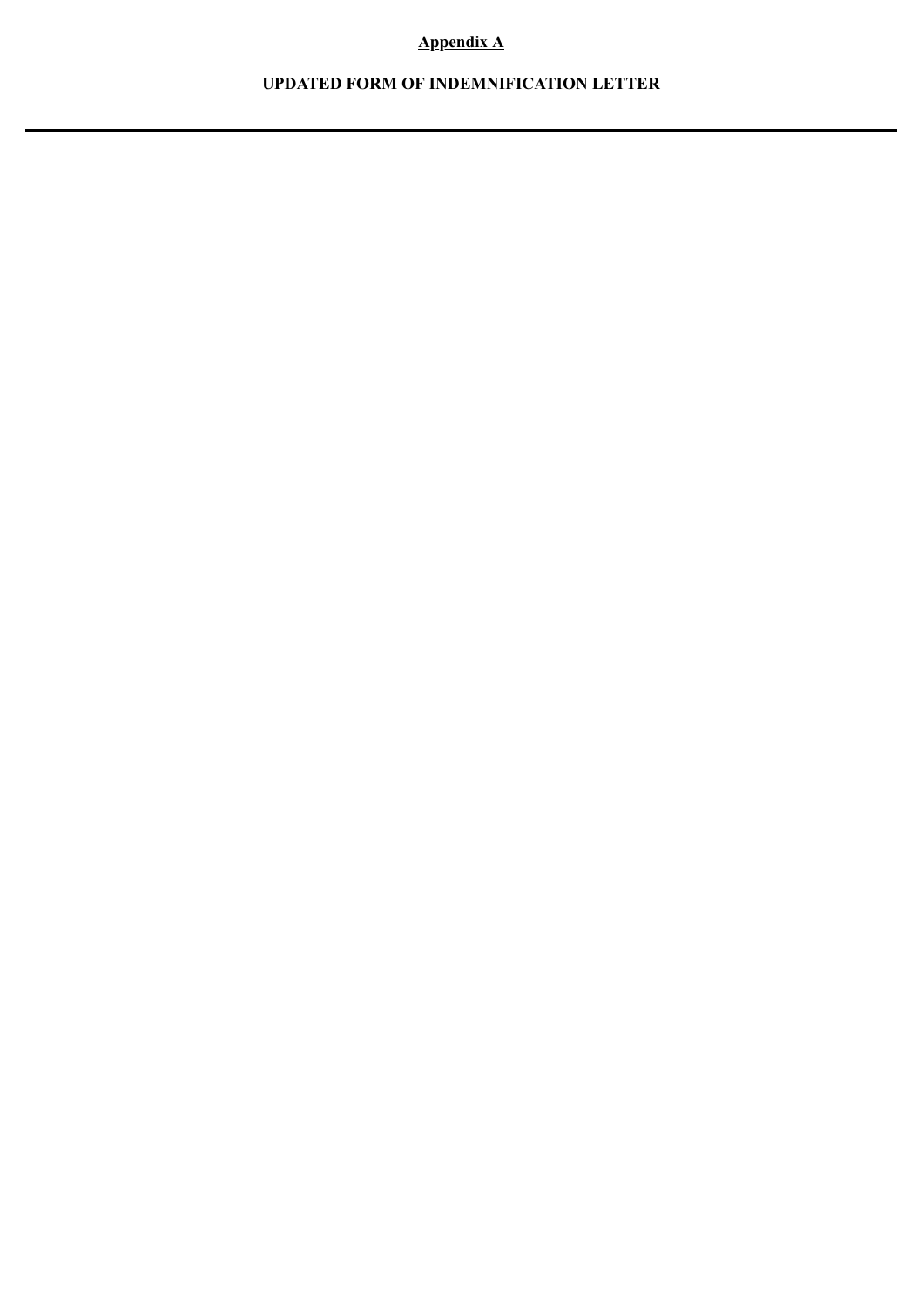**Appendix A**

**UPDATED FORM OF INDEMNIFICATION LETTER**

---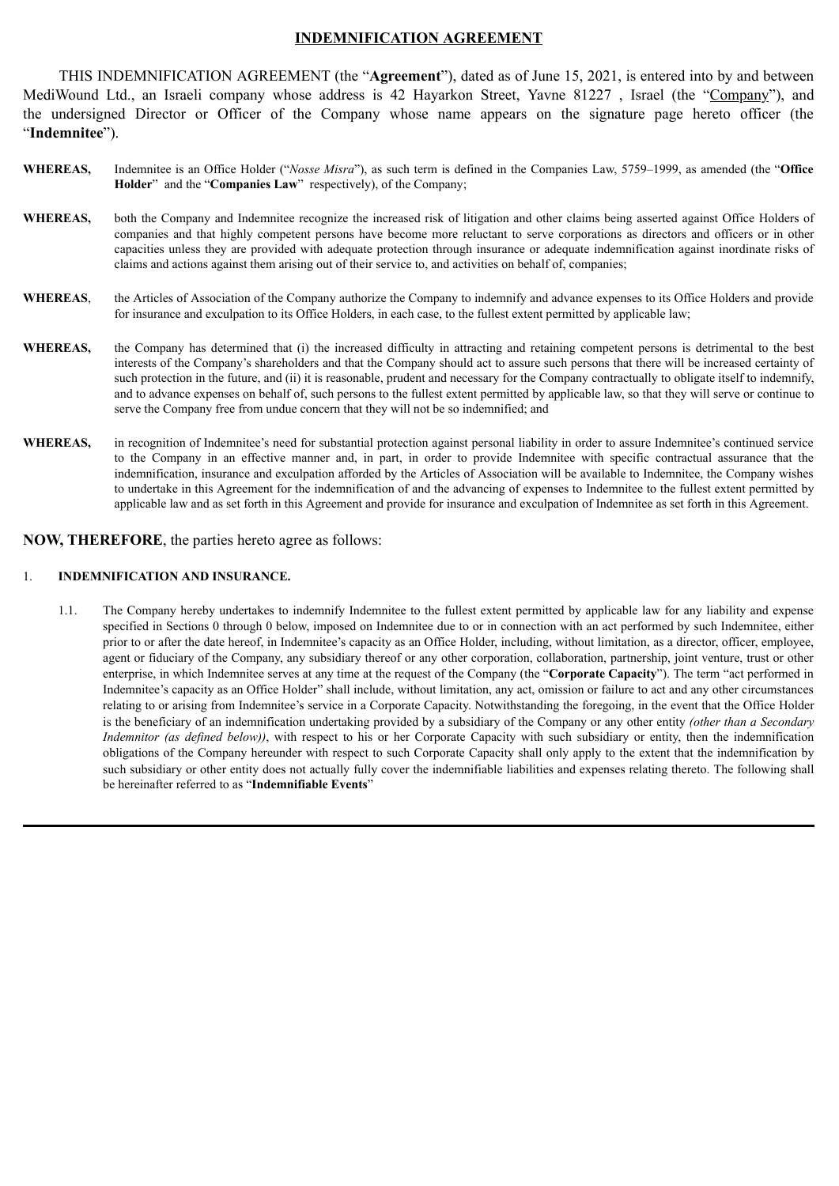# INDEMNIFICATION AGREEMENT

THIS INDEMNIFICATION AGREEMENT (the "**Agreement**"), dated as of June 15, 2021, is entered into by and between MediWound Ltd., an Israeli company whose address is 42 Hayarkon Street, Yavne 81227 , Israel (the "Company"), and the undersigned Director or Officer of the Company whose name appears on the signature page hereto officer (the "**Indemnitee**").

**WHEREAS,** Indemnitee is an Office Holder ("*Nosse Misra*"), as such term is defined in the Companies Law, 5759–1999, as amended (the "**Office Holder**" and the "**Companies Law**" respectively), of the Company;

**WHEREAS,** both the Company and Indemnitee recognize the increased risk of litigation and other claims being asserted against Office Holders of companies and that highly competent persons have become more reluctant to serve corporations as directors and officers or in other capacities unless they are provided with adequate protection through insurance or adequate indemnification against inordinate risks of claims and actions against them arising out of their service to, and activities on behalf of, companies;

**WHEREAS**, the Articles of Association of the Company authorize the Company to indemnify and advance expenses to its Office Holders and provide for insurance and exculpation to its Office Holders, in each case, to the fullest extent permitted by applicable law;

**WHEREAS,** the Company has determined that (i) the increased difficulty in attracting and retaining competent persons is detrimental to the best interests of the Company's shareholders and that the Company should act to assure such persons that there will be increased certainty of such protection in the future, and (ii) it is reasonable, prudent and necessary for the Company contractually to obligate itself to indemnify, and to advance expenses on behalf of, such persons to the fullest extent permitted by applicable law, so that they will serve or continue to serve the Company free from undue concern that they will not be so indemnified; and

**WHEREAS,** in recognition of Indemnitee's need for substantial protection against personal liability in order to assure Indemnitee's continued service to the Company in an effective manner and, in part, in order to provide Indemnitee with specific contractual assurance that the indemnification, insurance and exculpation afforded by the Articles of Association will be available to Indemnitee, the Company wishes to undertake in this Agreement for the indemnification of and the advancing of expenses to Indemnitee to the fullest extent permitted by applicable law and as set forth in this Agreement and provide for insurance and exculpation of Indemnitee as set forth in this Agreement.

**NOW, THEREFORE**, the parties hereto agree as follows:

1. **INDEMNIFICATION AND INSURANCE.**

1.1. The Company hereby undertakes to indemnify Indemnitee to the fullest extent permitted by applicable law for any liability and expense specified in Sections 0 through 0 below, imposed on Indemnitee due to or in connection with an act performed by such Indemnitee, either prior to or after the date hereof, in Indemnitee's capacity as an Office Holder, including, without limitation, as a director, officer, employee, agent or fiduciary of the Company, any subsidiary thereof or any other corporation, collaboration, partnership, joint venture, trust or other enterprise, in which Indemnitee serves at any time at the request of the Company (the "**Corporate Capacity**"). The term "act performed in Indemnitee's capacity as an Office Holder" shall include, without limitation, any act, omission or failure to act and any other circumstances relating to or arising from Indemnitee's service in a Corporate Capacity. Notwithstanding the foregoing, in the event that the Office Holder is the beneficiary of an indemnification undertaking provided by a subsidiary of the Company or any other entity *(other than a Secondary Indemnitor (as defined below))*, with respect to his or her Corporate Capacity with such subsidiary or entity, then the indemnification obligations of the Company hereunder with respect to such Corporate Capacity shall only apply to the extent that the indemnification by such subsidiary or other entity does not actually fully cover the indemnifiable liabilities and expenses relating thereto. The following shall be hereinafter referred to as "**Indemnifiable Events**"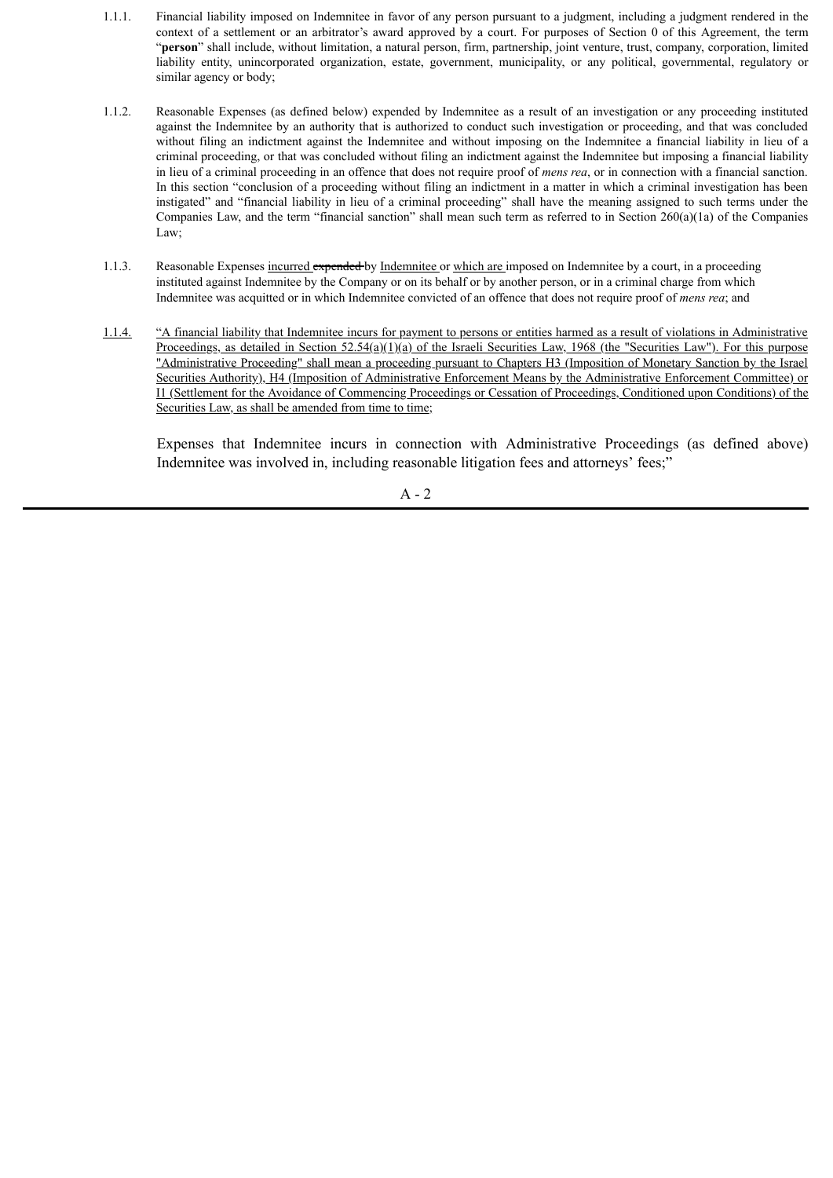1.1.1. Financial liability imposed on Indemnitee in favor of any person pursuant to a judgment, including a judgment rendered in the context of a settlement or an arbitrator's award approved by a court. For purposes of Section 0 of this Agreement, the term "**person**" shall include, without limitation, a natural person, firm, partnership, joint venture, trust, company, corporation, limited liability entity, unincorporated organization, estate, government, municipality, or any political, governmental, regulatory or similar agency or body;

1.1.2. Reasonable Expenses (as defined below) expended by Indemnitee as a result of an investigation or any proceeding instituted against the Indemnitee by an authority that is authorized to conduct such investigation or proceeding, and that was concluded without filing an indictment against the Indemnitee and without imposing on the Indemnitee a financial liability in lieu of a criminal proceeding, or that was concluded without filing an indictment against the Indemnitee but imposing a financial liability in lieu of a criminal proceeding in an offence that does not require proof of *mens rea*, or in connection with a financial sanction. In this section "conclusion of a proceeding without filing an indictment in a matter in which a criminal investigation has been instigated" and "financial liability in lieu of a criminal proceeding" shall have the meaning assigned to such terms under the Companies Law, and the term "financial sanction" shall mean such term as referred to in Section 260(a)(1a) of the Companies Law;

1.1.3. Reasonable Expenses incurred ~~expended~~ by Indemnitee or which are imposed on Indemnitee by a court, in a proceeding instituted against Indemnitee by the Company or on its behalf or by another person, or in a criminal charge from which Indemnitee was acquitted or in which Indemnitee convicted of an offence that does not require proof of *mens rea*; and

1.1.4. "A financial liability that Indemnitee incurs for payment to persons or entities harmed as a result of violations in Administrative Proceedings, as detailed in Section 52.54(a)(1)(a) of the Israeli Securities Law, 1968 (the "Securities Law"). For this purpose "Administrative Proceeding" shall mean a proceeding pursuant to Chapters H3 (Imposition of Monetary Sanction by the Israel Securities Authority), H4 (Imposition of Administrative Enforcement Means by the Administrative Enforcement Committee) or I1 (Settlement for the Avoidance of Commencing Proceedings or Cessation of Proceedings, Conditioned upon Conditions) of the Securities Law, as shall be amended from time to time;

Expenses that Indemnitee incurs in connection with Administrative Proceedings (as defined above) Indemnitee was involved in, including reasonable litigation fees and attorneys' fees;"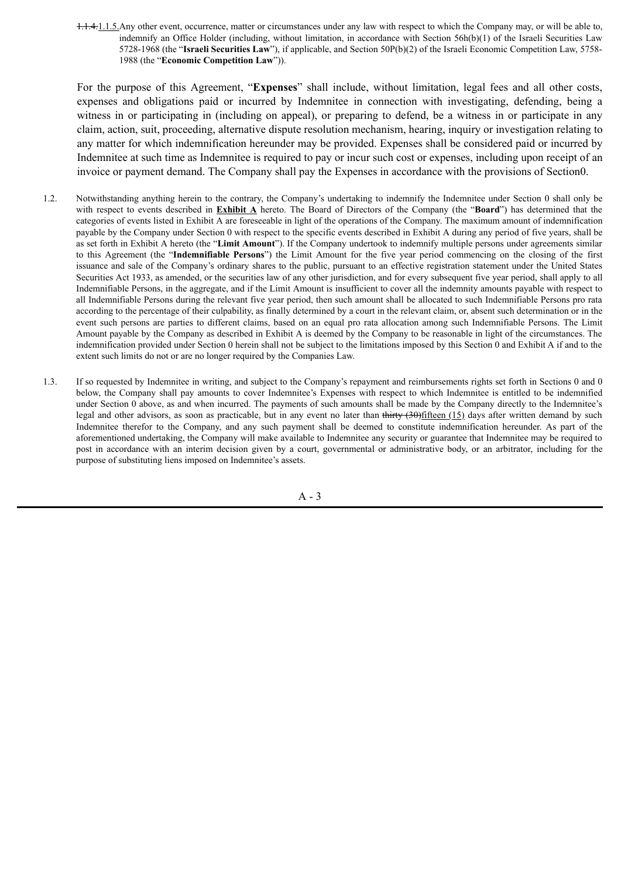~~1.1.4.~~1.1.5. Any other event, occurrence, matter or circumstances under any law with respect to which the Company may, or will be able to, indemnify an Office Holder (including, without limitation, in accordance with Section 56h(b)(1) of the Israeli Securities Law 5728-1968 (the "**Israeli Securities Law**"), if applicable, and Section 50P(b)(2) of the Israeli Economic Competition Law, 5758-1988 (the "**Economic Competition Law**")).

For the purpose of this Agreement, "**Expenses**" shall include, without limitation, legal fees and all other costs, expenses and obligations paid or incurred by Indemnitee in connection with investigating, defending, being a witness in or participating in (including on appeal), or preparing to defend, be a witness in or participate in any claim, action, suit, proceeding, alternative dispute resolution mechanism, hearing, inquiry or investigation relating to any matter for which indemnification hereunder may be provided. Expenses shall be considered paid or incurred by Indemnitee at such time as Indemnitee is required to pay or incur such cost or expenses, including upon receipt of an invoice or payment demand. The Company shall pay the Expenses in accordance with the provisions of Section0.

1.2. Notwithstanding anything herein to the contrary, the Company's undertaking to indemnify the Indemnitee under Section 0 shall only be with respect to events described in **Exhibit A** hereto. The Board of Directors of the Company (the "**Board**") has determined that the categories of events listed in Exhibit A are foreseeable in light of the operations of the Company. The maximum amount of indemnification payable by the Company under Section 0 with respect to the specific events described in Exhibit A during any period of five years, shall be as set forth in Exhibit A hereto (the "**Limit Amount**"). If the Company undertook to indemnify multiple persons under agreements similar to this Agreement (the "**Indemnifiable Persons**") the Limit Amount for the five year period commencing on the closing of the first issuance and sale of the Company's ordinary shares to the public, pursuant to an effective registration statement under the United States Securities Act 1933, as amended, or the securities law of any other jurisdiction, and for every subsequent five year period, shall apply to all Indemnifiable Persons, in the aggregate, and if the Limit Amount is insufficient to cover all the indemnity amounts payable with respect to all Indemnifiable Persons during the relevant five year period, then such amount shall be allocated to such Indemnifiable Persons pro rata according to the percentage of their culpability, as finally determined by a court in the relevant claim, or, absent such determination or in the event such persons are parties to different claims, based on an equal pro rata allocation among such Indemnifiable Persons. The Limit Amount payable by the Company as described in Exhibit A is deemed by the Company to be reasonable in light of the circumstances. The indemnification provided under Section 0 herein shall not be subject to the limitations imposed by this Section 0 and Exhibit A if and to the extent such limits do not or are no longer required by the Companies Law.

1.3. If so requested by Indemnitee in writing, and subject to the Company's repayment and reimbursements rights set forth in Sections 0 and 0 below, the Company shall pay amounts to cover Indemnitee's Expenses with respect to which Indemnitee is entitled to be indemnified under Section 0 above, as and when incurred. The payments of such amounts shall be made by the Company directly to the Indemnitee's legal and other advisors, as soon as practicable, but in any event no later than ~~thirty (30)~~fifteen (15) days after written demand by such Indemnitee therefor to the Company, and any such payment shall be deemed to constitute indemnification hereunder. As part of the aforementioned undertaking, the Company will make available to Indemnitee any security or guarantee that Indemnitee may be required to post in accordance with an interim decision given by a court, governmental or administrative body, or an arbitrator, including for the purpose of substituting liens imposed on Indemnitee's assets.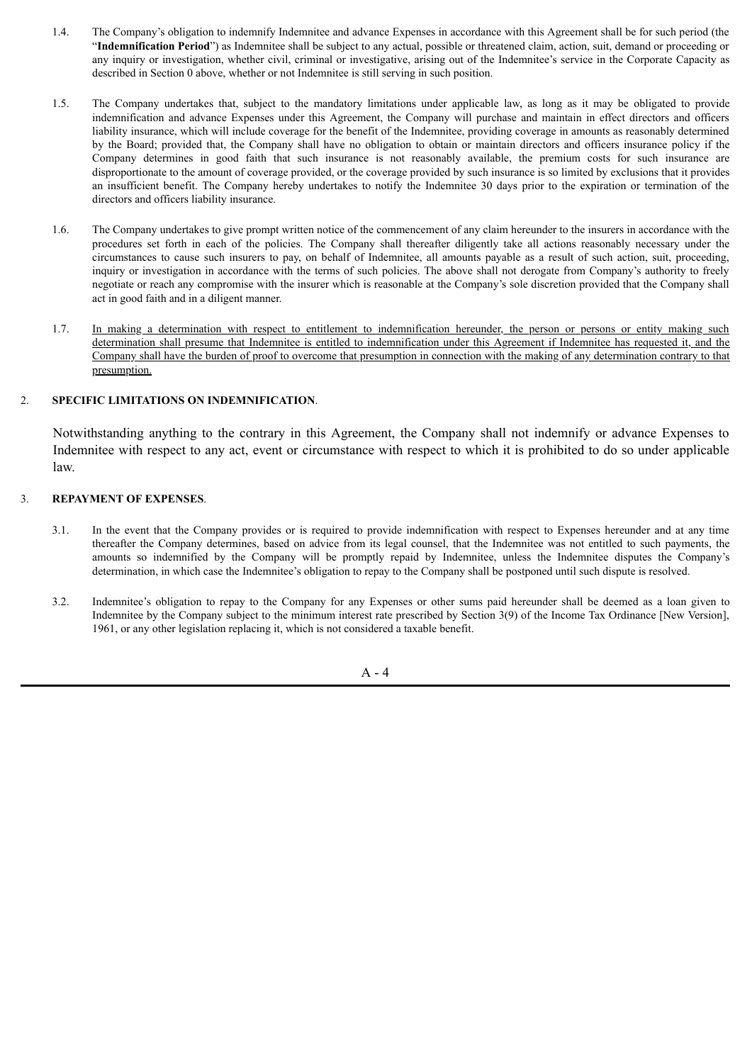1.4. The Company's obligation to indemnify Indemnitee and advance Expenses in accordance with this Agreement shall be for such period (the "**Indemnification Period**") as Indemnitee shall be subject to any actual, possible or threatened claim, action, suit, demand or proceeding or any inquiry or investigation, whether civil, criminal or investigative, arising out of the Indemnitee's service in the Corporate Capacity as described in Section 0 above, whether or not Indemnitee is still serving in such position.

1.5. The Company undertakes that, subject to the mandatory limitations under applicable law, as long as it may be obligated to provide indemnification and advance Expenses under this Agreement, the Company will purchase and maintain in effect directors and officers liability insurance, which will include coverage for the benefit of the Indemnitee, providing coverage in amounts as reasonably determined by the Board; provided that, the Company shall have no obligation to obtain or maintain directors and officers insurance policy if the Company determines in good faith that such insurance is not reasonably available, the premium costs for such insurance are disproportionate to the amount of coverage provided, or the coverage provided by such insurance is so limited by exclusions that it provides an insufficient benefit. The Company hereby undertakes to notify the Indemnitee 30 days prior to the expiration or termination of the directors and officers liability insurance.

1.6. The Company undertakes to give prompt written notice of the commencement of any claim hereunder to the insurers in accordance with the procedures set forth in each of the policies. The Company shall thereafter diligently take all actions reasonably necessary under the circumstances to cause such insurers to pay, on behalf of Indemnitee, all amounts payable as a result of such action, suit, proceeding, inquiry or investigation in accordance with the terms of such policies. The above shall not derogate from Company's authority to freely negotiate or reach any compromise with the insurer which is reasonable at the Company's sole discretion provided that the Company shall act in good faith and in a diligent manner.

1.7. <u>In making a determination with respect to entitlement to indemnification hereunder, the person or persons or entity making such determination shall presume that Indemnitee is entitled to indemnification under this Agreement if Indemnitee has requested it, and the Company shall have the burden of proof to overcome that presumption in connection with the making of any determination contrary to that presumption.</u>

2. **SPECIFIC LIMITATIONS ON INDEMNIFICATION**.

Notwithstanding anything to the contrary in this Agreement, the Company shall not indemnify or advance Expenses to Indemnitee with respect to any act, event or circumstance with respect to which it is prohibited to do so under applicable law.

3. **REPAYMENT OF EXPENSES**.

3.1. In the event that the Company provides or is required to provide indemnification with respect to Expenses hereunder and at any time thereafter the Company determines, based on advice from its legal counsel, that the Indemnitee was not entitled to such payments, the amounts so indemnified by the Company will be promptly repaid by Indemnitee, unless the Indemnitee disputes the Company's determination, in which case the Indemnitee's obligation to repay to the Company shall be postponed until such dispute is resolved.

3.2. Indemnitee's obligation to repay to the Company for any Expenses or other sums paid hereunder shall be deemed as a loan given to Indemnitee by the Company subject to the minimum interest rate prescribed by Section 3(9) of the Income Tax Ordinance [New Version], 1961, or any other legislation replacing it, which is not considered a taxable benefit.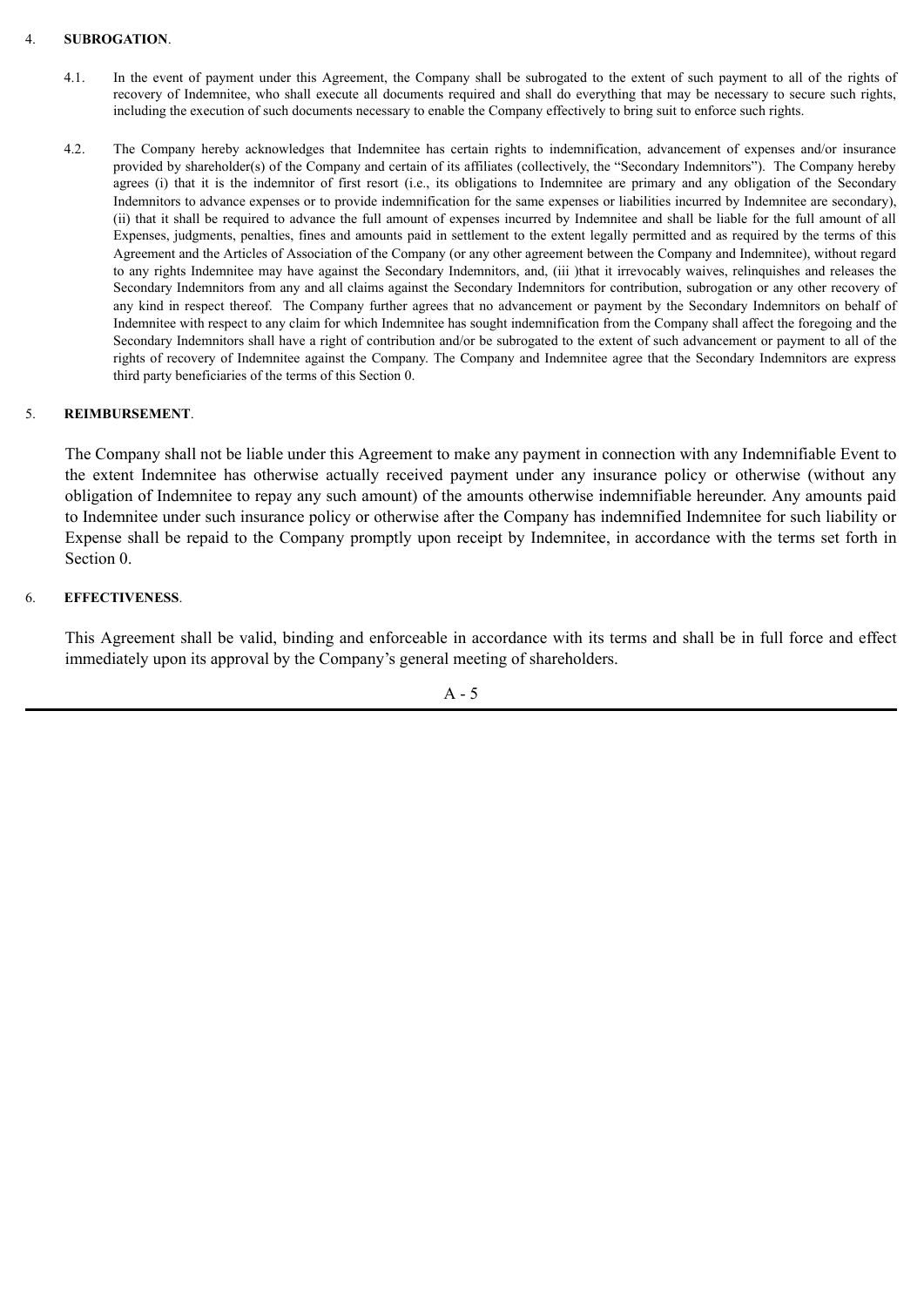4. **SUBROGATION**.

4.1. In the event of payment under this Agreement, the Company shall be subrogated to the extent of such payment to all of the rights of recovery of Indemnitee, who shall execute all documents required and shall do everything that may be necessary to secure such rights, including the execution of such documents necessary to enable the Company effectively to bring suit to enforce such rights.

4.2. The Company hereby acknowledges that Indemnitee has certain rights to indemnification, advancement of expenses and/or insurance provided by shareholder(s) of the Company and certain of its affiliates (collectively, the "Secondary Indemnitors"). The Company hereby agrees (i) that it is the indemnitor of first resort (i.e., its obligations to Indemnitee are primary and any obligation of the Secondary Indemnitors to advance expenses or to provide indemnification for the same expenses or liabilities incurred by Indemnitee are secondary), (ii) that it shall be required to advance the full amount of expenses incurred by Indemnitee and shall be liable for the full amount of all Expenses, judgments, penalties, fines and amounts paid in settlement to the extent legally permitted and as required by the terms of this Agreement and the Articles of Association of the Company (or any other agreement between the Company and Indemnitee), without regard to any rights Indemnitee may have against the Secondary Indemnitors, and, (iii )that it irrevocably waives, relinquishes and releases the Secondary Indemnitors from any and all claims against the Secondary Indemnitors for contribution, subrogation or any other recovery of any kind in respect thereof. The Company further agrees that no advancement or payment by the Secondary Indemnitors on behalf of Indemnitee with respect to any claim for which Indemnitee has sought indemnification from the Company shall affect the foregoing and the Secondary Indemnitors shall have a right of contribution and/or be subrogated to the extent of such advancement or payment to all of the rights of recovery of Indemnitee against the Company. The Company and Indemnitee agree that the Secondary Indemnitors are express third party beneficiaries of the terms of this Section 0.

5. **REIMBURSEMENT**.

The Company shall not be liable under this Agreement to make any payment in connection with any Indemnifiable Event to the extent Indemnitee has otherwise actually received payment under any insurance policy or otherwise (without any obligation of Indemnitee to repay any such amount) of the amounts otherwise indemnifiable hereunder. Any amounts paid to Indemnitee under such insurance policy or otherwise after the Company has indemnified Indemnitee for such liability or Expense shall be repaid to the Company promptly upon receipt by Indemnitee, in accordance with the terms set forth in Section 0.

6. **EFFECTIVENESS**.

This Agreement shall be valid, binding and enforceable in accordance with its terms and shall be in full force and effect immediately upon its approval by the Company's general meeting of shareholders.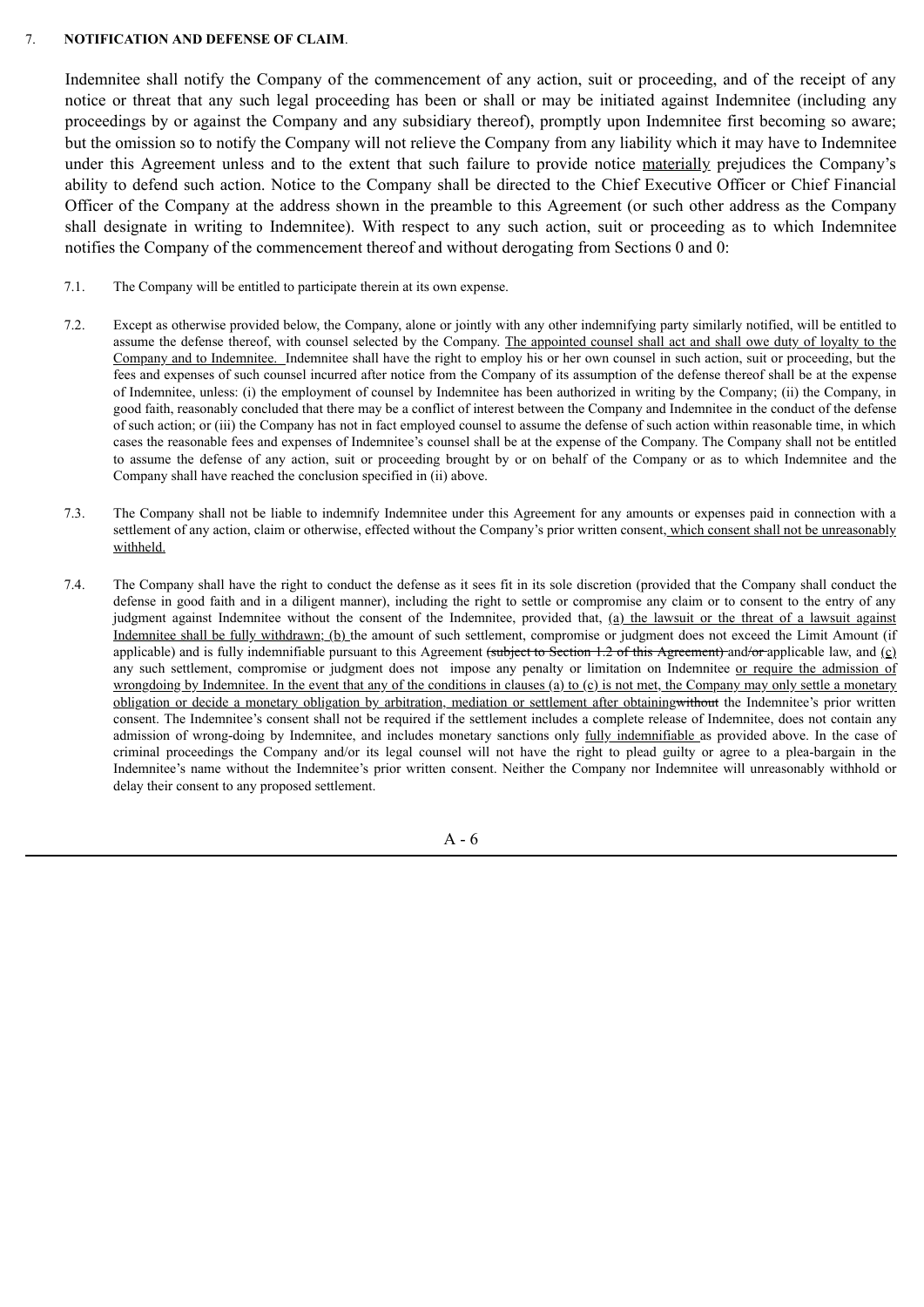7. **NOTIFICATION AND DEFENSE OF CLAIM**.

Indemnitee shall notify the Company of the commencement of any action, suit or proceeding, and of the receipt of any notice or threat that any such legal proceeding has been or shall or may be initiated against Indemnitee (including any proceedings by or against the Company and any subsidiary thereof), promptly upon Indemnitee first becoming so aware; but the omission so to notify the Company will not relieve the Company from any liability which it may have to Indemnitee under this Agreement unless and to the extent that such failure to provide notice materially prejudices the Company's ability to defend such action. Notice to the Company shall be directed to the Chief Executive Officer or Chief Financial Officer of the Company at the address shown in the preamble to this Agreement (or such other address as the Company shall designate in writing to Indemnitee). With respect to any such action, suit or proceeding as to which Indemnitee notifies the Company of the commencement thereof and without derogating from Sections 0 and 0:

7.1. The Company will be entitled to participate therein at its own expense.

7.2. Except as otherwise provided below, the Company, alone or jointly with any other indemnifying party similarly notified, will be entitled to assume the defense thereof, with counsel selected by the Company. The appointed counsel shall act and shall owe duty of loyalty to the Company and to Indemnitee. Indemnitee shall have the right to employ his or her own counsel in such action, suit or proceeding, but the fees and expenses of such counsel incurred after notice from the Company of its assumption of the defense thereof shall be at the expense of Indemnitee, unless: (i) the employment of counsel by Indemnitee has been authorized in writing by the Company; (ii) the Company, in good faith, reasonably concluded that there may be a conflict of interest between the Company and Indemnitee in the conduct of the defense of such action; or (iii) the Company has not in fact employed counsel to assume the defense of such action within reasonable time, in which cases the reasonable fees and expenses of Indemnitee's counsel shall be at the expense of the Company. The Company shall not be entitled to assume the defense of any action, suit or proceeding brought by or on behalf of the Company or as to which Indemnitee and the Company shall have reached the conclusion specified in (ii) above.

7.3. The Company shall not be liable to indemnify Indemnitee under this Agreement for any amounts or expenses paid in connection with a settlement of any action, claim or otherwise, effected without the Company's prior written consent, which consent shall not be unreasonably withheld.

7.4. The Company shall have the right to conduct the defense as it sees fit in its sole discretion (provided that the Company shall conduct the defense in good faith and in a diligent manner), including the right to settle or compromise any claim or to consent to the entry of any judgment against Indemnitee without the consent of the Indemnitee, provided that, (a) the lawsuit or the threat of a lawsuit against Indemnitee shall be fully withdrawn; (b) the amount of such settlement, compromise or judgment does not exceed the Limit Amount (if applicable) and is fully indemnifiable pursuant to this Agreement ~~(subject to Section 1.2 of this Agreement)~~ and/or applicable law, and (c) any such settlement, compromise or judgment does not impose any penalty or limitation on Indemnitee or require the admission of wrongdoing by Indemnitee. In the event that any of the conditions in clauses (a) to (c) is not met, the Company may only settle a monetary obligation or decide a monetary obligation by arbitration, mediation or settlement after obtaining~~without~~ the Indemnitee's prior written consent. The Indemnitee's consent shall not be required if the settlement includes a complete release of Indemnitee, does not contain any admission of wrong-doing by Indemnitee, and includes monetary sanctions only fully indemnifiable as provided above. In the case of criminal proceedings the Company and/or its legal counsel will not have the right to plead guilty or agree to a plea-bargain in the Indemnitee's name without the Indemnitee's prior written consent. Neither the Company nor Indemnitee will unreasonably withhold or delay their consent to any proposed settlement.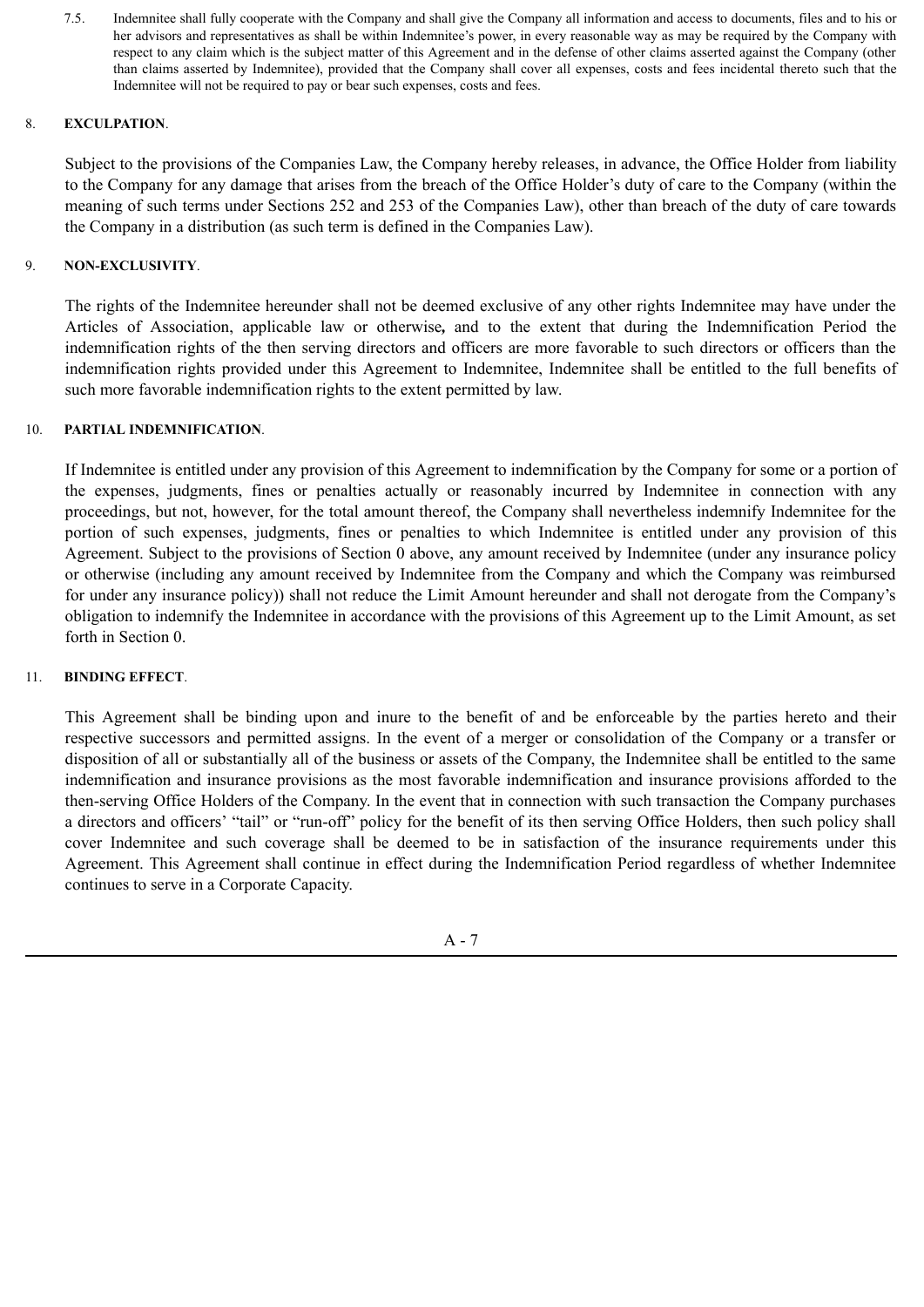7.5. Indemnitee shall fully cooperate with the Company and shall give the Company all information and access to documents, files and to his or her advisors and representatives as shall be within Indemnitee's power, in every reasonable way as may be required by the Company with respect to any claim which is the subject matter of this Agreement and in the defense of other claims asserted against the Company (other than claims asserted by Indemnitee), provided that the Company shall cover all expenses, costs and fees incidental thereto such that the Indemnitee will not be required to pay or bear such expenses, costs and fees.

8. **EXCULPATION**.

Subject to the provisions of the Companies Law, the Company hereby releases, in advance, the Office Holder from liability to the Company for any damage that arises from the breach of the Office Holder's duty of care to the Company (within the meaning of such terms under Sections 252 and 253 of the Companies Law), other than breach of the duty of care towards the Company in a distribution (as such term is defined in the Companies Law).

9. **NON-EXCLUSIVITY**.

The rights of the Indemnitee hereunder shall not be deemed exclusive of any other rights Indemnitee may have under the Articles of Association, applicable law or otherwise**,** and to the extent that during the Indemnification Period the indemnification rights of the then serving directors and officers are more favorable to such directors or officers than the indemnification rights provided under this Agreement to Indemnitee, Indemnitee shall be entitled to the full benefits of such more favorable indemnification rights to the extent permitted by law.

10. **PARTIAL INDEMNIFICATION**.

If Indemnitee is entitled under any provision of this Agreement to indemnification by the Company for some or a portion of the expenses, judgments, fines or penalties actually or reasonably incurred by Indemnitee in connection with any proceedings, but not, however, for the total amount thereof, the Company shall nevertheless indemnify Indemnitee for the portion of such expenses, judgments, fines or penalties to which Indemnitee is entitled under any provision of this Agreement. Subject to the provisions of Section 0 above, any amount received by Indemnitee (under any insurance policy or otherwise (including any amount received by Indemnitee from the Company and which the Company was reimbursed for under any insurance policy)) shall not reduce the Limit Amount hereunder and shall not derogate from the Company's obligation to indemnify the Indemnitee in accordance with the provisions of this Agreement up to the Limit Amount, as set forth in Section 0.

11. **BINDING EFFECT**.

This Agreement shall be binding upon and inure to the benefit of and be enforceable by the parties hereto and their respective successors and permitted assigns. In the event of a merger or consolidation of the Company or a transfer or disposition of all or substantially all of the business or assets of the Company, the Indemnitee shall be entitled to the same indemnification and insurance provisions as the most favorable indemnification and insurance provisions afforded to the then-serving Office Holders of the Company. In the event that in connection with such transaction the Company purchases a directors and officers' "tail" or "run-off" policy for the benefit of its then serving Office Holders, then such policy shall cover Indemnitee and such coverage shall be deemed to be in satisfaction of the insurance requirements under this Agreement. This Agreement shall continue in effect during the Indemnification Period regardless of whether Indemnitee continues to serve in a Corporate Capacity.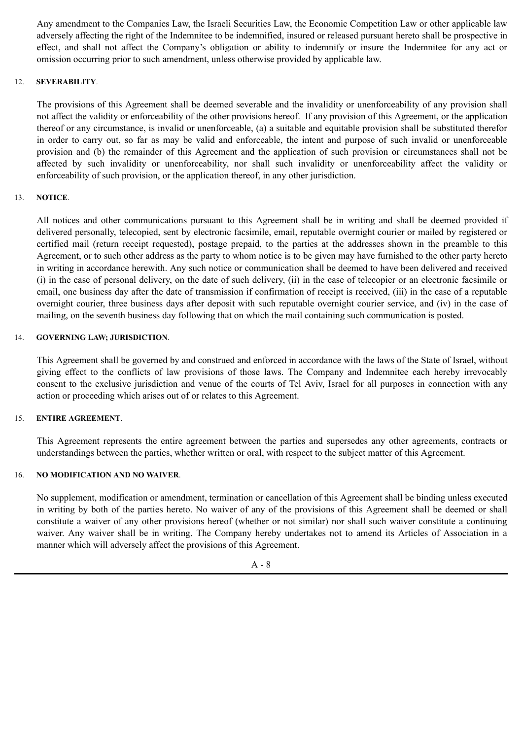Any amendment to the Companies Law, the Israeli Securities Law, the Economic Competition Law or other applicable law adversely affecting the right of the Indemnitee to be indemnified, insured or released pursuant hereto shall be prospective in effect, and shall not affect the Company's obligation or ability to indemnify or insure the Indemnitee for any act or omission occurring prior to such amendment, unless otherwise provided by applicable law.

12. **SEVERABILITY**.

The provisions of this Agreement shall be deemed severable and the invalidity or unenforceability of any provision shall not affect the validity or enforceability of the other provisions hereof. If any provision of this Agreement, or the application thereof or any circumstance, is invalid or unenforceable, (a) a suitable and equitable provision shall be substituted therefor in order to carry out, so far as may be valid and enforceable, the intent and purpose of such invalid or unenforceable provision and (b) the remainder of this Agreement and the application of such provision or circumstances shall not be affected by such invalidity or unenforceability, nor shall such invalidity or unenforceability affect the validity or enforceability of such provision, or the application thereof, in any other jurisdiction.

13. **NOTICE**.

All notices and other communications pursuant to this Agreement shall be in writing and shall be deemed provided if delivered personally, telecopied, sent by electronic facsimile, email, reputable overnight courier or mailed by registered or certified mail (return receipt requested), postage prepaid, to the parties at the addresses shown in the preamble to this Agreement, or to such other address as the party to whom notice is to be given may have furnished to the other party hereto in writing in accordance herewith. Any such notice or communication shall be deemed to have been delivered and received (i) in the case of personal delivery, on the date of such delivery, (ii) in the case of telecopier or an electronic facsimile or email, one business day after the date of transmission if confirmation of receipt is received, (iii) in the case of a reputable overnight courier, three business days after deposit with such reputable overnight courier service, and (iv) in the case of mailing, on the seventh business day following that on which the mail containing such communication is posted.

14. **GOVERNING LAW; JURISDICTION**.

This Agreement shall be governed by and construed and enforced in accordance with the laws of the State of Israel, without giving effect to the conflicts of law provisions of those laws. The Company and Indemnitee each hereby irrevocably consent to the exclusive jurisdiction and venue of the courts of Tel Aviv, Israel for all purposes in connection with any action or proceeding which arises out of or relates to this Agreement.

15. **ENTIRE AGREEMENT**.

This Agreement represents the entire agreement between the parties and supersedes any other agreements, contracts or understandings between the parties, whether written or oral, with respect to the subject matter of this Agreement.

16. **NO MODIFICATION AND NO WAIVER**.

No supplement, modification or amendment, termination or cancellation of this Agreement shall be binding unless executed in writing by both of the parties hereto. No waiver of any of the provisions of this Agreement shall be deemed or shall constitute a waiver of any other provisions hereof (whether or not similar) nor shall such waiver constitute a continuing waiver. Any waiver shall be in writing. The Company hereby undertakes not to amend its Articles of Association in a manner which will adversely affect the provisions of this Agreement.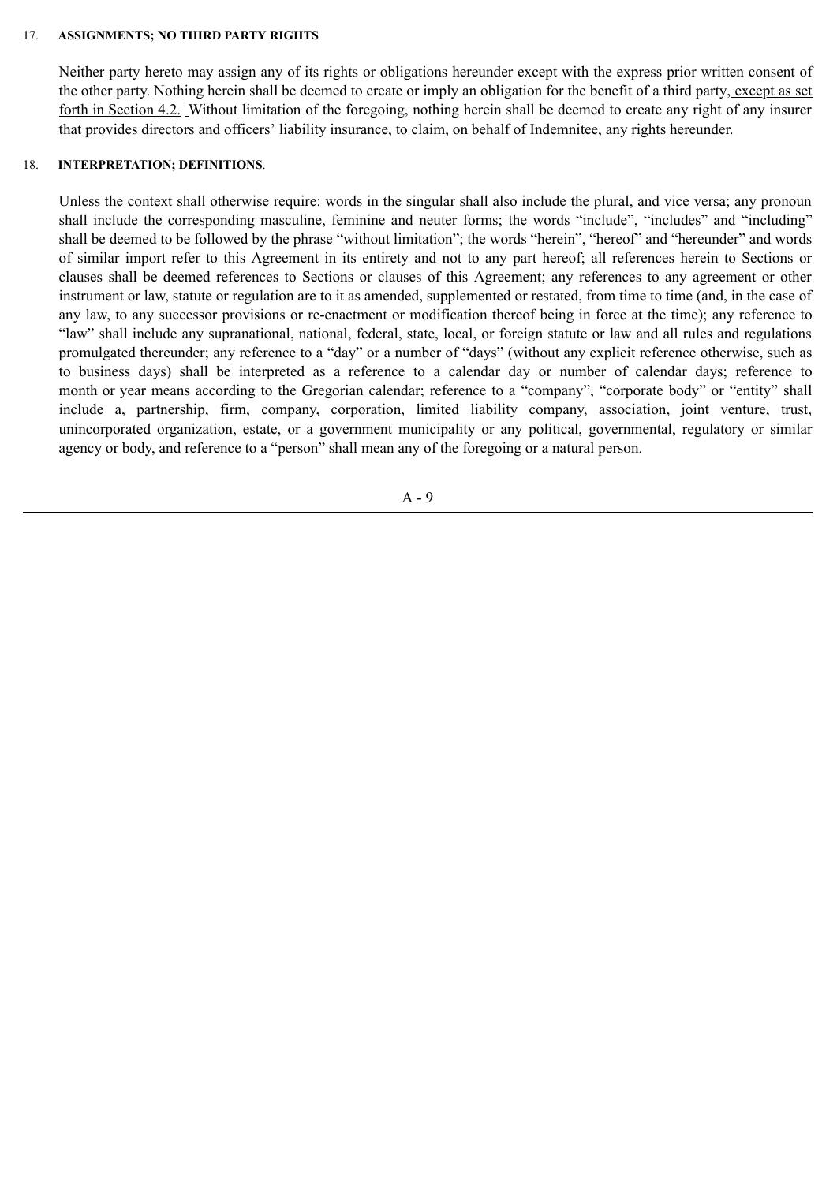17. **ASSIGNMENTS; NO THIRD PARTY RIGHTS**

Neither party hereto may assign any of its rights or obligations hereunder except with the express prior written consent of the other party. Nothing herein shall be deemed to create or imply an obligation for the benefit of a third party, except as set forth in Section 4.2. Without limitation of the foregoing, nothing herein shall be deemed to create any right of any insurer that provides directors and officers' liability insurance, to claim, on behalf of Indemnitee, any rights hereunder.

18. **INTERPRETATION; DEFINITIONS**.

Unless the context shall otherwise require: words in the singular shall also include the plural, and vice versa; any pronoun shall include the corresponding masculine, feminine and neuter forms; the words "include", "includes" and "including" shall be deemed to be followed by the phrase "without limitation"; the words "herein", "hereof" and "hereunder" and words of similar import refer to this Agreement in its entirety and not to any part hereof; all references herein to Sections or clauses shall be deemed references to Sections or clauses of this Agreement; any references to any agreement or other instrument or law, statute or regulation are to it as amended, supplemented or restated, from time to time (and, in the case of any law, to any successor provisions or re-enactment or modification thereof being in force at the time); any reference to "law" shall include any supranational, national, federal, state, local, or foreign statute or law and all rules and regulations promulgated thereunder; any reference to a "day" or a number of "days" (without any explicit reference otherwise, such as to business days) shall be interpreted as a reference to a calendar day or number of calendar days; reference to month or year means according to the Gregorian calendar; reference to a "company", "corporate body" or "entity" shall include a, partnership, firm, company, corporation, limited liability company, association, joint venture, trust, unincorporated organization, estate, or a government municipality or any political, governmental, regulatory or similar agency or body, and reference to a "person" shall mean any of the foregoing or a natural person.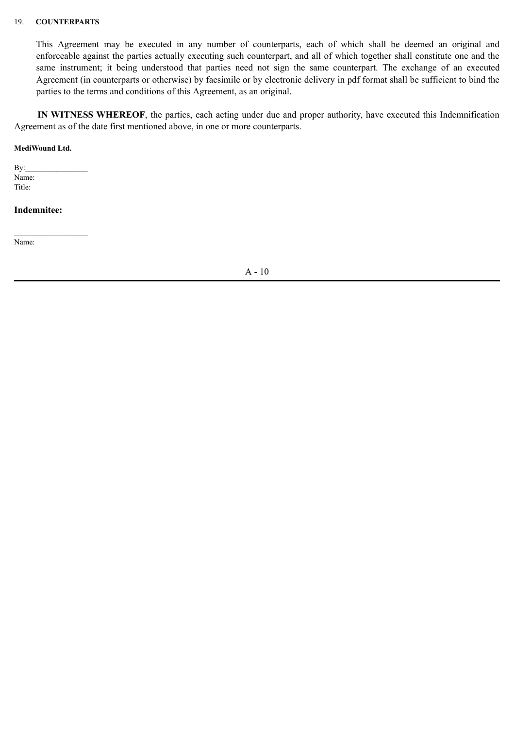19. **COUNTERPARTS**

This Agreement may be executed in any number of counterparts, each of which shall be deemed an original and enforceable against the parties actually executing such counterpart, and all of which together shall constitute one and the same instrument; it being understood that parties need not sign the same counterpart. The exchange of an executed Agreement (in counterparts or otherwise) by facsimile or by electronic delivery in pdf format shall be sufficient to bind the parties to the terms and conditions of this Agreement, as an original.

**IN WITNESS WHEREOF**, the parties, each acting under due and proper authority, have executed this Indemnification Agreement as of the date first mentioned above, in one or more counterparts.

**MediWound Ltd.**

By:________________
Name:
Title:

**Indemnitee:**

____________________
Name: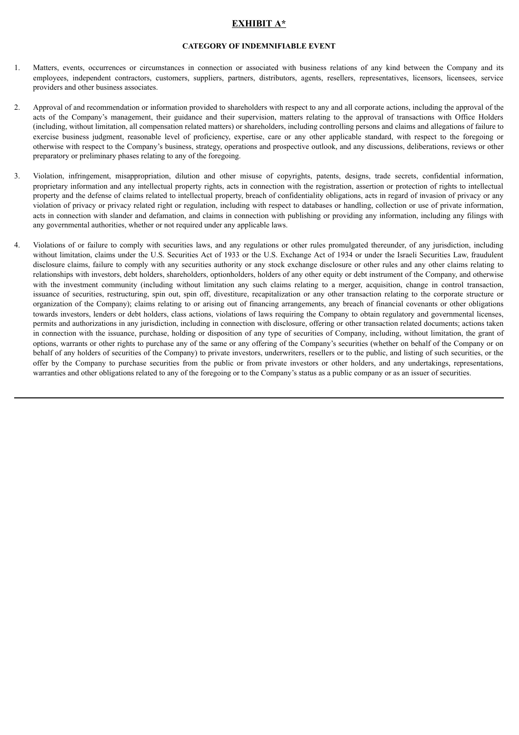# EXHIBIT A*

**CATEGORY OF INDEMNIFIABLE EVENT**

1. Matters, events, occurrences or circumstances in connection or associated with business relations of any kind between the Company and its employees, independent contractors, customers, suppliers, partners, distributors, agents, resellers, representatives, licensors, licensees, service providers and other business associates.

2. Approval of and recommendation or information provided to shareholders with respect to any and all corporate actions, including the approval of the acts of the Company's management, their guidance and their supervision, matters relating to the approval of transactions with Office Holders (including, without limitation, all compensation related matters) or shareholders, including controlling persons and claims and allegations of failure to exercise business judgment, reasonable level of proficiency, expertise, care or any other applicable standard, with respect to the foregoing or otherwise with respect to the Company's business, strategy, operations and prospective outlook, and any discussions, deliberations, reviews or other preparatory or preliminary phases relating to any of the foregoing.

3. Violation, infringement, misappropriation, dilution and other misuse of copyrights, patents, designs, trade secrets, confidential information, proprietary information and any intellectual property rights, acts in connection with the registration, assertion or protection of rights to intellectual property and the defense of claims related to intellectual property, breach of confidentiality obligations, acts in regard of invasion of privacy or any violation of privacy or privacy related right or regulation, including with respect to databases or handling, collection or use of private information, acts in connection with slander and defamation, and claims in connection with publishing or providing any information, including any filings with any governmental authorities, whether or not required under any applicable laws.

4. Violations of or failure to comply with securities laws, and any regulations or other rules promulgated thereunder, of any jurisdiction, including without limitation, claims under the U.S. Securities Act of 1933 or the U.S. Exchange Act of 1934 or under the Israeli Securities Law, fraudulent disclosure claims, failure to comply with any securities authority or any stock exchange disclosure or other rules and any other claims relating to relationships with investors, debt holders, shareholders, optionholders, holders of any other equity or debt instrument of the Company, and otherwise with the investment community (including without limitation any such claims relating to a merger, acquisition, change in control transaction, issuance of securities, restructuring, spin out, spin off, divestiture, recapitalization or any other transaction relating to the corporate structure or organization of the Company); claims relating to or arising out of financing arrangements, any breach of financial covenants or other obligations towards investors, lenders or debt holders, class actions, violations of laws requiring the Company to obtain regulatory and governmental licenses, permits and authorizations in any jurisdiction, including in connection with disclosure, offering or other transaction related documents; actions taken in connection with the issuance, purchase, holding or disposition of any type of securities of Company, including, without limitation, the grant of options, warrants or other rights to purchase any of the same or any offering of the Company's securities (whether on behalf of the Company or on behalf of any holders of securities of the Company) to private investors, underwriters, resellers or to the public, and listing of such securities, or the offer by the Company to purchase securities from the public or from private investors or other holders, and any undertakings, representations, warranties and other obligations related to any of the foregoing or to the Company's status as a public company or as an issuer of securities.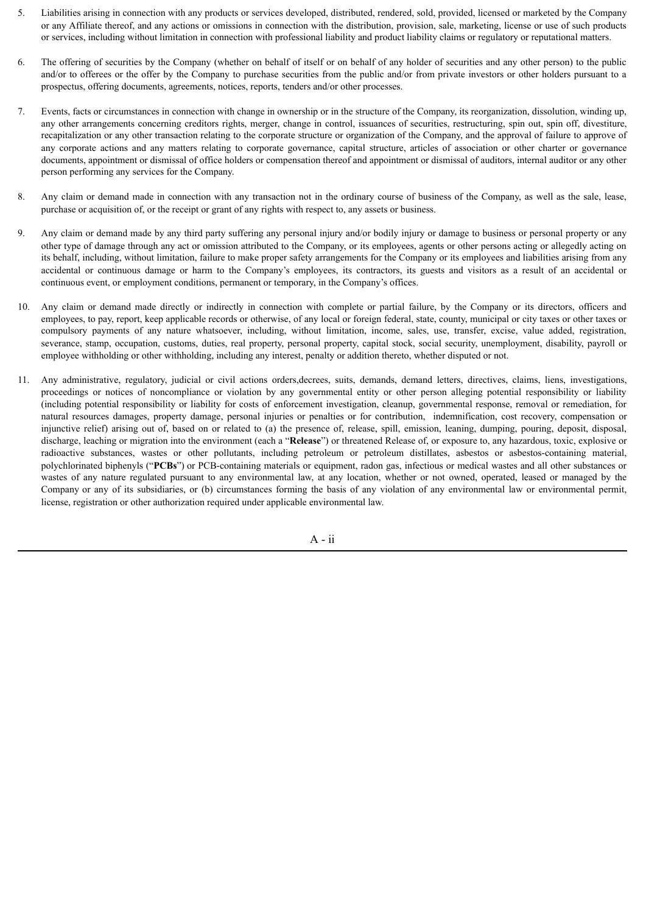5. Liabilities arising in connection with any products or services developed, distributed, rendered, sold, provided, licensed or marketed by the Company or any Affiliate thereof, and any actions or omissions in connection with the distribution, provision, sale, marketing, license or use of such products or services, including without limitation in connection with professional liability and product liability claims or regulatory or reputational matters.

6. The offering of securities by the Company (whether on behalf of itself or on behalf of any holder of securities and any other person) to the public and/or to offerees or the offer by the Company to purchase securities from the public and/or from private investors or other holders pursuant to a prospectus, offering documents, agreements, notices, reports, tenders and/or other processes.

7. Events, facts or circumstances in connection with change in ownership or in the structure of the Company, its reorganization, dissolution, winding up, any other arrangements concerning creditors rights, merger, change in control, issuances of securities, restructuring, spin out, spin off, divestiture, recapitalization or any other transaction relating to the corporate structure or organization of the Company, and the approval of failure to approve of any corporate actions and any matters relating to corporate governance, capital structure, articles of association or other charter or governance documents, appointment or dismissal of office holders or compensation thereof and appointment or dismissal of auditors, internal auditor or any other person performing any services for the Company.

8. Any claim or demand made in connection with any transaction not in the ordinary course of business of the Company, as well as the sale, lease, purchase or acquisition of, or the receipt or grant of any rights with respect to, any assets or business.

9. Any claim or demand made by any third party suffering any personal injury and/or bodily injury or damage to business or personal property or any other type of damage through any act or omission attributed to the Company, or its employees, agents or other persons acting or allegedly acting on its behalf, including, without limitation, failure to make proper safety arrangements for the Company or its employees and liabilities arising from any accidental or continuous damage or harm to the Company's employees, its contractors, its guests and visitors as a result of an accidental or continuous event, or employment conditions, permanent or temporary, in the Company's offices.

10. Any claim or demand made directly or indirectly in connection with complete or partial failure, by the Company or its directors, officers and employees, to pay, report, keep applicable records or otherwise, of any local or foreign federal, state, county, municipal or city taxes or other taxes or compulsory payments of any nature whatsoever, including, without limitation, income, sales, use, transfer, excise, value added, registration, severance, stamp, occupation, customs, duties, real property, personal property, capital stock, social security, unemployment, disability, payroll or employee withholding or other withholding, including any interest, penalty or addition thereto, whether disputed or not.

11. Any administrative, regulatory, judicial or civil actions orders,decrees, suits, demands, demand letters, directives, claims, liens, investigations, proceedings or notices of noncompliance or violation by any governmental entity or other person alleging potential responsibility or liability (including potential responsibility or liability for costs of enforcement investigation, cleanup, governmental response, removal or remediation, for natural resources damages, property damage, personal injuries or penalties or for contribution, indemnification, cost recovery, compensation or injunctive relief) arising out of, based on or related to (a) the presence of, release, spill, emission, leaning, dumping, pouring, deposit, disposal, discharge, leaching or migration into the environment (each a "**Release**") or threatened Release of, or exposure to, any hazardous, toxic, explosive or radioactive substances, wastes or other pollutants, including petroleum or petroleum distillates, asbestos or asbestos-containing material, polychlorinated biphenyls ("**PCBs**") or PCB-containing materials or equipment, radon gas, infectious or medical wastes and all other substances or wastes of any nature regulated pursuant to any environmental law, at any location, whether or not owned, operated, leased or managed by the Company or any of its subsidiaries, or (b) circumstances forming the basis of any violation of any environmental law or environmental permit, license, registration or other authorization required under applicable environmental law.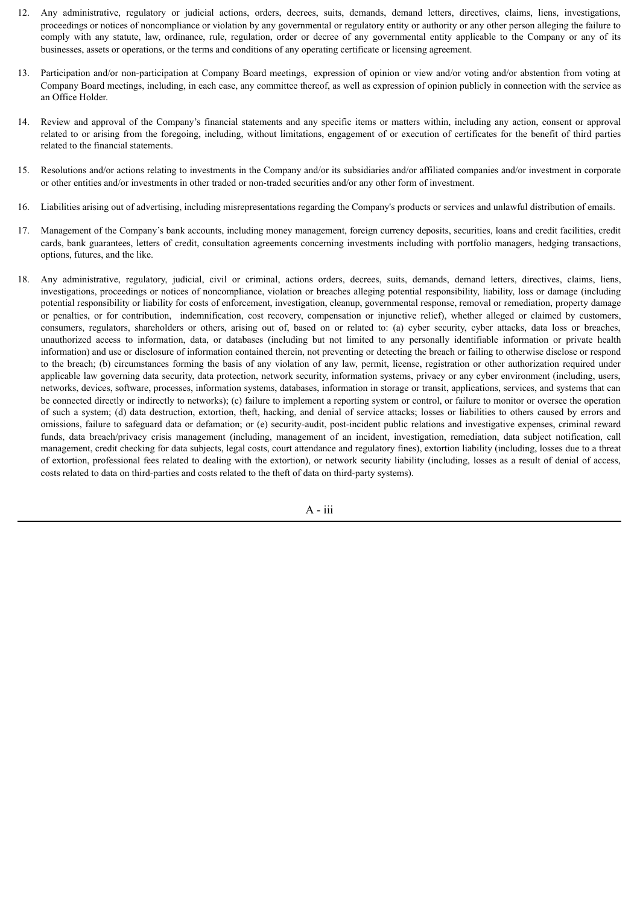12. Any administrative, regulatory or judicial actions, orders, decrees, suits, demands, demand letters, directives, claims, liens, investigations, proceedings or notices of noncompliance or violation by any governmental or regulatory entity or authority or any other person alleging the failure to comply with any statute, law, ordinance, rule, regulation, order or decree of any governmental entity applicable to the Company or any of its businesses, assets or operations, or the terms and conditions of any operating certificate or licensing agreement.

13. Participation and/or non-participation at Company Board meetings, expression of opinion or view and/or voting and/or abstention from voting at Company Board meetings, including, in each case, any committee thereof, as well as expression of opinion publicly in connection with the service as an Office Holder.

14. Review and approval of the Company's financial statements and any specific items or matters within, including any action, consent or approval related to or arising from the foregoing, including, without limitations, engagement of or execution of certificates for the benefit of third parties related to the financial statements.

15. Resolutions and/or actions relating to investments in the Company and/or its subsidiaries and/or affiliated companies and/or investment in corporate or other entities and/or investments in other traded or non-traded securities and/or any other form of investment.

16. Liabilities arising out of advertising, including misrepresentations regarding the Company's products or services and unlawful distribution of emails.

17. Management of the Company's bank accounts, including money management, foreign currency deposits, securities, loans and credit facilities, credit cards, bank guarantees, letters of credit, consultation agreements concerning investments including with portfolio managers, hedging transactions, options, futures, and the like.

18. Any administrative, regulatory, judicial, civil or criminal, actions orders, decrees, suits, demands, demand letters, directives, claims, liens, investigations, proceedings or notices of noncompliance, violation or breaches alleging potential responsibility, liability, loss or damage (including potential responsibility or liability for costs of enforcement, investigation, cleanup, governmental response, removal or remediation, property damage or penalties, or for contribution, indemnification, cost recovery, compensation or injunctive relief), whether alleged or claimed by customers, consumers, regulators, shareholders or others, arising out of, based on or related to: (a) cyber security, cyber attacks, data loss or breaches, unauthorized access to information, data, or databases (including but not limited to any personally identifiable information or private health information) and use or disclosure of information contained therein, not preventing or detecting the breach or failing to otherwise disclose or respond to the breach; (b) circumstances forming the basis of any violation of any law, permit, license, registration or other authorization required under applicable law governing data security, data protection, network security, information systems, privacy or any cyber environment (including, users, networks, devices, software, processes, information systems, databases, information in storage or transit, applications, services, and systems that can be connected directly or indirectly to networks); (c) failure to implement a reporting system or control, or failure to monitor or oversee the operation of such a system; (d) data destruction, extortion, theft, hacking, and denial of service attacks; losses or liabilities to others caused by errors and omissions, failure to safeguard data or defamation; or (e) security-audit, post-incident public relations and investigative expenses, criminal reward funds, data breach/privacy crisis management (including, management of an incident, investigation, remediation, data subject notification, call management, credit checking for data subjects, legal costs, court attendance and regulatory fines), extortion liability (including, losses due to a threat of extortion, professional fees related to dealing with the extortion), or network security liability (including, losses as a result of denial of access, costs related to data on third-parties and costs related to the theft of data on third-party systems).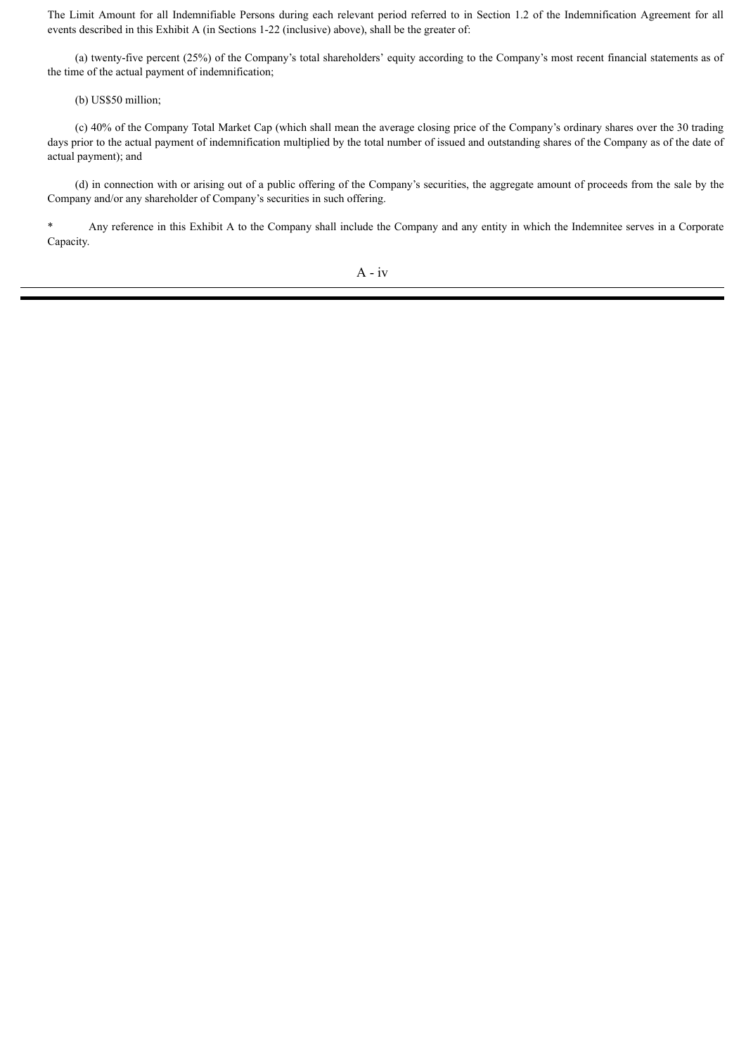The Limit Amount for all Indemnifiable Persons during each relevant period referred to in Section 1.2 of the Indemnification Agreement for all events described in this Exhibit A (in Sections 1-22 (inclusive) above), shall be the greater of:

(a) twenty-five percent (25%) of the Company's total shareholders' equity according to the Company's most recent financial statements as of the time of the actual payment of indemnification;

(b) US$50 million;

(c) 40% of the Company Total Market Cap (which shall mean the average closing price of the Company's ordinary shares over the 30 trading days prior to the actual payment of indemnification multiplied by the total number of issued and outstanding shares of the Company as of the date of actual payment); and

(d) in connection with or arising out of a public offering of the Company's securities, the aggregate amount of proceeds from the sale by the Company and/or any shareholder of Company's securities in such offering.

\* Any reference in this Exhibit A to the Company shall include the Company and any entity in which the Indemnitee serves in a Corporate Capacity.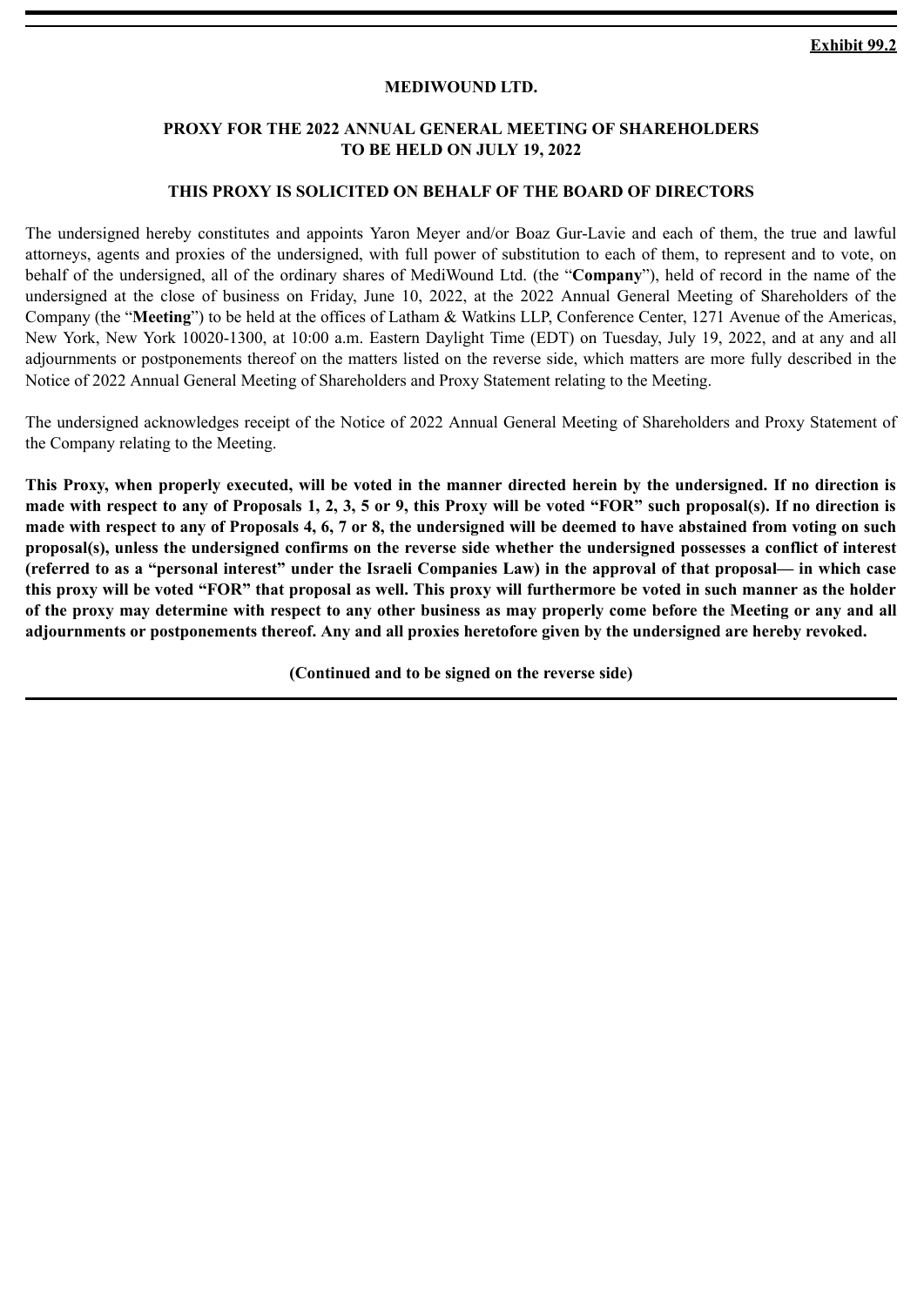**Exhibit 99.2**

**MEDIWOUND LTD.**

**PROXY FOR THE 2022 ANNUAL GENERAL MEETING OF SHAREHOLDERS TO BE HELD ON JULY 19, 2022**

**THIS PROXY IS SOLICITED ON BEHALF OF THE BOARD OF DIRECTORS**

The undersigned hereby constitutes and appoints Yaron Meyer and/or Boaz Gur-Lavie and each of them, the true and lawful attorneys, agents and proxies of the undersigned, with full power of substitution to each of them, to represent and to vote, on behalf of the undersigned, all of the ordinary shares of MediWound Ltd. (the "**Company**"), held of record in the name of the undersigned at the close of business on Friday, June 10, 2022, at the 2022 Annual General Meeting of Shareholders of the Company (the "**Meeting**") to be held at the offices of Latham & Watkins LLP, Conference Center, 1271 Avenue of the Americas, New York, New York 10020-1300, at 10:00 a.m. Eastern Daylight Time (EDT) on Tuesday, July 19, 2022, and at any and all adjournments or postponements thereof on the matters listed on the reverse side, which matters are more fully described in the Notice of 2022 Annual General Meeting of Shareholders and Proxy Statement relating to the Meeting.

The undersigned acknowledges receipt of the Notice of 2022 Annual General Meeting of Shareholders and Proxy Statement of the Company relating to the Meeting.

**This Proxy, when properly executed, will be voted in the manner directed herein by the undersigned. If no direction is made with respect to any of Proposals 1, 2, 3, 5 or 9, this Proxy will be voted "FOR" such proposal(s). If no direction is made with respect to any of Proposals 4, 6, 7 or 8, the undersigned will be deemed to have abstained from voting on such proposal(s), unless the undersigned confirms on the reverse side whether the undersigned possesses a conflict of interest (referred to as a "personal interest" under the Israeli Companies Law) in the approval of that proposal— in which case this proxy will be voted "FOR" that proposal as well. This proxy will furthermore be voted in such manner as the holder of the proxy may determine with respect to any other business as may properly come before the Meeting or any and all adjournments or postponements thereof. Any and all proxies heretofore given by the undersigned are hereby revoked.**

**(Continued and to be signed on the reverse side)**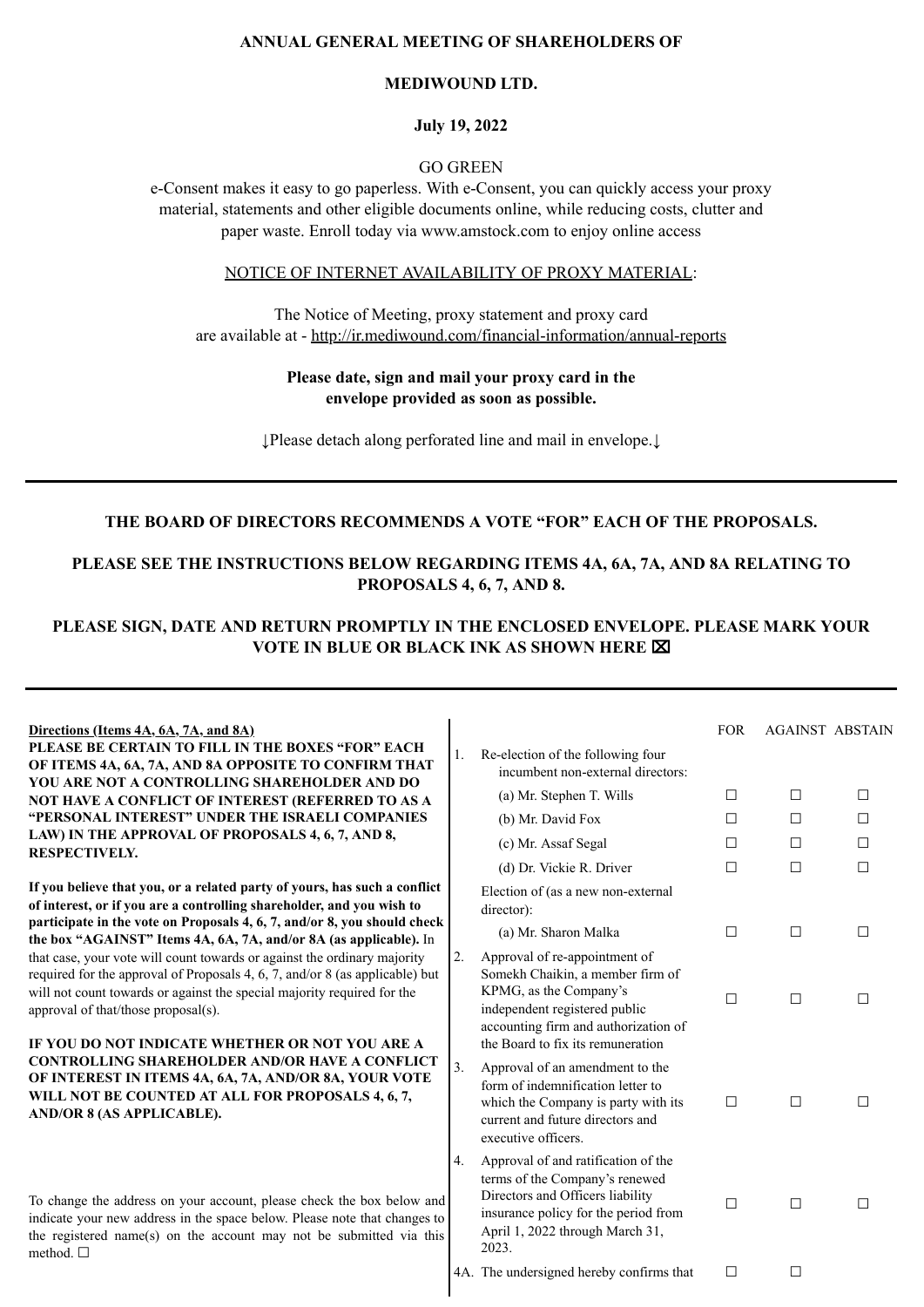**ANNUAL GENERAL MEETING OF SHAREHOLDERS OF**

**MEDIWOUND LTD.**

**July 19, 2022**

GO GREEN

e-Consent makes it easy to go paperless. With e-Consent, you can quickly access your proxy material, statements and other eligible documents online, while reducing costs, clutter and paper waste. Enroll today via www.amstock.com to enjoy online access

NOTICE OF INTERNET AVAILABILITY OF PROXY MATERIAL:

The Notice of Meeting, proxy statement and proxy card are available at - http://ir.mediwound.com/financial-information/annual-reports

**Please date, sign and mail your proxy card in the envelope provided as soon as possible.**

↓Please detach along perforated line and mail in envelope.↓

---

**THE BOARD OF DIRECTORS RECOMMENDS A VOTE "FOR" EACH OF THE PROPOSALS.**

**PLEASE SEE THE INSTRUCTIONS BELOW REGARDING ITEMS 4A, 6A, 7A, AND 8A RELATING TO PROPOSALS 4, 6, 7, AND 8.**

**PLEASE SIGN, DATE AND RETURN PROMPTLY IN THE ENCLOSED ENVELOPE. PLEASE MARK YOUR VOTE IN BLUE OR BLACK INK AS SHOWN HERE ☒**

---

**Directions (Items 4A, 6A, 7A, and 8A)**

**PLEASE BE CERTAIN TO FILL IN THE BOXES "FOR" EACH OF ITEMS 4A, 6A, 7A, AND 8A OPPOSITE TO CONFIRM THAT YOU ARE NOT A CONTROLLING SHAREHOLDER AND DO NOT HAVE A CONFLICT OF INTEREST (REFERRED TO AS A "PERSONAL INTEREST" UNDER THE ISRAELI COMPANIES LAW) IN THE APPROVAL OF PROPOSALS 4, 6, 7, AND 8, RESPECTIVELY.**

**If you believe that you, or a related party of yours, has such a conflict of interest, or if you are a controlling shareholder, and you wish to participate in the vote on Proposals 4, 6, 7, and/or 8, you should check the box "AGAINST" Items 4A, 6A, 7A, and/or 8A (as applicable).** In that case, your vote will count towards or against the ordinary majority required for the approval of Proposals 4, 6, 7, and/or 8 (as applicable) but will not count towards or against the special majority required for the approval of that/those proposal(s).

**IF YOU DO NOT INDICATE WHETHER OR NOT YOU ARE A CONTROLLING SHAREHOLDER AND/OR HAVE A CONFLICT OF INTEREST IN ITEMS 4A, 6A, 7A, AND/OR 8A, YOUR VOTE WILL NOT BE COUNTED AT ALL FOR PROPOSALS 4, 6, 7, AND/OR 8 (AS APPLICABLE).**

To change the address on your account, please check the box below and indicate your new address in the space below. Please note that changes to the registered name(s) on the account may not be submitted via this method. ☐

| | FOR | AGAINST | ABSTAIN |
|---|---|---|---|
| 1. Re-election of the following four incumbent non-external directors: | | | |
| (a) Mr. Stephen T. Wills | ☐ | ☐ | ☐ |
| (b) Mr. David Fox | ☐ | ☐ | ☐ |
| (c) Mr. Assaf Segal | ☐ | ☐ | ☐ |
| (d) Dr. Vickie R. Driver | ☐ | ☐ | ☐ |
| Election of (as a new non-external director): | | | |
| (a) Mr. Sharon Malka | ☐ | ☐ | ☐ |
| 2. Approval of re-appointment of Somekh Chaikin, a member firm of KPMG, as the Company's independent registered public accounting firm and authorization of the Board to fix its remuneration | ☐ | ☐ | ☐ |
| 3. Approval of an amendment to the form of indemnification letter to which the Company is party with its current and future directors and executive officers. | ☐ | ☐ | ☐ |
| 4. Approval of and ratification of the terms of the Company's renewed Directors and Officers liability insurance policy for the period from April 1, 2022 through March 31, 2023. | ☐ | ☐ | ☐ |
| 4A. The undersigned hereby confirms that | ☐ | ☐ | |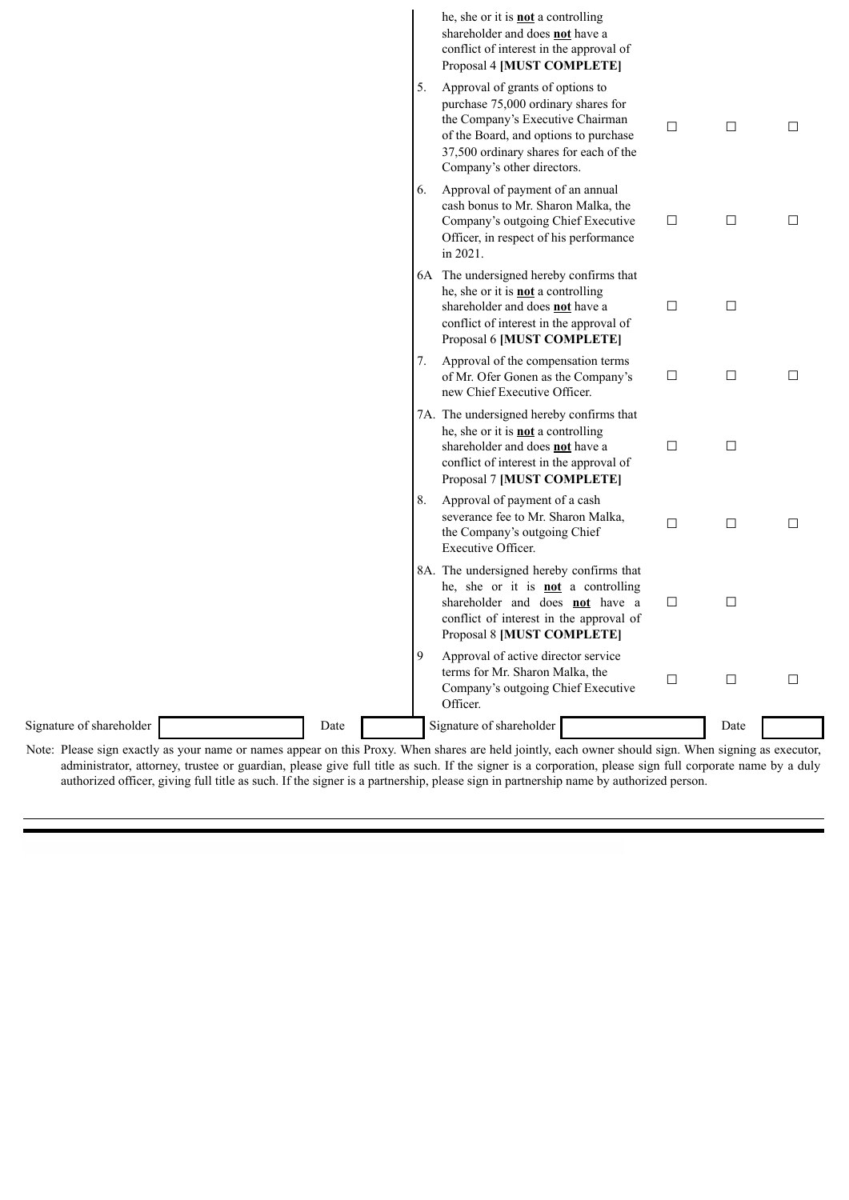| | | | |
|---|---|---|---|
| he, she or it is **not** a controlling shareholder and does **not** have a conflict of interest in the approval of Proposal 4 **[MUST COMPLETE]** | | | |
| 5. Approval of grants of options to purchase 75,000 ordinary shares for the Company's Executive Chairman of the Board, and options to purchase 37,500 ordinary shares for each of the Company's other directors. | ☐ | ☐ | ☐ |
| 6. Approval of payment of an annual cash bonus to Mr. Sharon Malka, the Company's outgoing Chief Executive Officer, in respect of his performance in 2021. | ☐ | ☐ | ☐ |
| 6A The undersigned hereby confirms that he, she or it is **not** a controlling shareholder and does **not** have a conflict of interest in the approval of Proposal 6 **[MUST COMPLETE]** | ☐ | ☐ | |
| 7. Approval of the compensation terms of Mr. Ofer Gonen as the Company's new Chief Executive Officer. | ☐ | ☐ | ☐ |
| 7A. The undersigned hereby confirms that he, she or it is **not** a controlling shareholder and does **not** have a conflict of interest in the approval of Proposal 7 **[MUST COMPLETE]** | ☐ | ☐ | |
| 8. Approval of payment of a cash severance fee to Mr. Sharon Malka, the Company's outgoing Chief Executive Officer. | ☐ | ☐ | ☐ |
| 8A. The undersigned hereby confirms that he, she or it is **not** a controlling shareholder and does **not** have a conflict of interest in the approval of Proposal 8 **[MUST COMPLETE]** | ☐ | ☐ | |
| 9 Approval of active director service terms for Mr. Sharon Malka, the Company's outgoing Chief Executive Officer. | ☐ | ☐ | ☐ |

Signature of shareholder ______________ Date ________ Signature of shareholder ______________ Date ________

Note: Please sign exactly as your name or names appear on this Proxy. When shares are held jointly, each owner should sign. When signing as executor, administrator, attorney, trustee or guardian, please give full title as such. If the signer is a corporation, please sign full corporate name by a duly authorized officer, giving full title as such. If the signer is a partnership, please sign in partnership name by authorized person.